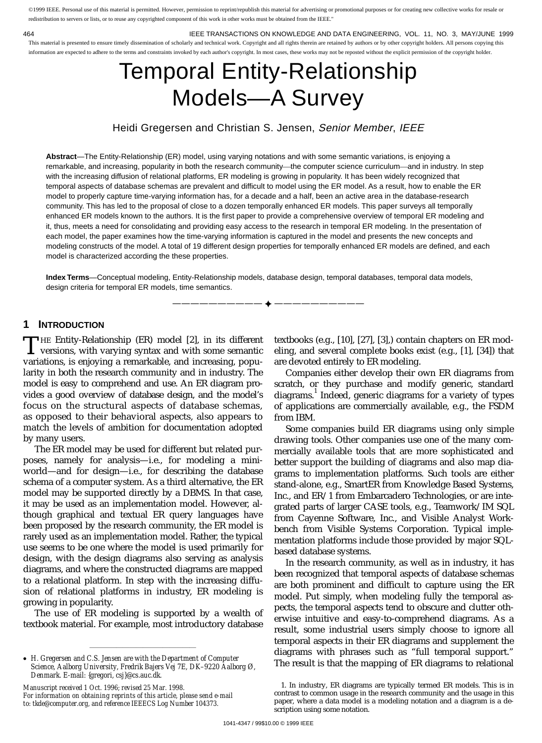©1999 IEEE. Personal use of this material is permitted. However, permission to reprint/republish this material for advertising or promotional purposes or for creating new collective works for resale or redistribution to servers or lists, or to reuse any copyrighted component of this work in other works must be obtained from the IEEE."

This material is presented to ensure timely dissemination of scholarly and technical work. Copyright and all rights therein are retained by authors or by other copyright holders. All persons copying this information are expected to adhere to the terms and constraints invoked by each author's copyright. In most cases, these works may not be reposted without the explicit permission of the copyright holder.

# Temporal Entity-Relationship Models—A Survey

Heidi Gregersen and Christian S. Jensen, *Senior Member*, *IEEE*

**Abstract**—The Entity-Relationship (ER) model, using varying notations and with some semantic variations, is enjoying a remarkable, and increasing, popularity in both the research community—the computer science curriculum—and in industry. In step with the increasing diffusion of relational platforms, ER modeling is growing in popularity. It has been widely recognized that temporal aspects of database schemas are prevalent and difficult to model using the ER model. As a result, how to enable the ER model to properly capture time-varying information has, for a decade and a half, been an active area in the database-research community. This has led to the proposal of close to a dozen temporally enhanced ER models. This paper surveys all temporally enhanced ER models known to the authors. It is the first paper to provide a comprehensive overview of temporal ER modeling and it, thus, meets a need for consolidating and providing easy access to the research in temporal ER modeling. In the presentation of each model, the paper examines how the time-varying information is captured in the model and presents the new concepts and modeling constructs of the model. A total of 19 different design properties for temporally enhanced ER models are defined, and each model is characterized according the these properties.

**Index Terms**—Conceptual modeling, Entity-Relationship models, database design, temporal databases, temporal data models, design criteria for temporal ER models, time semantics.

## 1 Introduction

The Entity-Relationship (ER) model [2], in its different versions, with varying syntax and with some semantic variations, is enjoying a remarkable, and increasing, popularity in both the research community and in industry. The model is easy to comprehend and use. An ER diagram provides a good overview of database design, and the model's focus on the structural aspects of database schemas, as opposed to their behavioral aspects, also appears to match the levels of ambition for documentation adopted by many users.

The ER model may be used for different but related purposes, namely for analysis—i.e., for modeling a mini-world—and for design—i.e., for describing the database schema of a computer system. As a third alternative, the ER model may be supported directly by a DBMS. In that case, it may be used as an implementation model. However, although graphical and textual ER query languages have been proposed by the research community, the ER model is rarely used as an implementation model. Rather, the typical use seems to be one where the model is used primarily for design, with the design diagrams also serving as analysis diagrams, and where the constructed diagrams are mapped to a relational platform. In step with the increasing diffusion of relational platforms in industry, ER modeling is growing in popularity.

The use of ER modeling is supported by a wealth of textbook material. For example, most introductory database textbooks (e.g., [10], [27], [3],) contain chapters on ER modeling, and several complete books exist (e.g., [1], [34]) that are devoted entirely to ER modeling.

Companies either develop their own ER diagrams from scratch, or they purchase and modify generic, standard diagrams.[1] Indeed, generic diagrams for a variety of types of applications are commercially available, e.g., the FSDM from IBM.

Some companies build ER diagrams using only simple drawing tools. Other companies use one of the many commercially available tools that are more sophisticated and better support the building of diagrams and also map diagrams to implementation platforms. Such tools are either stand-alone, e.g., SmartER from Knowledge Based Systems, Inc., and ER/1 from Embarcadero Technologies, or are integrated parts of larger CASE tools, e.g., Teamwork/IM SQL from Cayenne Software, Inc., and Visible Analyst Workbench from Visible Systems Corporation. Typical implementation platforms include those provided by major SQL-based database systems.

In the research community, as well as in industry, it has been recognized that temporal aspects of database schemas are both prominent and difficult to capture using the ER model. Put simply, when modeling fully the temporal aspects, the temporal aspects tend to obscure and clutter otherwise intuitive and easy-to-comprehend diagrams. As a result, some industrial users simply choose to ignore all temporal aspects in their ER diagrams and supplement the diagrams with phrases such as "full temporal support." The result is that the mapping of ER diagrams to relational

- H. Gregersen and C.S. Jensen are with the Department of Computer Science, Aalborg University, Fredrik Bajers Vej 7E, DK–9220 Aalborg Ø, Denmark. E-mail: {gregori, csj}@cs.auc.dk.

*Manuscript received 1 Oct. 1996; revised 25 Mar. 1998.*
*For information on obtaining reprints of this article, please send e-mail to: tkde@computer.org, and reference IEEECS Log Number 104373.*

1. In industry, ER diagrams are typically termed ER models. This is in contrast to common usage in the research community and the usage in this paper, where a data model is a modeling notation and a diagram is a description using some notation.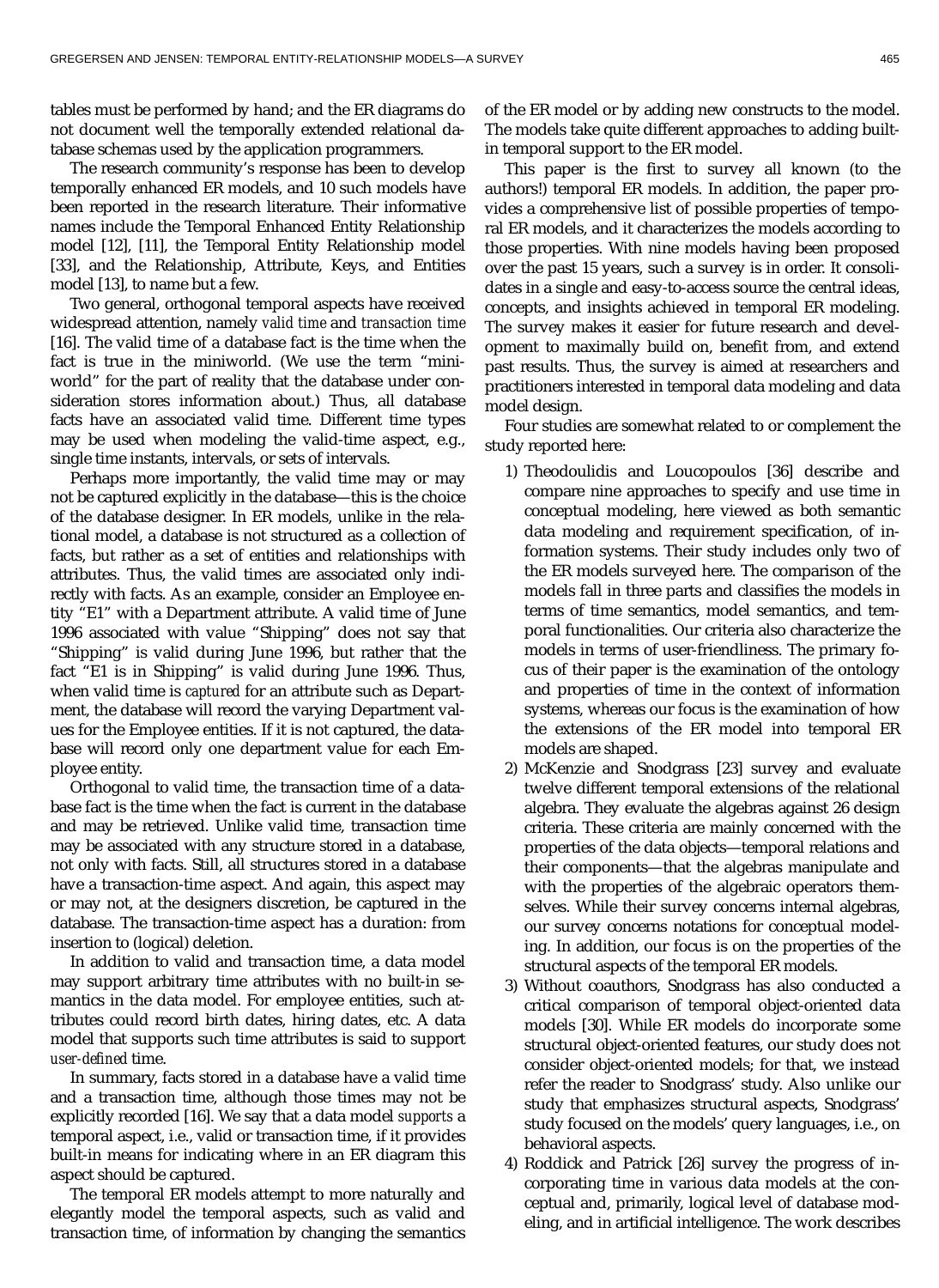tables must be performed by hand; and the ER diagrams do not document well the temporally extended relational database schemas used by the application programmers.

The research community's response has been to develop temporally enhanced ER models, and 10 such models have been reported in the research literature. Their informative names include the Temporal Enhanced Entity Relationship model [12], [11], the Temporal Entity Relationship model [33], and the Relationship, Attribute, Keys, and Entities model [13], to name but a few.

Two general, orthogonal temporal aspects have received widespread attention, namely *valid time* and *transaction time* [16]. The valid time of a database fact is the time when the fact is true in the miniworld. (We use the term "miniworld" for the part of reality that the database under consideration stores information about.) Thus, all database facts have an associated valid time. Different time types may be used when modeling the valid-time aspect, e.g., single time instants, intervals, or sets of intervals.

Perhaps more importantly, the valid time may or may not be captured explicitly in the database—this is the choice of the database designer. In ER models, unlike in the relational model, a database is not structured as a collection of facts, but rather as a set of entities and relationships with attributes. Thus, the valid times are associated only indirectly with facts. As an example, consider an Employee entity "E1" with a Department attribute. A valid time of June 1996 associated with value "Shipping" does not say that "Shipping" is valid during June 1996, but rather that the fact "E1 is in Shipping" is valid during June 1996. Thus, when valid time is *captured* for an attribute such as Department, the database will record the varying Department values for the Employee entities. If it is not captured, the database will record only one department value for each Employee entity.

Orthogonal to valid time, the transaction time of a database fact is the time when the fact is current in the database and may be retrieved. Unlike valid time, transaction time may be associated with any structure stored in a database, not only with facts. Still, all structures stored in a database have a transaction-time aspect. And again, this aspect may or may not, at the designers discretion, be captured in the database. The transaction-time aspect has a duration: from insertion to (logical) deletion.

In addition to valid and transaction time, a data model may support arbitrary time attributes with no built-in semantics in the data model. For employee entities, such attributes could record birth dates, hiring dates, etc. A data model that supports such time attributes is said to support *user-defined* time.

In summary, facts stored in a database have a valid time and a transaction time, although those times may not be explicitly recorded [16]. We say that a data model *supports* a temporal aspect, i.e., valid or transaction time, if it provides built-in means for indicating where in an ER diagram this aspect should be captured.

The temporal ER models attempt to more naturally and elegantly model the temporal aspects, such as valid and transaction time, of information by changing the semantics of the ER model or by adding new constructs to the model. The models take quite different approaches to adding built-in temporal support to the ER model.

This paper is the first to survey all known (to the authors!) temporal ER models. In addition, the paper provides a comprehensive list of possible properties of temporal ER models, and it characterizes the models according to those properties. With nine models having been proposed over the past 15 years, such a survey is in order. It consolidates in a single and easy-to-access source the central ideas, concepts, and insights achieved in temporal ER modeling. The survey makes it easier for future research and development to maximally build on, benefit from, and extend past results. Thus, the survey is aimed at researchers and practitioners interested in temporal data modeling and data model design.

Four studies are somewhat related to or complement the study reported here:

1) Theodoulidis and Loucopoulos [36] describe and compare nine approaches to specify and use time in conceptual modeling, here viewed as both semantic data modeling and requirement specification, of information systems. Their study includes only two of the ER models surveyed here. The comparison of the models fall in three parts and classifies the models in terms of time semantics, model semantics, and temporal functionalities. Our criteria also characterize the models in terms of user-friendliness. The primary focus of their paper is the examination of the ontology and properties of time in the context of information systems, whereas our focus is the examination of how the extensions of the ER model into temporal ER models are shaped.
2) McKenzie and Snodgrass [23] survey and evaluate twelve different temporal extensions of the relational algebra. They evaluate the algebras against 26 design criteria. These criteria are mainly concerned with the properties of the data objects—temporal relations and their components—that the algebras manipulate and with the properties of the algebraic operators themselves. While their survey concerns internal algebras, our survey concerns notations for conceptual modeling. In addition, our focus is on the properties of the structural aspects of the temporal ER models.
3) Without coauthors, Snodgrass has also conducted a critical comparison of temporal object-oriented data models [30]. While ER models do incorporate some structural object-oriented features, our study does not consider object-oriented models; for that, we instead refer the reader to Snodgrass' study. Also unlike our study that emphasizes structural aspects, Snodgrass' study focused on the models' query languages, i.e., on behavioral aspects.
4) Roddick and Patrick [26] survey the progress of incorporating time in various data models at the conceptual and, primarily, logical level of database modeling, and in artificial intelligence. The work describes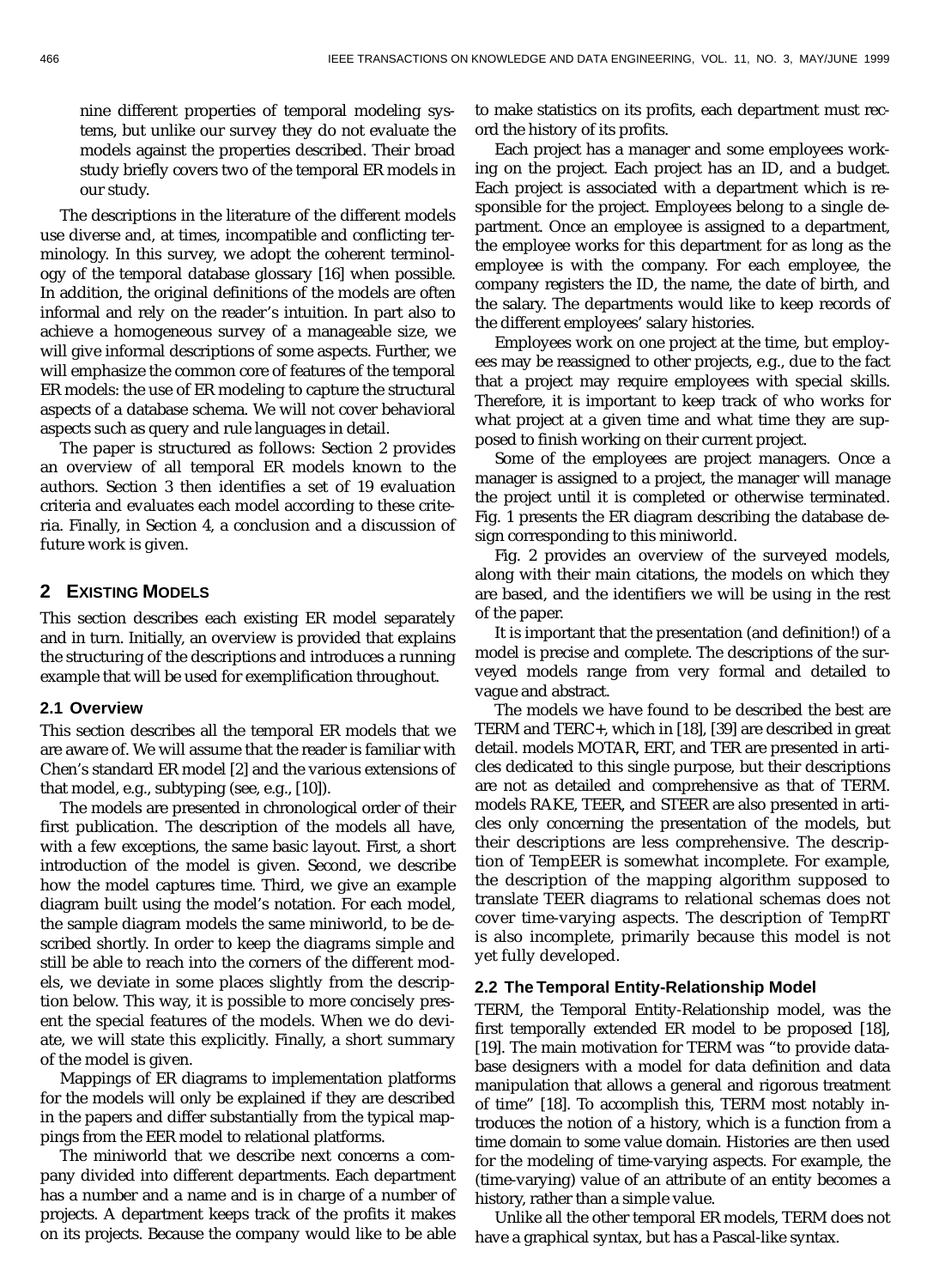nine different properties of temporal modeling systems, but unlike our survey they do not evaluate the models against the properties described. Their broad study briefly covers two of the temporal ER models in our study.

The descriptions in the literature of the different models use diverse and, at times, incompatible and conflicting terminology. In this survey, we adopt the coherent terminology of the temporal database glossary [16] when possible. In addition, the original definitions of the models are often informal and rely on the reader's intuition. In part also to achieve a homogeneous survey of a manageable size, we will give informal descriptions of some aspects. Further, we will emphasize the common core of features of the temporal ER models: the use of ER modeling to capture the structural aspects of a database schema. We will not cover behavioral aspects such as query and rule languages in detail.

The paper is structured as follows: Section 2 provides an overview of all temporal ER models known to the authors. Section 3 then identifies a set of 19 evaluation criteria and evaluates each model according to these criteria. Finally, in Section 4, a conclusion and a discussion of future work is given.

## 2 Existing Models

This section describes each existing ER model separately and in turn. Initially, an overview is provided that explains the structuring of the descriptions and introduces a running example that will be used for exemplification throughout.

### 2.1 Overview

This section describes all the temporal ER models that we are aware of. We will assume that the reader is familiar with Chen's standard ER model [2] and the various extensions of that model, e.g., subtyping (see, e.g., [10]).

The models are presented in chronological order of their first publication. The description of the models all have, with a few exceptions, the same basic layout. First, a short introduction of the model is given. Second, we describe how the model captures time. Third, we give an example diagram built using the model's notation. For each model, the sample diagram models the same miniworld, to be described shortly. In order to keep the diagrams simple and still be able to reach into the corners of the different models, we deviate in some places slightly from the description below. This way, it is possible to more concisely present the special features of the models. When we do deviate, we will state this explicitly. Finally, a short summary of the model is given.

Mappings of ER diagrams to implementation platforms for the models will only be explained if they are described in the papers and differ substantially from the typical mappings from the EER model to relational platforms.

The miniworld that we describe next concerns a company divided into different departments. Each department has a number and a name and is in charge of a number of projects. A department keeps track of the profits it makes on its projects. Because the company would like to be able to make statistics on its profits, each department must record the history of its profits.

Each project has a manager and some employees working on the project. Each project has an ID, and a budget. Each project is associated with a department which is responsible for the project. Employees belong to a single department. Once an employee is assigned to a department, the employee works for this department for as long as the employee is with the company. For each employee, the company registers the ID, the name, the date of birth, and the salary. The departments would like to keep records of the different employees' salary histories.

Employees work on one project at the time, but employees may be reassigned to other projects, e.g., due to the fact that a project may require employees with special skills. Therefore, it is important to keep track of who works for what project at a given time and what time they are supposed to finish working on their current project.

Some of the employees are project managers. Once a manager is assigned to a project, the manager will manage the project until it is completed or otherwise terminated. Fig. 1 presents the ER diagram describing the database design corresponding to this miniworld.

Fig. 2 provides an overview of the surveyed models, along with their main citations, the models on which they are based, and the identifiers we will be using in the rest of the paper.

It is important that the presentation (and definition!) of a model is precise and complete. The descriptions of the surveyed models range from very formal and detailed to vague and abstract.

The models we have found to be described the best are TERM and TERC+, which in [18], [39] are described in great detail. models MOTAR, ERT, and TER are presented in articles dedicated to this single purpose, but their descriptions are not as detailed and comprehensive as that of TERM. models RAKE, TEER, and STEER are also presented in articles only concerning the presentation of the models, but their descriptions are less comprehensive. The description of TempEER is somewhat incomplete. For example, the description of the mapping algorithm supposed to translate TEER diagrams to relational schemas does not cover time-varying aspects. The description of TempRT is also incomplete, primarily because this model is not yet fully developed.

### 2.2 The Temporal Entity-Relationship Model

TERM, the Temporal Entity-Relationship model, was the first temporally extended ER model to be proposed [18], [19]. The main motivation for TERM was "to provide database designers with a model for data definition and data manipulation that allows a general and rigorous treatment of time" [18]. To accomplish this, TERM most notably introduces the notion of a history, which is a function from a time domain to some value domain. Histories are then used for the modeling of time-varying aspects. For example, the (time-varying) value of an attribute of an entity becomes a history, rather than a simple value.

Unlike all the other temporal ER models, TERM does not have a graphical syntax, but has a Pascal-like syntax.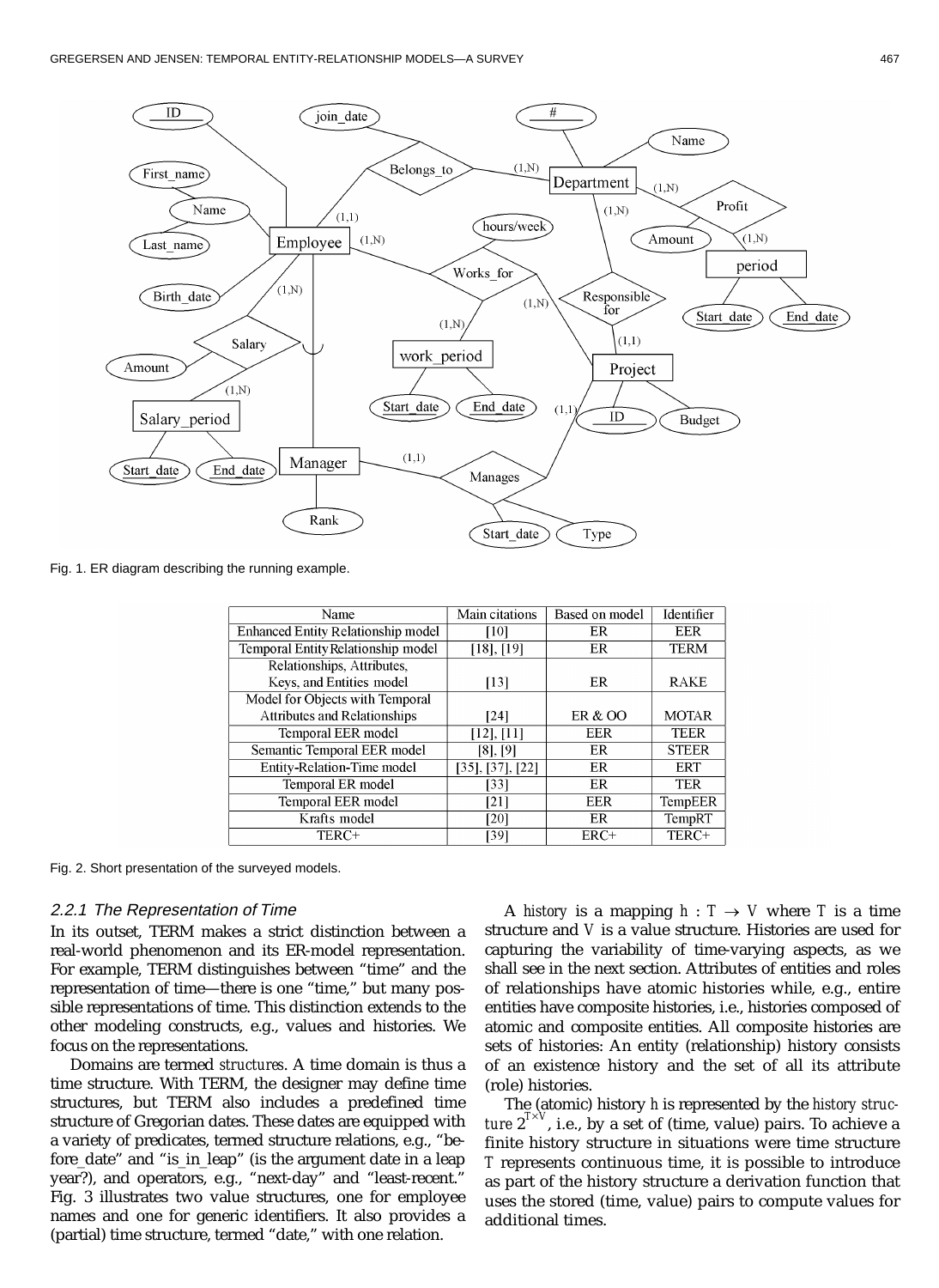Fig. 1. ER diagram describing the running example.

| Name | Main citations | Based on model | Identifier |
|---|---|---|---|
| Enhanced Entity Relationship model | [10] | ER | EER |
| Temporal EntityRelationship model | [18], [19] | ER | TERM |
| Relationships, Attributes, Keys, and Entities model | [13] | ER | RAKE |
| Model for Objects with Temporal Attributes and Relationships | [24] | ER & OO | MOTAR |
| Temporal EER model | [12], [11] | EER | TEER |
| Semantic Temporal EER model | [8], [9] | ER | STEER |
| Entity-Relation-Time model | [35], [37], [22] | ER | ERT |
| Temporal ER model | [33] | ER | TER |
| Temporal EER model | [21] | EER | TempEER |
| Krafts model | [20] | ER | TempRT |
| TERC+ | [39] | ERC+ | TERC+ |

Fig. 2. Short presentation of the surveyed models.

### 2.2.1 The Representation of Time

In its outset, TERM makes a strict distinction between a real-world phenomenon and its ER-model representation. For example, TERM distinguishes between "time" and the representation of time—there is one "time," but many possible representations of time. This distinction extends to the other modeling constructs, e.g., values and histories. We focus on the representations.

Domains are termed *structures*. A time domain is thus a time structure. With TERM, the designer may define time structures, but TERM also includes a predefined time structure of Gregorian dates. These dates are equipped with a variety of predicates, termed structure relations, e.g., "before_date" and "is_in_leap" (is the argument date in a leap year?), and operators, e.g., "next-day" and "least-recent." Fig. 3 illustrates two value structures, one for employee names and one for generic identifiers. It also provides a (partial) time structure, termed "date," with one relation.

A *history* is a mapping $h : T \rightarrow V$ where $T$ is a time structure and $V$ is a value structure. Histories are used for capturing the variability of time-varying aspects, as we shall see in the next section. Attributes of entities and roles of relationships have atomic histories while, e.g., entire entities have composite histories, i.e., histories composed of atomic and composite entities. All composite histories are sets of histories: An entity (relationship) history consists of an existence history and the set of all its attribute (role) histories.

The (atomic) history $h$ is represented by the *history structure* $2^{T \times V}$, i.e., by a set of (time, value) pairs. To achieve a finite history structure in situations were time structure $T$ represents continuous time, it is possible to introduce as part of the history structure a derivation function that uses the stored (time, value) pairs to compute values for additional times.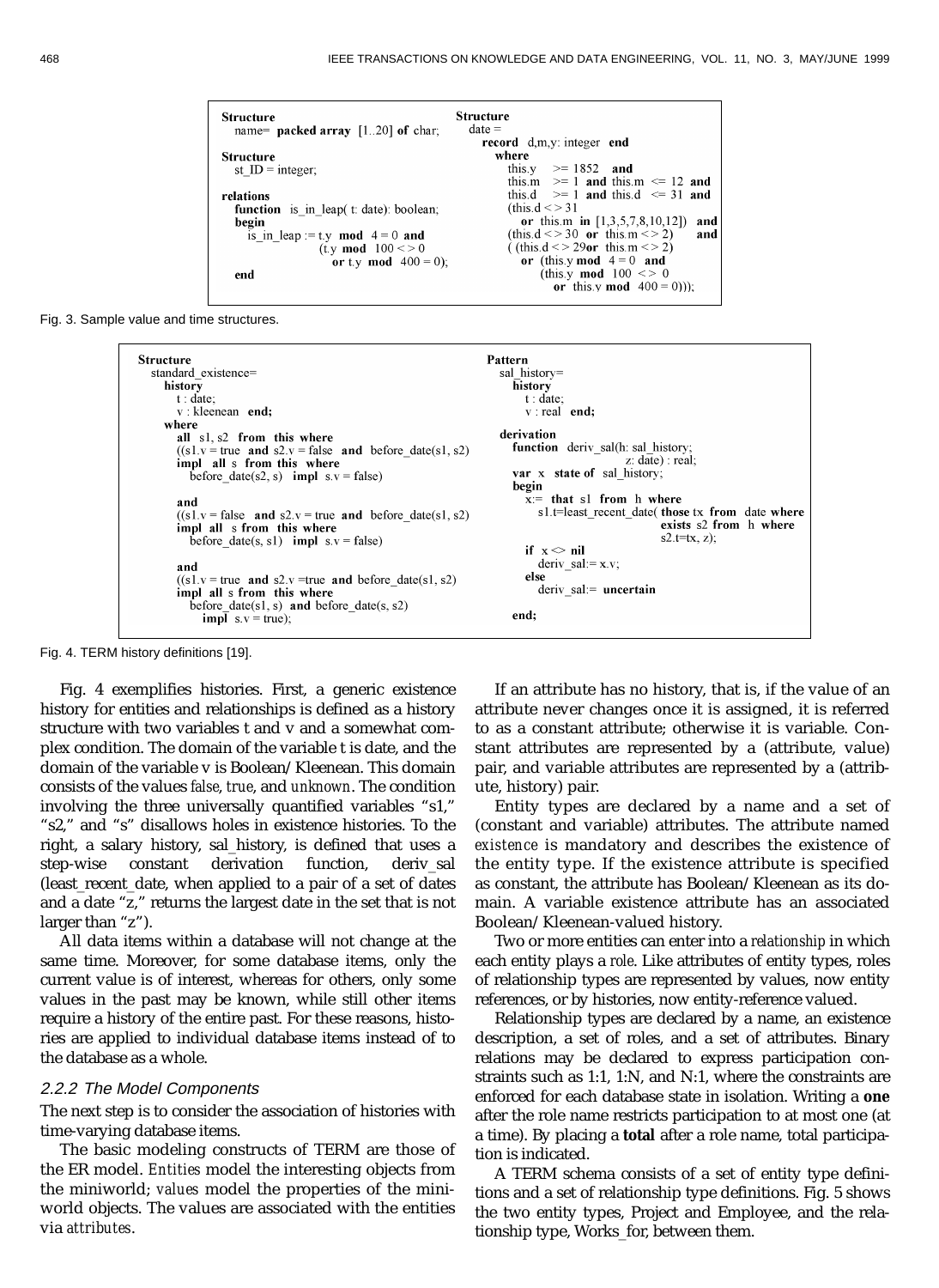```
Structure
   name= packed array [1..20] of char;

Structure
   st_ID = integer;

relations
   function is_in_leap( t: date): boolean;
   begin
      is_in_leap := t.y mod 4 = 0 and
                    (t.y mod 100 <> 0
                       or t.y mod 400 = 0);
   end
```

```
Structure
   date =
      record d,m,y: integer end
      where
         this.y  >= 1852  and
         this.m  >= 1 and this.m  <= 12  and
         this.d  >= 1 and this.d  <= 31  and
         (this.d <> 31
            or this.m in [1,3,5,7,8,10,12])  and
         (this.d <> 30  or this.m <> 2)      and
         ( (this.d <> 29or this.m <> 2)
            or (this.y mod 4 = 0  and
                (this.y mod 100 <> 0
                   or this.y mod 400 = 0)));
```

Fig. 3. Sample value and time structures.

```
Structure
   standard_existence=
      history
         t : date;
         v : kleenean end;
      where
         all s1, s2 from this where
         ((s1.v = true and s2.v = false and before_date(s1, s2)
         impl all s from this where
            before_date(s2, s) impl s.v = false)

         and
         ((s1.v = false and s2.v = true and before_date(s1, s2)
         impl all s from this where
            before_date(s, s1) impl s.v = false)

         and
         ((s1.v = true and s2.v =true and before_date(s1, s2)
         impl all s from this where
            before_date(s1, s) and before_date(s, s2)
               impl s.v = true);
```

```
Pattern
   sal_history=
      history
         t : date;
         v : real end;

   derivation
      function deriv_sal(h: sal_history;
                                    z: date) : real;
      var x state of sal_history;
      begin
         x:= that s1 from h where
            s1.t=least_recent_date( those tx from date where
                                    exists s2 from h where
                                    s2.t=tx, z);
         if x <> nil
            deriv_sal:= x.v;
         else
            deriv_sal:= uncertain

      end;
```

Fig. 4. TERM history definitions [19].

Fig. 4 exemplifies histories. First, a generic existence history for entities and relationships is defined as a history structure with two variables t and v and a somewhat complex condition. The domain of the variable t is date, and the domain of the variable v is Boolean/Kleenean. This domain consists of the values *false*, *true*, and *unknown*. The condition involving the three universally quantified variables "s1," "s2," and "s" disallows holes in existence histories. To the right, a salary history, sal_history, is defined that uses a step-wise constant derivation function, deriv_sal (least_recent_date, when applied to a pair of a set of dates and a date "z," returns the largest date in the set that is not larger than "z").

All data items within a database will not change at the same time. Moreover, for some database items, only the current value is of interest, whereas for others, only some values in the past may be known, while still other items require a history of the entire past. For these reasons, histories are applied to individual database items instead of to the database as a whole.

### 2.2.2 The Model Components

The next step is to consider the association of histories with time-varying database items.

The basic modeling constructs of TERM are those of the ER model. *Entities* model the interesting objects from the miniworld; *values* model the properties of the miniworld objects. The values are associated with the entities via *attributes*.

If an attribute has no history, that is, if the value of an attribute never changes once it is assigned, it is referred to as a constant attribute; otherwise it is variable. Constant attributes are represented by a (attribute, value) pair, and variable attributes are represented by a (attribute, history) pair.

Entity types are declared by a name and a set of (constant and variable) attributes. The attribute named *existence* is mandatory and describes the existence of the entity type. If the existence attribute is specified as constant, the attribute has Boolean/Kleenean as its domain. A variable existence attribute has an associated Boolean/Kleenean-valued history.

Two or more entities can enter into a *relationship* in which each entity plays a *role*. Like attributes of entity types, roles of relationship types are represented by values, now entity references, or by histories, now entity-reference valued.

Relationship types are declared by a name, an existence description, a set of roles, and a set of attributes. Binary relations may be declared to express participation constraints such as 1:1, 1:N, and N:1, where the constraints are enforced for each database state in isolation. Writing a **one** after the role name restricts participation to at most one (at a time). By placing a **total** after a role name, total participation is indicated.

A TERM schema consists of a set of entity type definitions and a set of relationship type definitions. Fig. 5 shows the two entity types, Project and Employee, and the relationship type, Works_for, between them.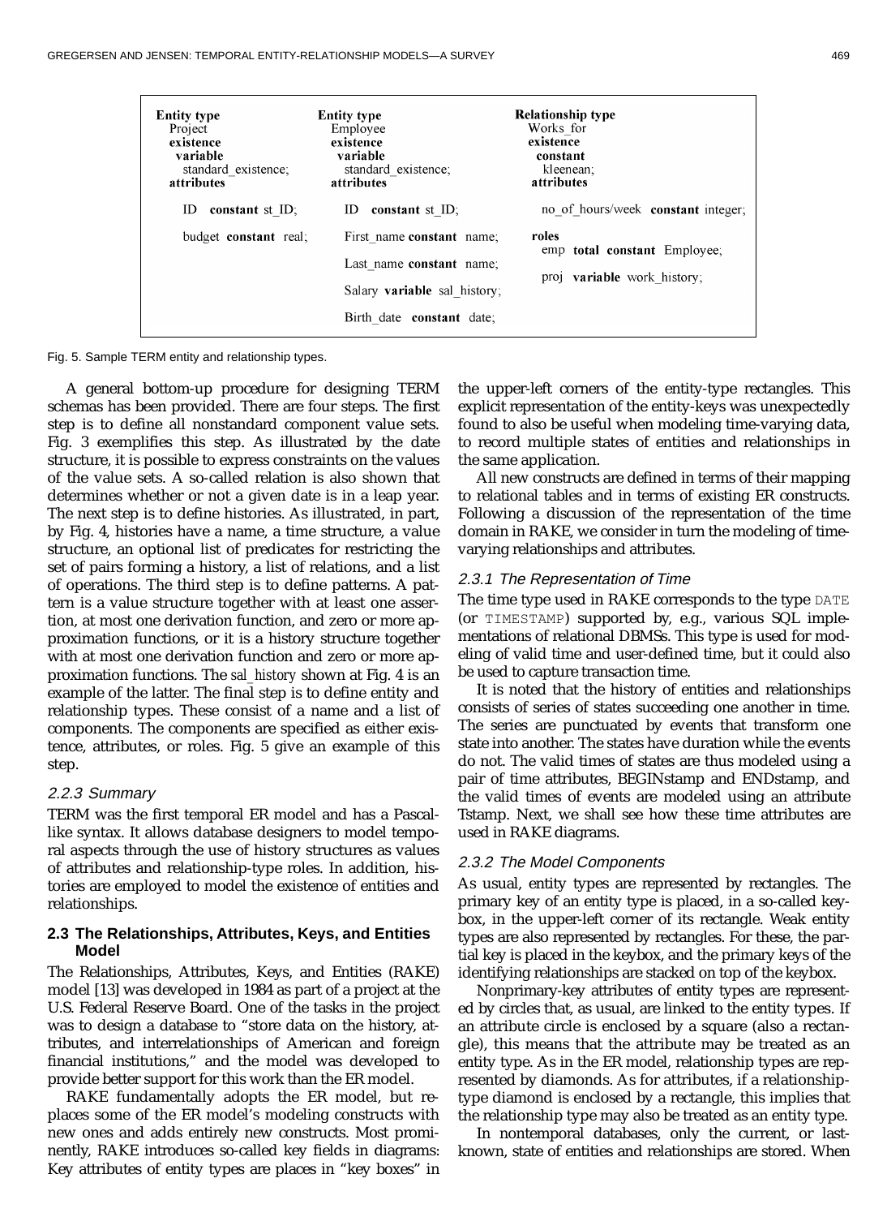```
Entity type                  Entity type                        Relationship type
  Project                      Employee                           Works_for
existence                    existence                          existence
  variable                     variable                           constant
    standard_existence;          standard_existence;                kleenean;
attributes                   attributes                         attributes

  ID  constant st_ID;          ID  constant st_ID;                no_of_hours/week  constant integer;

  budget constant real;        First_name constant name;        roles
                                                                  emp  total constant Employee;
                               Last_name constant name;
                                                                  proj  variable work_history;
                               Salary variable sal_history;

                               Birth_date  constant date;
```

Fig. 5. Sample TERM entity and relationship types.

A general bottom-up procedure for designing TERM schemas has been provided. There are four steps. The first step is to define all nonstandard component value sets. Fig. 3 exemplifies this step. As illustrated by the date structure, it is possible to express constraints on the values of the value sets. A so-called relation is also shown that determines whether or not a given date is in a leap year. The next step is to define histories. As illustrated, in part, by Fig. 4, histories have a name, a time structure, a value structure, an optional list of predicates for restricting the set of pairs forming a history, a list of relations, and a list of operations. The third step is to define patterns. A pattern is a value structure together with at least one assertion, at most one derivation function, and zero or more approximation functions, or it is a history structure together with at most one derivation function and zero or more approximation functions. The *sal_history* shown at Fig. 4 is an example of the latter. The final step is to define entity and relationship types. These consist of a name and a list of components. The components are specified as either existence, attributes, or roles. Fig. 5 give an example of this step.

#### 2.2.3 Summary

TERM was the first temporal ER model and has a Pascal-like syntax. It allows database designers to model temporal aspects through the use of history structures as values of attributes and relationship-type roles. In addition, histories are employed to model the existence of entities and relationships.

### 2.3 The Relationships, Attributes, Keys, and Entities Model

The Relationships, Attributes, Keys, and Entities (RAKE) model [13] was developed in 1984 as part of a project at the U.S. Federal Reserve Board. One of the tasks in the project was to design a database to "store data on the history, attributes, and interrelationships of American and foreign financial institutions," and the model was developed to provide better support for this work than the ER model.

RAKE fundamentally adopts the ER model, but replaces some of the ER model's modeling constructs with new ones and adds entirely new constructs. Most prominently, RAKE introduces so-called key fields in diagrams: Key attributes of entity types are places in "key boxes" in the upper-left corners of the entity-type rectangles. This explicit representation of the entity-keys was unexpectedly found to also be useful when modeling time-varying data, to record multiple states of entities and relationships in the same application.

All new constructs are defined in terms of their mapping to relational tables and in terms of existing ER constructs. Following a discussion of the representation of the time domain in RAKE, we consider in turn the modeling of time-varying relationships and attributes.

#### 2.3.1 The Representation of Time

The time type used in RAKE corresponds to the type `DATE` (or `TIMESTAMP`) supported by, e.g., various SQL implementations of relational DBMSs. This type is used for modeling of valid time and user-defined time, but it could also be used to capture transaction time.

It is noted that the history of entities and relationships consists of series of states succeeding one another in time. The series are punctuated by events that transform one state into another. The states have duration while the events do not. The valid times of states are thus modeled using a pair of time attributes, BEGINstamp and ENDstamp, and the valid times of events are modeled using an attribute Tstamp. Next, we shall see how these time attributes are used in RAKE diagrams.

#### 2.3.2 The Model Components

As usual, entity types are represented by rectangles. The primary key of an entity type is placed, in a so-called keybox, in the upper-left corner of its rectangle. Weak entity types are also represented by rectangles. For these, the partial key is placed in the keybox, and the primary keys of the identifying relationships are stacked on top of the keybox.

Nonprimary-key attributes of entity types are represented by circles that, as usual, are linked to the entity types. If an attribute circle is enclosed by a square (also a rectangle), this means that the attribute may be treated as an entity type. As in the ER model, relationship types are represented by diamonds. As for attributes, if a relationship-type diamond is enclosed by a rectangle, this implies that the relationship type may also be treated as an entity type.

In nontemporal databases, only the current, or last-known, state of entities and relationships are stored. When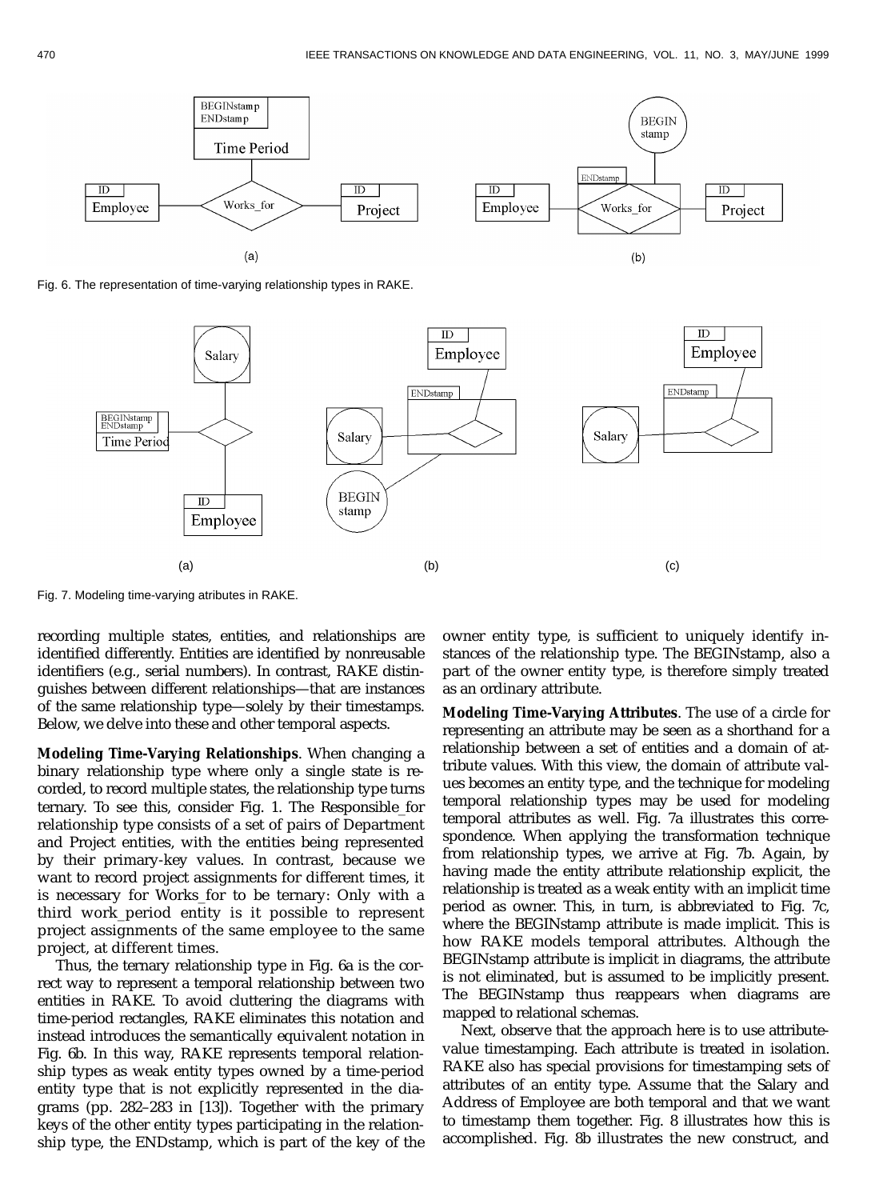Fig. 6. The representation of time-varying relationship types in RAKE.

Fig. 7. Modeling time-varying atributes in RAKE.

recording multiple states, entities, and relationships are identified differently. Entities are identified by nonreusable identifiers (e.g., serial numbers). In contrast, RAKE distinguishes between different relationships—that are instances of the same relationship type—solely by their timestamps. Below, we delve into these and other temporal aspects.

**Modeling Time-Varying Relationships**. When changing a binary relationship type where only a single state is recorded, to record multiple states, the relationship type turns ternary. To see this, consider Fig. 1. The Responsible_for relationship type consists of a set of pairs of Department and Project entities, with the entities being represented by their primary-key values. In contrast, because we want to record project assignments for different times, it is necessary for Works_for to be ternary: Only with a third work_period entity is it possible to represent project assignments of the same employee to the same project, at different times.

Thus, the ternary relationship type in Fig. 6a is the correct way to represent a temporal relationship between two entities in RAKE. To avoid cluttering the diagrams with time-period rectangles, RAKE eliminates this notation and instead introduces the semantically equivalent notation in Fig. 6b. In this way, RAKE represents temporal relationship types as weak entity types owned by a time-period entity type that is not explicitly represented in the diagrams (pp. 282–283 in [13]). Together with the primary keys of the other entity types participating in the relationship type, the ENDstamp, which is part of the key of the owner entity type, is sufficient to uniquely identify instances of the relationship type. The BEGINstamp, also a part of the owner entity type, is therefore simply treated as an ordinary attribute.

**Modeling Time-Varying Attributes**. The use of a circle for representing an attribute may be seen as a shorthand for a relationship between a set of entities and a domain of attribute values. With this view, the domain of attribute values becomes an entity type, and the technique for modeling temporal relationship types may be used for modeling temporal attributes as well. Fig. 7a illustrates this correspondence. When applying the transformation technique from relationship types, we arrive at Fig. 7b. Again, by having made the entity attribute relationship explicit, the relationship is treated as a weak entity with an implicit time period as owner. This, in turn, is abbreviated to Fig. 7c, where the BEGINstamp attribute is made implicit. This is how RAKE models temporal attributes. Although the BEGINstamp attribute is implicit in diagrams, the attribute is not eliminated, but is assumed to be implicitly present. The BEGINstamp thus reappears when diagrams are mapped to relational schemas.

Next, observe that the approach here is to use attribute-value timestamping. Each attribute is treated in isolation. RAKE also has special provisions for timestamping sets of attributes of an entity type. Assume that the Salary and Address of Employee are both temporal and that we want to timestamp them together. Fig. 8 illustrates how this is accomplished. Fig. 8b illustrates the new construct, and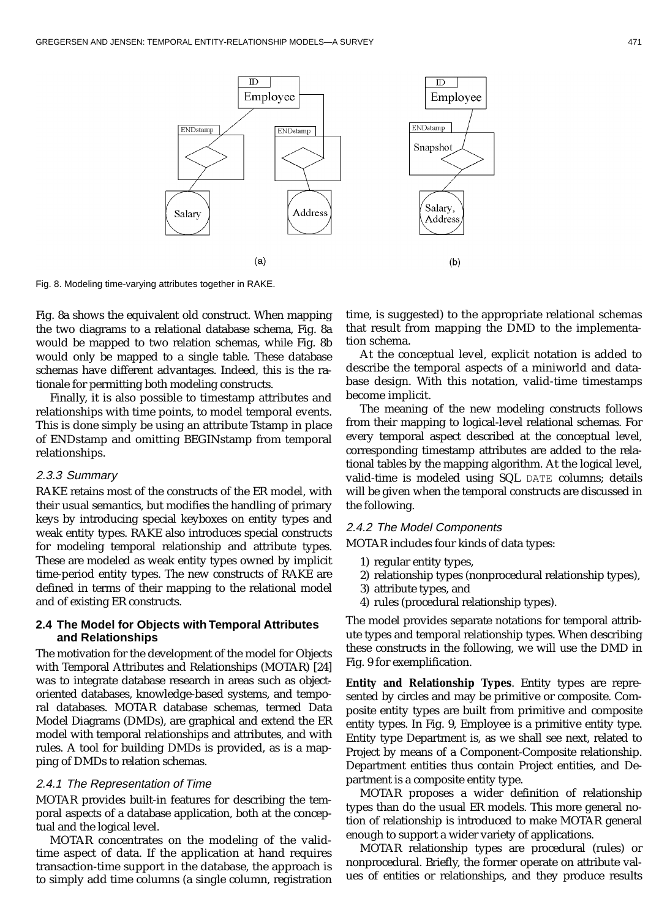Fig. 8. Modeling time-varying attributes together in RAKE.

Fig. 8a shows the equivalent old construct. When mapping the two diagrams to a relational database schema, Fig. 8a would be mapped to two relation schemas, while Fig. 8b would only be mapped to a single table. These database schemas have different advantages. Indeed, this is the rationale for permitting both modeling constructs.

Finally, it is also possible to timestamp attributes and relationships with time points, to model temporal events. This is done simply be using an attribute Tstamp in place of ENDstamp and omitting BEGINstamp from temporal relationships.

### 2.3.3 Summary

RAKE retains most of the constructs of the ER model, with their usual semantics, but modifies the handling of primary keys by introducing special keyboxes on entity types and weak entity types. RAKE also introduces special constructs for modeling temporal relationship and attribute types. These are modeled as weak entity types owned by implicit time-period entity types. The new constructs of RAKE are defined in terms of their mapping to the relational model and of existing ER constructs.

## 2.4 The Model for Objects with Temporal Attributes and Relationships

The motivation for the development of the model for Objects with Temporal Attributes and Relationships (MOTAR) [24] was to integrate database research in areas such as object-oriented databases, knowledge-based systems, and temporal databases. MOTAR database schemas, termed Data Model Diagrams (DMDs), are graphical and extend the ER model with temporal relationships and attributes, and with rules. A tool for building DMDs is provided, as is a mapping of DMDs to relation schemas.

### 2.4.1 The Representation of Time

MOTAR provides built-in features for describing the temporal aspects of a database application, both at the conceptual and the logical level.

MOTAR concentrates on the modeling of the valid-time aspect of data. If the application at hand requires transaction-time support in the database, the approach is to simply add time columns (a single column, registration time, is suggested) to the appropriate relational schemas that result from mapping the DMD to the implementation schema.

At the conceptual level, explicit notation is added to describe the temporal aspects of a miniworld and database design. With this notation, valid-time timestamps become implicit.

The meaning of the new modeling constructs follows from their mapping to logical-level relational schemas. For every temporal aspect described at the conceptual level, corresponding timestamp attributes are added to the relational tables by the mapping algorithm. At the logical level, valid-time is modeled using SQL `DATE` columns; details will be given when the temporal constructs are discussed in the following.

### 2.4.2 The Model Components

MOTAR includes four kinds of data types:

1) regular entity types,
2) relationship types (nonprocedural relationship types),
3) attribute types, and
4) rules (procedural relationship types).

The model provides separate notations for temporal attribute types and temporal relationship types. When describing these constructs in the following, we will use the DMD in Fig. 9 for exemplification.

**Entity and Relationship Types**. Entity types are represented by circles and may be primitive or composite. Composite entity types are built from primitive and composite entity types. In Fig. 9, Employee is a primitive entity type. Entity type Department is, as we shall see next, related to Project by means of a Component-Composite relationship. Department entities thus contain Project entities, and Department is a composite entity type.

MOTAR proposes a wider definition of relationship types than do the usual ER models. This more general notion of relationship is introduced to make MOTAR general enough to support a wider variety of applications.

MOTAR relationship types are procedural (rules) or nonprocedural. Briefly, the former operate on attribute values of entities or relationships, and they produce results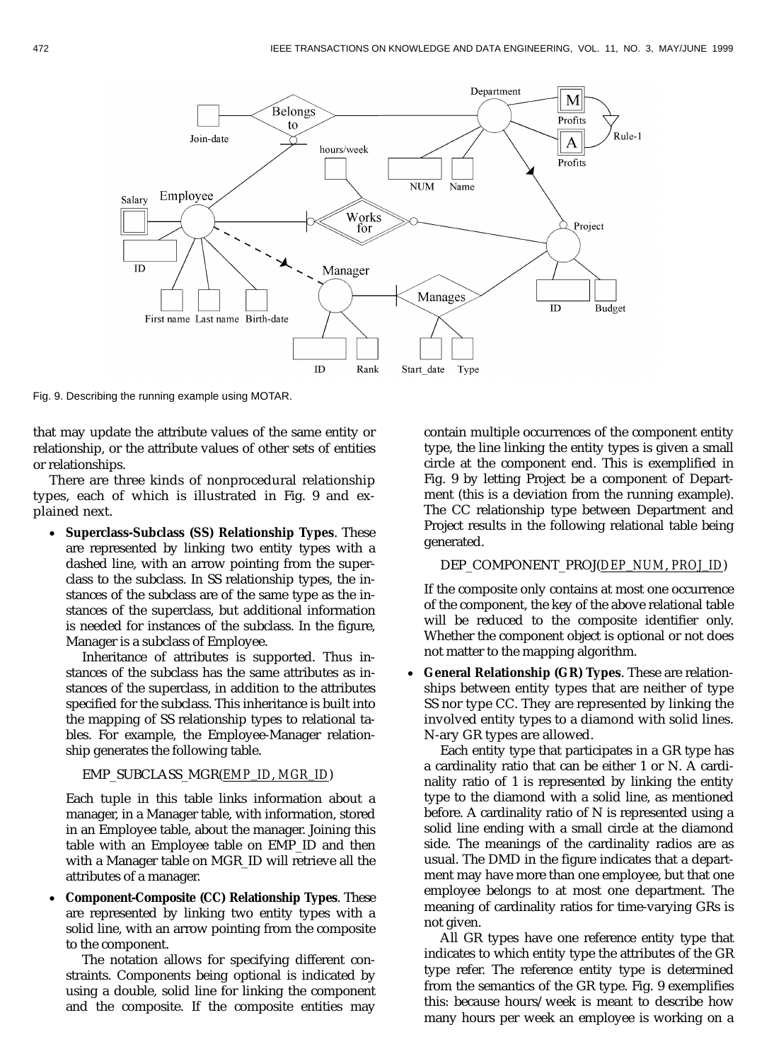Fig. 9. Describing the running example using MOTAR.

that may update the attribute values of the same entity or relationship, or the attribute values of other sets of entities or relationships.

There are three kinds of nonprocedural relationship types, each of which is illustrated in Fig. 9 and explained next.

- **Superclass-Subclass (SS) Relationship Types**. These are represented by linking two entity types with a dashed line, with an arrow pointing from the superclass to the subclass. In SS relationship types, the instances of the subclass are of the same type as the instances of the superclass, but additional information is needed for instances of the subclass. In the figure, Manager is a subclass of Employee.

  Inheritance of attributes is supported. Thus instances of the subclass has the same attributes as instances of the superclass, in addition to the attributes specified for the subclass. This inheritance is built into the mapping of SS relationship types to relational tables. For example, the Employee-Manager relationship generates the following table.

  EMP_SUBCLASS_MGR(<u>*EMP_ID*, *MGR_ID*</u>)

  Each tuple in this table links information about a manager, in a Manager table, with information, stored in an Employee table, about the manager. Joining this table with an Employee table on EMP_ID and then with a Manager table on MGR_ID will retrieve all the attributes of a manager.

- **Component-Composite (CC) Relationship Types**. These are represented by linking two entity types with a solid line, with an arrow pointing from the composite to the component.

  The notation allows for specifying different constraints. Components being optional is indicated by using a double, solid line for linking the component and the composite. If the composite entities may contain multiple occurrences of the component entity type, the line linking the entity types is given a small circle at the component end. This is exemplified in Fig. 9 by letting Project be a component of Department (this is a deviation from the running example). The CC relationship type between Department and Project results in the following relational table being generated.

  DEP_COMPONENT_PROJ(<u>*DEP_NUM*, *PROJ_ID*</u>)

  If the composite only contains at most one occurrence of the component, the key of the above relational table will be reduced to the composite identifier only. Whether the component object is optional or not does not matter to the mapping algorithm.

- **General Relationship (GR) Types**. These are relationships between entity types that are neither of type SS nor type CC. They are represented by linking the involved entity types to a diamond with solid lines. N-ary GR types are allowed.

  Each entity type that participates in a GR type has a cardinality ratio that can be either 1 or N. A cardinality ratio of 1 is represented by linking the entity type to the diamond with a solid line, as mentioned before. A cardinality ratio of N is represented using a solid line ending with a small circle at the diamond side. The meanings of the cardinality radios are as usual. The DMD in the figure indicates that a department may have more than one employee, but that one employee belongs to at most one department. The meaning of cardinality ratios for time-varying GRs is not given.

  All GR types have one reference entity type that indicates to which entity type the attributes of the GR type refer. The reference entity type is determined from the semantics of the GR type. Fig. 9 exemplifies this: because hours/week is meant to describe how many hours per week an employee is working on a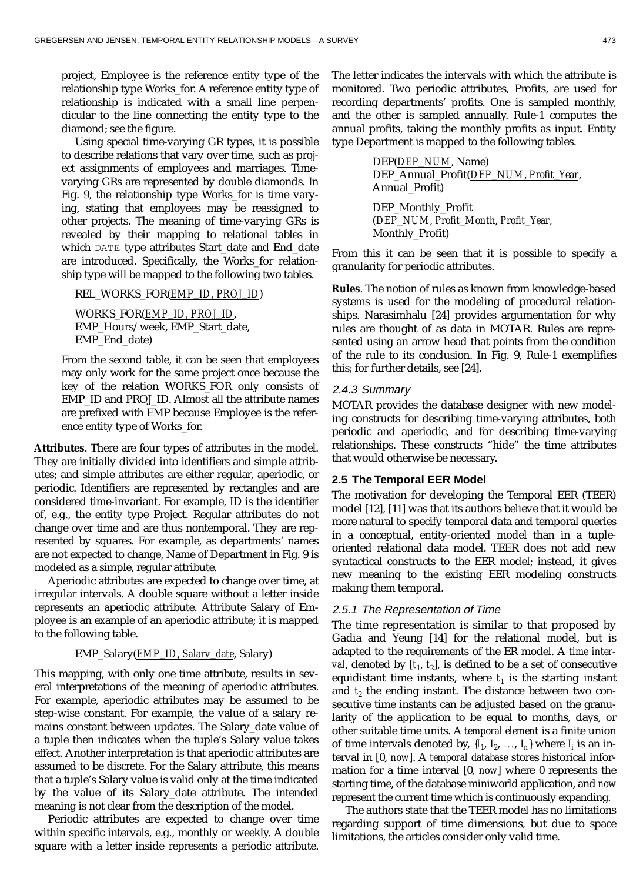project, Employee is the reference entity type of the relationship type Works_for. A reference entity type of relationship is indicated with a small line perpendicular to the line connecting the entity type to the diamond; see the figure.

Using special time-varying GR types, it is possible to describe relations that vary over time, such as project assignments of employees and marriages. Time-varying GRs are represented by double diamonds. In Fig. 9, the relationship type Works_for is time varying, stating that employees may be reassigned to other projects. The meaning of time-varying GRs is revealed by their mapping to relational tables in which DATE type attributes Start_date and End_date are introduced. Specifically, the Works_for relationship type will be mapped to the following two tables.

REL_WORKS_FOR(*EMP_ID*, *PROJ_ID*)

WORKS_FOR(*EMP_ID*, *PROJ_ID*, EMP_Hours/week, EMP_Start_date, EMP_End_date)

From the second table, it can be seen that employees may only work for the same project once because the key of the relation WORKS_FOR only consists of EMP_ID and PROJ_ID. Almost all the attribute names are prefixed with EMP because Employee is the reference entity type of Works_for.

**Attributes**. There are four types of attributes in the model. They are initially divided into identifiers and simple attributes; and simple attributes are either regular, aperiodic, or periodic. Identifiers are represented by rectangles and are considered time-invariant. For example, ID is the identifier of, e.g., the entity type Project. Regular attributes do not change over time and are thus nontemporal. They are represented by squares. For example, as departments' names are not expected to change, Name of Department in Fig. 9 is modeled as a simple, regular attribute.

Aperiodic attributes are expected to change over time, at irregular intervals. A double square without a letter inside represents an aperiodic attribute. Attribute Salary of Employee is an example of an aperiodic attribute; it is mapped to the following table.

EMP_Salary(*EMP_ID*, *Salary_date*, Salary)

This mapping, with only one time attribute, results in several interpretations of the meaning of aperiodic attributes. For example, aperiodic attributes may be assumed to be step-wise constant. For example, the value of a salary remains constant between updates. The Salary_date value of a tuple then indicates when the tuple's Salary value takes effect. Another interpretation is that aperiodic attributes are assumed to be discrete. For the Salary attribute, this means that a tuple's Salary value is valid only at the time indicated by the value of its Salary_date attribute. The intended meaning is not clear from the description of the model.

Periodic attributes are expected to change over time within specific intervals, e.g., monthly or weekly. A double square with a letter inside represents a periodic attribute. The letter indicates the intervals with which the attribute is monitored. Two periodic attributes, Profits, are used for recording departments' profits. One is sampled monthly, and the other is sampled annually. Rule-1 computes the annual profits, taking the monthly profits as input. Entity type Department is mapped to the following tables.

DEP(*DEP_NUM*, Name)
DEP_Annual_Profit(*DEP_NUM*, *Profit_Year*, Annual_Profit)

DEP_Monthly_Profit (*DEP_NUM*, *Profit_Month*, *Profit_Year*, Monthly_Profit)

From this it can be seen that it is possible to specify a granularity for periodic attributes.

**Rules**. The notion of rules as known from knowledge-based systems is used for the modeling of procedural relationships. Narasimhalu [24] provides argumentation for why rules are thought of as data in MOTAR. Rules are represented using an arrow head that points from the condition of the rule to its conclusion. In Fig. 9, Rule-1 exemplifies this; for further details, see [24].

#### 2.4.3 Summary

MOTAR provides the database designer with new modeling constructs for describing time-varying attributes, both periodic and aperiodic, and for describing time-varying relationships. These constructs "hide" the time attributes that would otherwise be necessary.

### 2.5 The Temporal EER Model

The motivation for developing the Temporal EER (TEER) model [12], [11] was that its authors believe that it would be more natural to specify temporal data and temporal queries in a conceptual, entity-oriented model than in a tuple-oriented relational data model. TEER does not add new syntactical constructs to the EER model; instead, it gives new meaning to the existing EER modeling constructs making them temporal.

#### 2.5.1 The Representation of Time

The time representation is similar to that proposed by Gadia and Yeung [14] for the relational model, but is adapted to the requirements of the ER model. A *time interval*, denoted by $[t_1, t_2]$, is defined to be a set of consecutive equidistant time instants, where $t_1$ is the starting instant and $t_2$ the ending instant. The distance between two consecutive time instants can be adjusted based on the granularity of the application to be equal to months, days, or other suitable time units. A *temporal element* is a finite union of time intervals denoted by, $\{I_1, I_2, \ldots, I_n\}$ where $I_i$ is an interval in [0, *now*]. A *temporal database* stores historical information for a time interval [0, *now*] where 0 represents the starting time, of the database miniworld application, and *now* represent the current time which is continuously expanding.

The authors state that the TEER model has no limitations regarding support of time dimensions, but due to space limitations, the articles consider only valid time.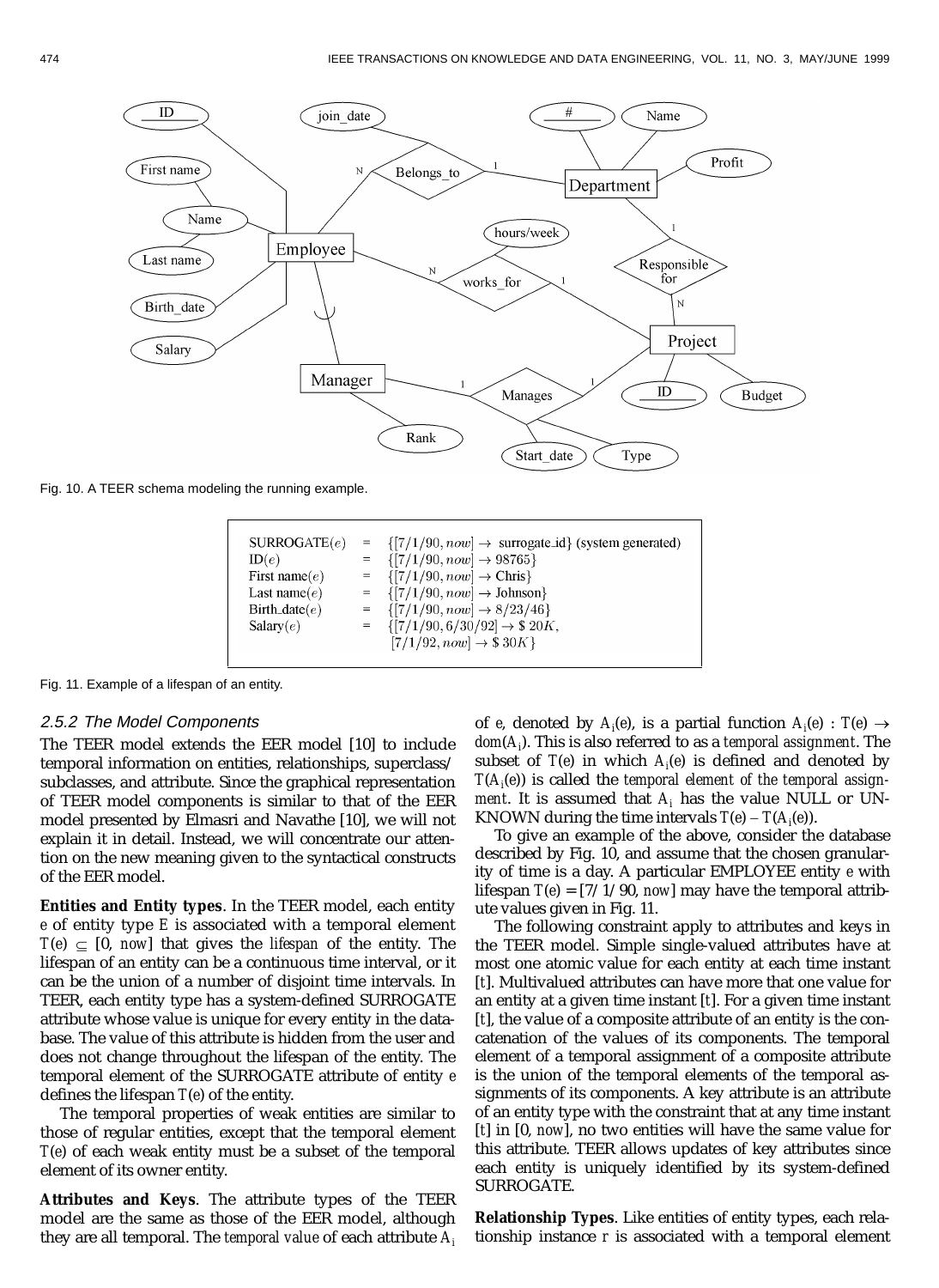Fig. 10. A TEER schema modeling the running example.

$$
\begin{aligned}
\text{SURROGATE}(e) &= \{[7/1/90, now] \rightarrow \text{ surrogate\_id}\} \text{ (system generated)} \\
\text{ID}(e) &= \{[7/1/90, now] \rightarrow 98765\} \\
\text{First name}(e) &= \{[7/1/90, now] \rightarrow \text{Chris}\} \\
\text{Last name}(e) &= \{[7/1/90, now] \rightarrow \text{Johnson}\} \\
\text{Birth\_date}(e) &= \{[7/1/90, now] \rightarrow 8/23/46\} \\
\text{Salary}(e) &= \{[7/1/90, 6/30/92] \rightarrow \$\,20K, \\
&\quad\ [7/1/92, now] \rightarrow \$\,30K\}
\end{aligned}
$$

Fig. 11. Example of a lifespan of an entity.

### 2.5.2 The Model Components

The TEER model extends the EER model [10] to include temporal information on entities, relationships, superclass/subclasses, and attribute. Since the graphical representation of TEER model components is similar to that of the EER model presented by Elmasri and Navathe [10], we will not explain it in detail. Instead, we will concentrate our attention on the new meaning given to the syntactical constructs of the EER model.

**Entities and Entity types**. In the TEER model, each entity $e$ of entity type $E$ is associated with a temporal element $T(e) \subseteq [0, now]$ that gives the *lifespan* of the entity. The lifespan of an entity can be a continuous time interval, or it can be the union of a number of disjoint time intervals. In TEER, each entity type has a system-defined SURROGATE attribute whose value is unique for every entity in the database. The value of this attribute is hidden from the user and does not change throughout the lifespan of the entity. The temporal element of the SURROGATE attribute of entity $e$ defines the lifespan $T(e)$ of the entity.

The temporal properties of weak entities are similar to those of regular entities, except that the temporal element $T(e)$ of each weak entity must be a subset of the temporal element of its owner entity.

**Attributes and Keys**. The attribute types of the TEER model are the same as those of the EER model, although they are all temporal. The *temporal value* of each attribute $A_i$ of $e$, denoted by $A_i(e)$, is a partial function $A_i(e) : T(e) \rightarrow dom(A_i)$. This is also referred to as a *temporal assignment*. The subset of $T(e)$ in which $A_i(e)$ is defined and denoted by $T(A_i(e))$ is called the *temporal element of the temporal assignment*. It is assumed that $A_i$ has the value NULL or UNKNOWN during the time intervals $T(e) - T(A_i(e))$.

To give an example of the above, consider the database described by Fig. 10, and assume that the chosen granularity of time is a day. A particular EMPLOYEE entity $e$ with lifespan $T(e) = [7/1/90, now]$ may have the temporal attribute values given in Fig. 11.

The following constraint apply to attributes and keys in the TEER model. Simple single-valued attributes have at most one atomic value for each entity at each time instant [$t$]. Multivalued attributes can have more that one value for an entity at a given time instant [$t$]. For a given time instant [$t$], the value of a composite attribute of an entity is the concatenation of the values of its components. The temporal element of a temporal assignment of a composite attribute is the union of the temporal elements of the temporal assignments of its components. A key attribute is an attribute of an entity type with the constraint that at any time instant [$t$] in [0, $now$], no two entities will have the same value for this attribute. TEER allows updates of key attributes since each entity is uniquely identified by its system-defined SURROGATE.

**Relationship Types**. Like entities of entity types, each relationship instance $r$ is associated with a temporal element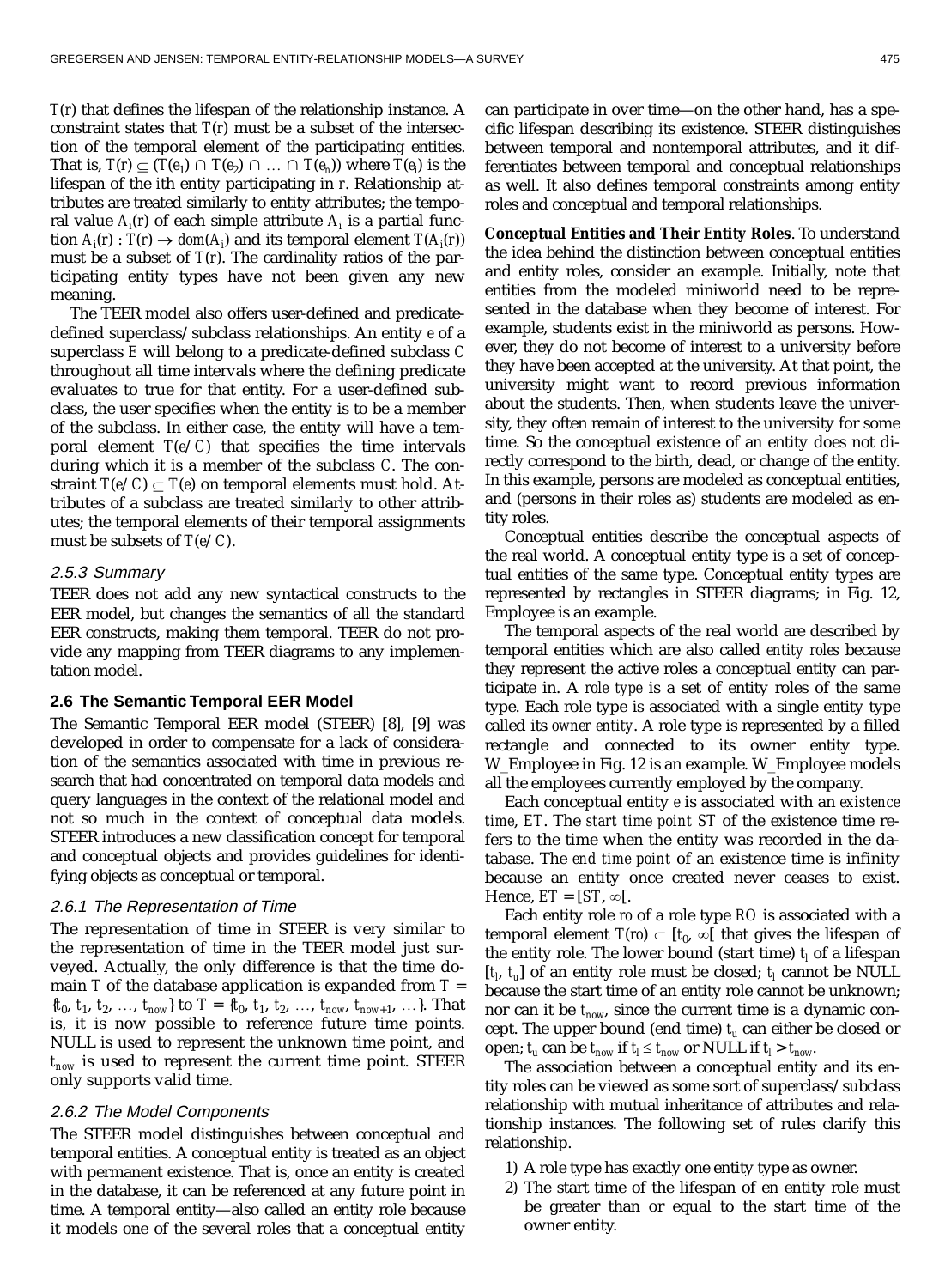$T(r)$ that defines the lifespan of the relationship instance. A constraint states that $T(r)$ must be a subset of the intersection of the temporal element of the participating entities. That is, $T(r) \subseteq (T(e_1) \cap T(e_2) \cap \ldots \cap T(e_n))$ where $T(e_i)$ is the lifespan of the $i$th entity participating in $r$. Relationship attributes are treated similarly to entity attributes; the temporal value $A_i(r)$ of each simple attribute $A_i$ is a partial function $A_i(r) : T(r) \rightarrow dom(A_i)$ and its temporal element $T(A_i(r))$ must be a subset of $T(r)$. The cardinality ratios of the participating entity types have not been given any new meaning.

The TEER model also offers user-defined and predicate-defined superclass/subclass relationships. An entity $e$ of a superclass $E$ will belong to a predicate-defined subclass $C$ throughout all time intervals where the defining predicate evaluates to true for that entity. For a user-defined subclass, the user specifies when the entity is to be a member of the subclass. In either case, the entity will have a temporal element $T(e/C)$ that specifies the time intervals during which it is a member of the subclass $C$. The constraint $T(e/C) \subseteq T(e)$ on temporal elements must hold. Attributes of a subclass are treated similarly to other attributes; the temporal elements of their temporal assignments must be subsets of $T(e/C)$.

#### 2.5.3 Summary

TEER does not add any new syntactical constructs to the EER model, but changes the semantics of all the standard EER constructs, making them temporal. TEER do not provide any mapping from TEER diagrams to any implementation model.

### 2.6 The Semantic Temporal EER Model

The Semantic Temporal EER model (STEER) [8], [9] was developed in order to compensate for a lack of consideration of the semantics associated with time in previous research that had concentrated on temporal data models and query languages in the context of the relational model and not so much in the context of conceptual data models. STEER introduces a new classification concept for temporal and conceptual objects and provides guidelines for identifying objects as conceptual or temporal.

#### 2.6.1 The Representation of Time

The representation of time in STEER is very similar to the representation of time in the TEER model just surveyed. Actually, the only difference is that the time domain $T$ of the database application is expanded from $T = \{t_0, t_1, t_2, \ldots, t_{now}\}$ to $T = \{t_0, t_1, t_2, \ldots, t_{now}, t_{now+1}, \ldots\}$. That is, it is now possible to reference future time points. NULL is used to represent the unknown time point, and $t_{now}$ is used to represent the current time point. STEER only supports valid time.

#### 2.6.2 The Model Components

The STEER model distinguishes between conceptual and temporal entities. A conceptual entity is treated as an object with permanent existence. That is, once an entity is created in the database, it can be referenced at any future point in time. A temporal entity—also called an entity role because it models one of the several roles that a conceptual entity can participate in over time—on the other hand, has a specific lifespan describing its existence. STEER distinguishes between temporal and nontemporal attributes, and it differentiates between temporal and conceptual relationships as well. It also defines temporal constraints among entity roles and conceptual and temporal relationships.

**Conceptual Entities and Their Entity Roles**. To understand the idea behind the distinction between conceptual entities and entity roles, consider an example. Initially, note that entities from the modeled miniworld need to be represented in the database when they become of interest. For example, students exist in the miniworld as persons. However, they do not become of interest to a university before they have been accepted at the university. At that point, the university might want to record previous information about the students. Then, when students leave the university, they often remain of interest to the university for some time. So the conceptual existence of an entity does not directly correspond to the birth, dead, or change of the entity. In this example, persons are modeled as conceptual entities, and (persons in their roles as) students are modeled as entity roles.

Conceptual entities describe the conceptual aspects of the real world. A conceptual entity type is a set of conceptual entities of the same type. Conceptual entity types are represented by rectangles in STEER diagrams; in Fig. 12, Employee is an example.

The temporal aspects of the real world are described by temporal entities which are also called *entity roles* because they represent the active roles a conceptual entity can participate in. A *role type* is a set of entity roles of the same type. Each role type is associated with a single entity type called its *owner entity*. A role type is represented by a filled rectangle and connected to its owner entity type. W_Employee in Fig. 12 is an example. W_Employee models all the employees currently employed by the company.

Each conceptual entity $e$ is associated with an *existence time*, $ET$. The *start time point* $ST$ of the existence time refers to the time when the entity was recorded in the database. The *end time point* of an existence time is infinity because an entity once created never ceases to exist. Hence, $ET = [ST, \infty[$.

Each entity role $ro$ of a role type $RO$ is associated with a temporal element $T(ro) \subset [t_0, \infty[$ that gives the lifespan of the entity role. The lower bound (start time) $t_l$ of a lifespan $[t_l, t_u]$ of an entity role must be closed; $t_l$ cannot be NULL because the start time of an entity role cannot be unknown; nor can it be $t_{now}$, since the current time is a dynamic concept. The upper bound (end time) $t_u$ can either be closed or open; $t_u$ can be $t_{now}$ if $t_l \leq t_{now}$ or NULL if $t_l > t_{now}$.

The association between a conceptual entity and its entity roles can be viewed as some sort of superclass/subclass relationship with mutual inheritance of attributes and relationship instances. The following set of rules clarify this relationship.

1) A role type has exactly one entity type as owner.
2) The start time of the lifespan of en entity role must be greater than or equal to the start time of the owner entity.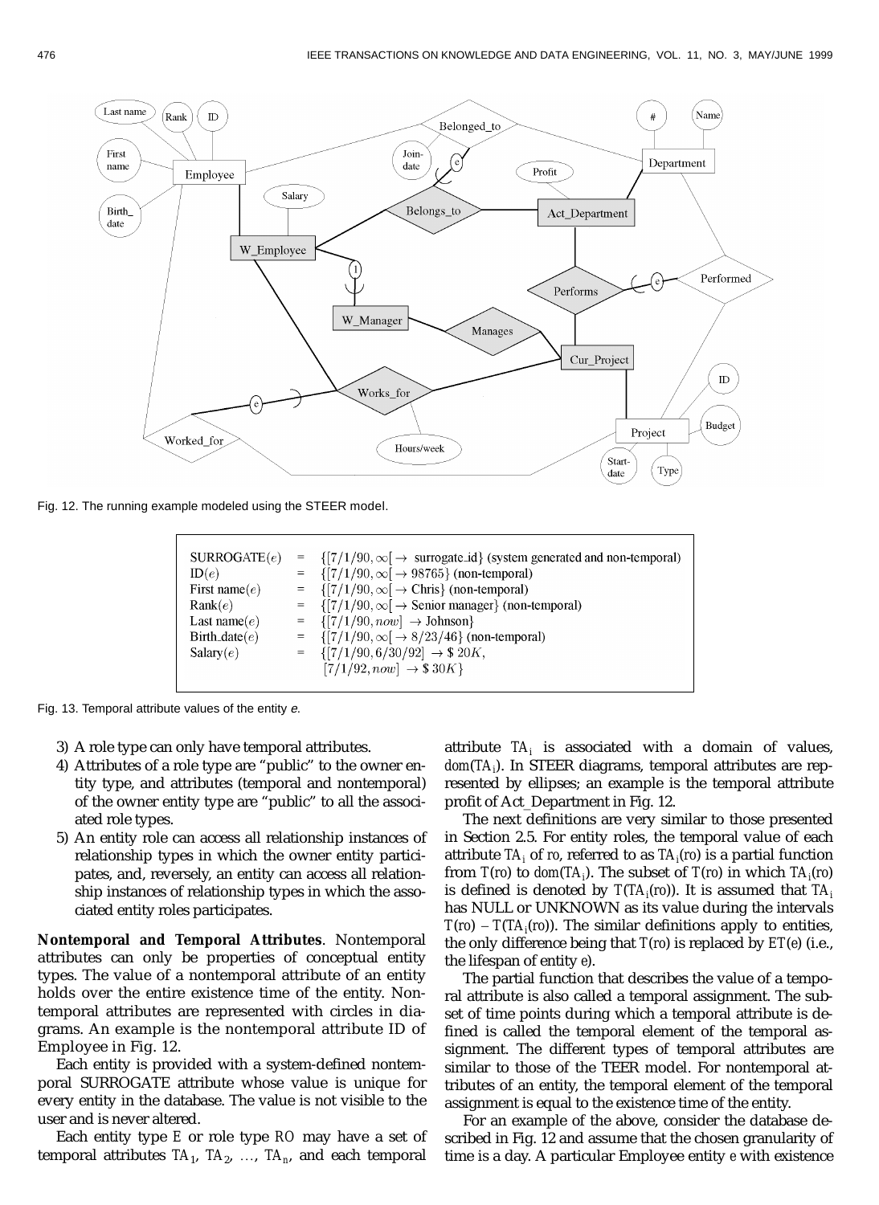Fig. 12. The running example modeled using the STEER model.

$$
\begin{aligned}
\text{SURROGATE}(e) &= \{[7/1/90, \infty[ \rightarrow \text{ surrogate\_id}\} \text{ (system generated and non-temporal)} \\
\text{ID}(e) &= \{[7/1/90, \infty[ \rightarrow 98765\} \text{ (non-temporal)} \\
\text{First name}(e) &= \{[7/1/90, \infty[ \rightarrow \text{Chris}\} \text{ (non-temporal)} \\
\text{Rank}(e) &= \{[7/1/90, \infty[ \rightarrow \text{Senior manager}\} \text{ (non-temporal)} \\
\text{Last name}(e) &= \{[7/1/90, now] \rightarrow \text{Johnson}\} \\
\text{Birth\_date}(e) &= \{[7/1/90, \infty[ \rightarrow 8/23/46\} \text{ (non-temporal)} \\
\text{Salary}(e) &= \{[7/1/90, 6/30/92] \rightarrow \$\,20K, \\
& \qquad [7/1/92, now] \rightarrow \$\,30K\}
\end{aligned}
$$

Fig. 13. Temporal attribute values of the entity *e*.

3) A role type can only have temporal attributes.
4) Attributes of a role type are "public" to the owner entity type, and attributes (temporal and nontemporal) of the owner entity type are "public" to all the associated role types.
5) An entity role can access all relationship instances of relationship types in which the owner entity participates, and, reversely, an entity can access all relationship instances of relationship types in which the associated entity roles participates.

**Nontemporal and Temporal Attributes**. Nontemporal attributes can only be properties of conceptual entity types. The value of a nontemporal attribute of an entity holds over the entire existence time of the entity. Nontemporal attributes are represented with circles in diagrams. An example is the nontemporal attribute ID of Employee in Fig. 12.

Each entity is provided with a system-defined nontemporal SURROGATE attribute whose value is unique for every entity in the database. The value is not visible to the user and is never altered.

Each entity type $E$ or role type $RO$ may have a set of temporal attributes $TA_1$, $TA_2$, ..., $TA_n$, and each temporal attribute $TA_i$ is associated with a domain of values, $dom(TA_i)$. In STEER diagrams, temporal attributes are represented by ellipses; an example is the temporal attribute profit of Act_Department in Fig. 12.

The next definitions are very similar to those presented in Section 2.5. For entity roles, the temporal value of each attribute $TA_i$ of $ro$, referred to as $TA_i(ro)$ is a partial function from $T(ro)$ to $dom(TA_i)$. The subset of $T(ro)$ in which $TA_i(ro)$ is defined is denoted by $T(TA_i(ro))$. It is assumed that $TA_i$ has NULL or UNKNOWN as its value during the intervals $T(ro) - T(TA_i(ro))$. The similar definitions apply to entities, the only difference being that $T(ro)$ is replaced by $ET(e)$ (i.e., the lifespan of entity $e$).

The partial function that describes the value of a temporal attribute is also called a temporal assignment. The subset of time points during which a temporal attribute is defined is called the temporal element of the temporal assignment. The different types of temporal attributes are similar to those of the TEER model. For nontemporal attributes of an entity, the temporal element of the temporal assignment is equal to the existence time of the entity.

For an example of the above, consider the database described in Fig. 12 and assume that the chosen granularity of time is a day. A particular Employee entity $e$ with existence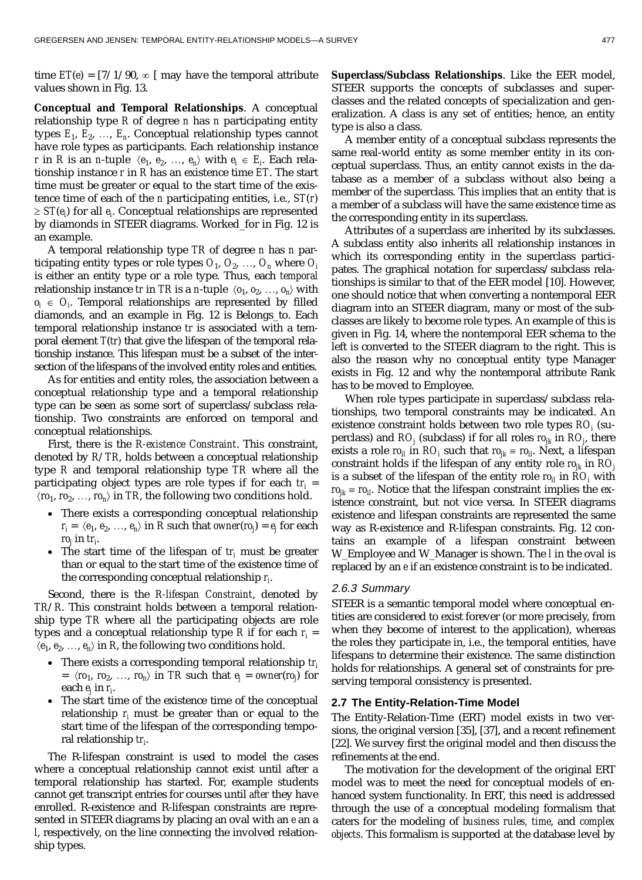time $ET(e) = [7/1/90, \infty[$ may have the temporal attribute values shown in Fig. 13.

**Conceptual and Temporal Relationships**. A conceptual relationship type $R$ of degree $n$ has $n$ participating entity types $E_1, E_2, \ldots, E_n$. Conceptual relationship types cannot have role types as participants. Each relationship instance $r$ in $R$ is an $n$-tuple $\langle e_1, e_2, \ldots, e_n \rangle$ with $e_i \in E_i$. Each relationship instance $r$ in $R$ has an existence time $ET$. The start time must be greater or equal to the start time of the existence time of each of the $n$ participating entities, i.e., $ST(r) \geq ST(e_i)$ for all $e_i$. Conceptual relationships are represented by diamonds in STEER diagrams. Worked_for in Fig. 12 is an example.

A temporal relationship type $TR$ of degree $n$ has $n$ participating entity types or role types $O_1, O_2, \ldots, O_n$ where $O_i$ is either an entity type or a role type. Thus, each *temporal* relationship instance $tr$ in $TR$ is a $n$-tuple $\langle o_1, o_2, \ldots, o_n \rangle$ with $o_i \in O_i$. Temporal relationships are represented by filled diamonds, and an example in Fig. 12 is Belongs_to. Each temporal relationship instance $tr$ is associated with a temporal element $T(tr)$ that give the lifespan of the temporal relationship instance. This lifespan must be a subset of the intersection of the lifespans of the involved entity roles and entities.

As for entities and entity roles, the association between a conceptual relationship type and a temporal relationship type can be seen as some sort of superclass/subclass relationship. Two constraints are enforced on temporal and conceptual relationships.

First, there is the *R-existence Constraint*. This constraint, denoted by $R/TR$, holds between a conceptual relationship type $R$ and temporal relationship type $TR$ where all the participating object types are role types if for each $tr_i = \langle ro_1, ro_2, \ldots, ro_n \rangle$ in $TR$, the following two conditions hold.

- There exists a corresponding conceptual relationship $r_i = \langle e_1, e_2, \ldots, e_n \rangle$ in $R$ such that $owner(ro_j) = e_j$ for each $ro_j$ in $tr_i$.
- The start time of the lifespan of $tr_i$ must be greater than or equal to the start time of the existence time of the corresponding conceptual relationship $r_i$.

Second, there is the *R-lifespan Constraint*, denoted by $TR/R$. This constraint holds between a temporal relationship type $TR$ where all the participating objects are role types and a conceptual relationship type $R$ if for each $r_i = \langle e_1, e_2, \ldots, e_n \rangle$ in $R$, the following two conditions hold.

- There exists a corresponding temporal relationship $tr_i = \langle ro_1, ro_2, \ldots, ro_n \rangle$ in $TR$ such that $e_j = owner(ro_j)$ for each $e_j$ in $r_i$.
- The start time of the existence time of the conceptual relationship $r_i$ must be greater than or equal to the start time of the lifespan of the corresponding temporal relationship $tr_i$.

The R-lifespan constraint is used to model the cases where a conceptual relationship cannot exist until after a temporal relationship has started. For, example students cannot get transcript entries for courses until *after* they have enrolled. R-existence and R-lifespan constraints are represented in STEER diagrams by placing an oval with an *e* an a *l*, respectively, on the line connecting the involved relationship types.

**Superclass/Subclass Relationships**. Like the EER model, STEER supports the concepts of subclasses and superclasses and the related concepts of specialization and generalization. A class is any set of entities; hence, an entity type is also a class.

A member entity of a conceptual subclass represents the same real-world entity as some member entity in its conceptual superclass. Thus, an entity cannot exists in the database as a member of a subclass without also being a member of the superclass. This implies that an entity that is a member of a subclass will have the same existence time as the corresponding entity in its superclass.

Attributes of a superclass are inherited by its subclasses. A subclass entity also inherits all relationship instances in which its corresponding entity in the superclass participates. The graphical notation for superclass/subclass relationships is similar to that of the EER model [10]. However, one should notice that when converting a nontemporal EER diagram into an STEER diagram, many or most of the subclasses are likely to become role types. An example of this is given in Fig. 14, where the nontemporal EER schema to the left is converted to the STEER diagram to the right. This is also the reason why no conceptual entity type Manager exists in Fig. 12 and why the nontemporal attribute Rank has to be moved to Employee.

When role types participate in superclass/subclass relationships, two temporal constraints may be indicated. An existence constraint holds between two role types $RO_i$ (superclass) and $RO_j$ (subclass) if for all roles $ro_{jk}$ in $RO_j$, there exists a role $ro_{il}$ in $RO_i$ such that $ro_{jk} \equiv ro_{il}$. Next, a lifespan constraint holds if the lifespan of any entity role $ro_{jk}$ in $RO_j$ is a subset of the lifespan of the entity role $ro_{il}$ in $RO_i$ with $ro_{jk} \equiv ro_{il}$. Notice that the lifespan constraint implies the existence constraint, but not vice versa. In STEER diagrams existence and lifespan constraints are represented the same way as R-existence and R-lifespan constraints. Fig. 12 contains an example of a lifespan constraint between W_Employee and W_Manager is shown. The *l* in the oval is replaced by an *e* if an existence constraint is to be indicated.

### 2.6.3 Summary

STEER is a semantic temporal model where conceptual entities are considered to exist forever (or more precisely, from when they become of interest to the application), whereas the roles they participate in, i.e., the temporal entities, have lifespans to determine their existence. The same distinction holds for relationships. A general set of constraints for preserving temporal consistency is presented.

## 2.7 The Entity-Relation-Time Model

The Entity-Relation-Time (ERT) model exists in two versions, the original version [35], [37], and a recent refinement [22]. We survey first the original model and then discuss the refinements at the end.

The motivation for the development of the original ERT model was to meet the need for conceptual models of enhanced system functionality. In ERT, this need is addressed through the use of a conceptual modeling formalism that caters for the modeling of *business rules, time*, and *complex objects*. This formalism is supported at the database level by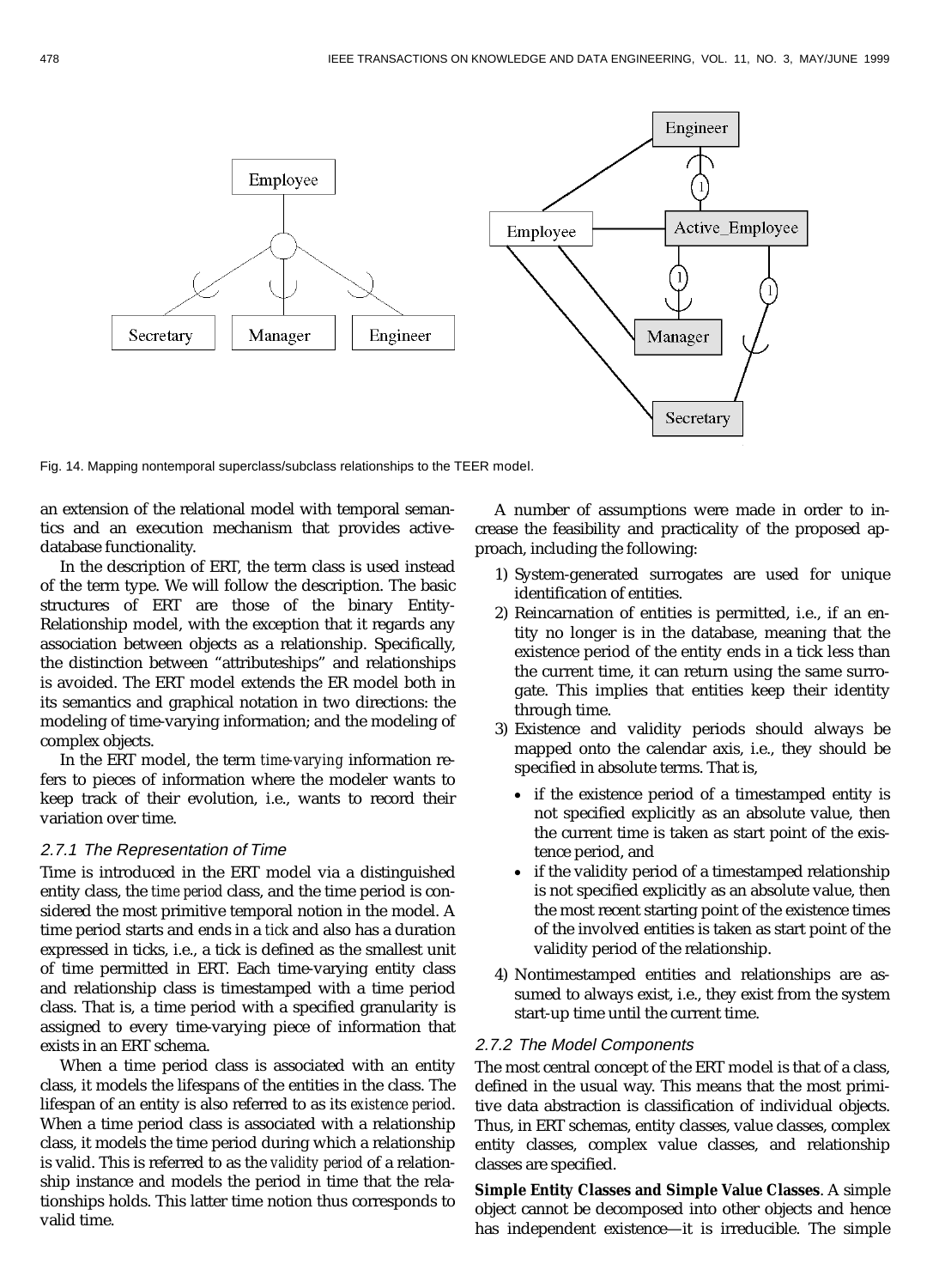Fig. 14. Mapping nontemporal superclass/subclass relationships to the TEER model.

an extension of the relational model with temporal semantics and an execution mechanism that provides active-database functionality.

In the description of ERT, the term class is used instead of the term type. We will follow the description. The basic structures of ERT are those of the binary Entity-Relationship model, with the exception that it regards any association between objects as a relationship. Specifically, the distinction between "attributeships" and relationships is avoided. The ERT model extends the ER model both in its semantics and graphical notation in two directions: the modeling of time-varying information; and the modeling of complex objects.

In the ERT model, the term *time-varying* information refers to pieces of information where the modeler wants to keep track of their evolution, i.e., wants to record their variation over time.

#### 2.7.1 The Representation of Time

Time is introduced in the ERT model via a distinguished entity class, the *time period* class, and the time period is considered the most primitive temporal notion in the model. A time period starts and ends in a *tick* and also has a duration expressed in ticks, i.e., a tick is defined as the smallest unit of time permitted in ERT. Each time-varying entity class and relationship class is timestamped with a time period class. That is, a time period with a specified granularity is assigned to every time-varying piece of information that exists in an ERT schema.

When a time period class is associated with an entity class, it models the lifespans of the entities in the class. The lifespan of an entity is also referred to as its *existence period*. When a time period class is associated with a relationship class, it models the time period during which a relationship is valid. This is referred to as the *validity period* of a relationship instance and models the period in time that the relationships holds. This latter time notion thus corresponds to valid time.

A number of assumptions were made in order to increase the feasibility and practicality of the proposed approach, including the following:

1) System-generated surrogates are used for unique identification of entities.
2) Reincarnation of entities is permitted, i.e., if an entity no longer is in the database, meaning that the existence period of the entity ends in a tick less than the current time, it can return using the same surrogate. This implies that entities keep their identity through time.
3) Existence and validity periods should always be mapped onto the calendar axis, i.e., they should be specified in absolute terms. That is,
   - if the existence period of a timestamped entity is not specified explicitly as an absolute value, then the current time is taken as start point of the existence period, and
   - if the validity period of a timestamped relationship is not specified explicitly as an absolute value, then the most recent starting point of the existence times of the involved entities is taken as start point of the validity period of the relationship.
4) Nontimestamped entities and relationships are assumed to always exist, i.e., they exist from the system start-up time until the current time.

#### 2.7.2 The Model Components

The most central concept of the ERT model is that of a class, defined in the usual way. This means that the most primitive data abstraction is classification of individual objects. Thus, in ERT schemas, entity classes, value classes, complex entity classes, complex value classes, and relationship classes are specified.

**Simple Entity Classes and Simple Value Classes**. A simple object cannot be decomposed into other objects and hence has independent existence—it is irreducible. The simple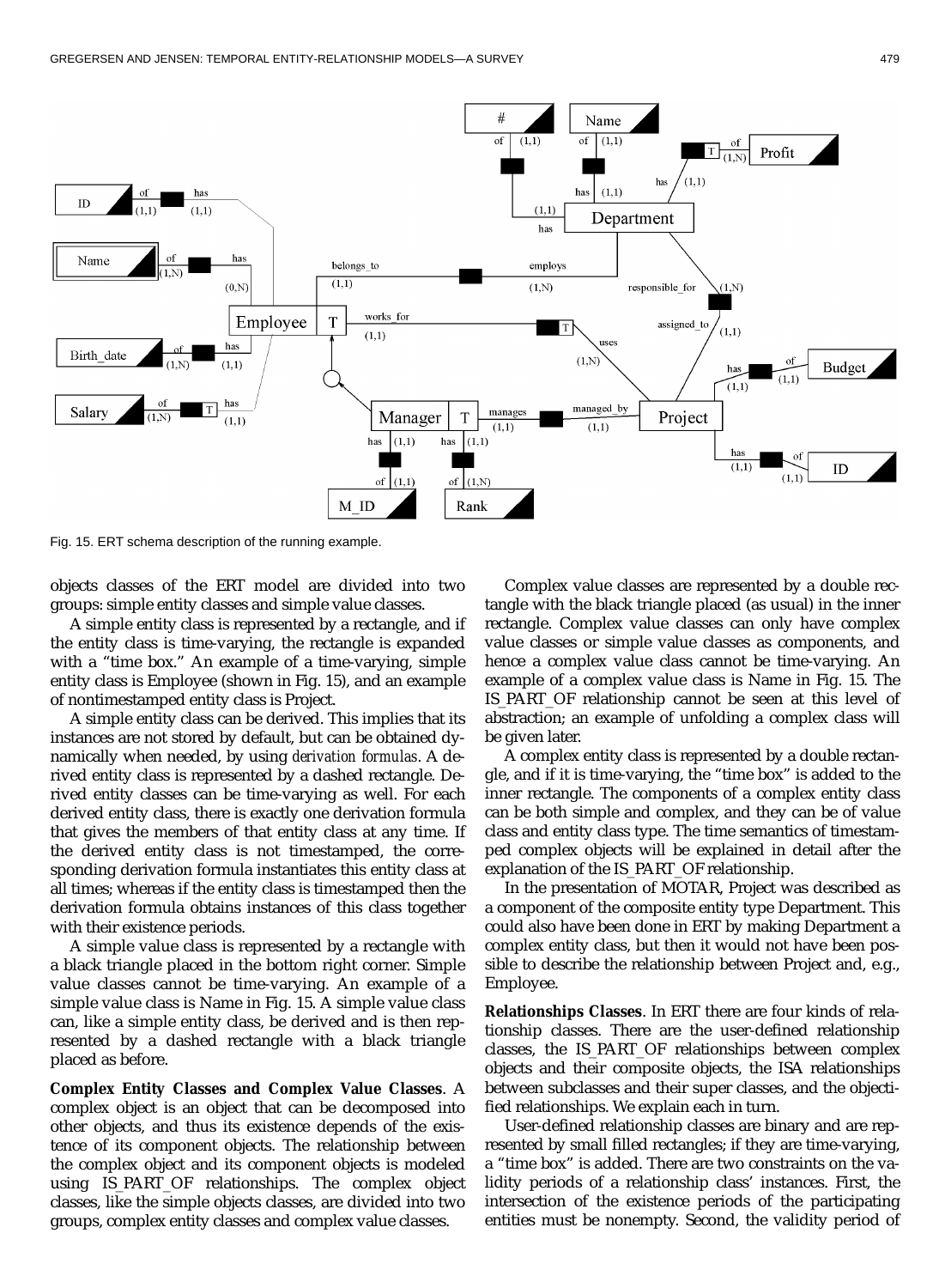Fig. 15. ERT schema description of the running example.

objects classes of the ERT model are divided into two groups: simple entity classes and simple value classes.

A simple entity class is represented by a rectangle, and if the entity class is time-varying, the rectangle is expanded with a "time box." An example of a time-varying, simple entity class is Employee (shown in Fig. 15), and an example of nontimestamped entity class is Project.

A simple entity class can be derived. This implies that its instances are not stored by default, but can be obtained dynamically when needed, by using *derivation formulas*. A derived entity class is represented by a dashed rectangle. Derived entity classes can be time-varying as well. For each derived entity class, there is exactly one derivation formula that gives the members of that entity class at any time. If the derived entity class is not timestamped, the corresponding derivation formula instantiates this entity class at all times; whereas if the entity class is timestamped then the derivation formula obtains instances of this class together with their existence periods.

A simple value class is represented by a rectangle with a black triangle placed in the bottom right corner. Simple value classes cannot be time-varying. An example of a simple value class is Name in Fig. 15. A simple value class can, like a simple entity class, be derived and is then represented by a dashed rectangle with a black triangle placed as before.

**Complex Entity Classes and Complex Value Classes**. A complex object is an object that can be decomposed into other objects, and thus its existence depends of the existence of its component objects. The relationship between the complex object and its component objects is modeled using IS_PART_OF relationships. The complex object classes, like the simple objects classes, are divided into two groups, complex entity classes and complex value classes.

Complex value classes are represented by a double rectangle with the black triangle placed (as usual) in the inner rectangle. Complex value classes can only have complex value classes or simple value classes as components, and hence a complex value class cannot be time-varying. An example of a complex value class is Name in Fig. 15. The IS_PART_OF relationship cannot be seen at this level of abstraction; an example of unfolding a complex class will be given later.

A complex entity class is represented by a double rectangle, and if it is time-varying, the "time box" is added to the inner rectangle. The components of a complex entity class can be both simple and complex, and they can be of value class and entity class type. The time semantics of timestamped complex objects will be explained in detail after the explanation of the IS_PART_OF relationship.

In the presentation of MOTAR, Project was described as a component of the composite entity type Department. This could also have been done in ERT by making Department a complex entity class, but then it would not have been possible to describe the relationship between Project and, e.g., Employee.

**Relationships Classes**. In ERT there are four kinds of relationship classes. There are the user-defined relationship classes, the IS_PART_OF relationships between complex objects and their composite objects, the ISA relationships between subclasses and their super classes, and the objectified relationships. We explain each in turn.

User-defined relationship classes are binary and are represented by small filled rectangles; if they are time-varying, a "time box" is added. There are two constraints on the validity periods of a relationship class' instances. First, the intersection of the existence periods of the participating entities must be nonempty. Second, the validity period of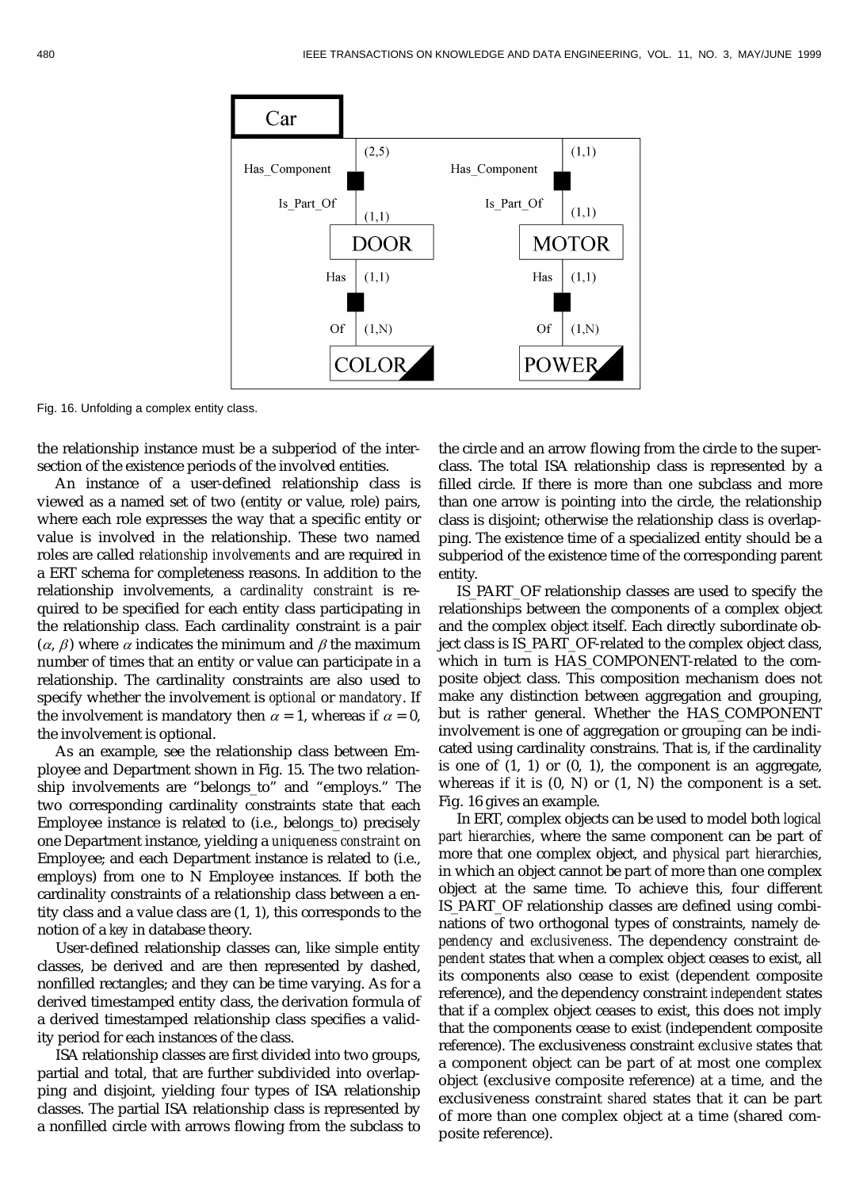Fig. 16. Unfolding a complex entity class.

the relationship instance must be a subperiod of the intersection of the existence periods of the involved entities.

An instance of a user-defined relationship class is viewed as a named set of two (entity or value, role) pairs, where each role expresses the way that a specific entity or value is involved in the relationship. These two named roles are called *relationship involvements* and are required in a ERT schema for completeness reasons. In addition to the relationship involvements, a *cardinality constraint* is required to be specified for each entity class participating in the relationship class. Each cardinality constraint is a pair ($\alpha$, $\beta$) where $\alpha$ indicates the minimum and $\beta$ the maximum number of times that an entity or value can participate in a relationship. The cardinality constraints are also used to specify whether the involvement is *optional* or *mandatory*. If the involvement is mandatory then $\alpha = 1$, whereas if $\alpha = 0$, the involvement is optional.

As an example, see the relationship class between Employee and Department shown in Fig. 15. The two relationship involvements are "belongs_to" and "employs." The two corresponding cardinality constraints state that each Employee instance is related to (i.e., belongs_to) precisely one Department instance, yielding a *uniqueness constraint* on Employee; and each Department instance is related to (i.e., employs) from one to N Employee instances. If both the cardinality constraints of a relationship class between a entity class and a value class are (1, 1), this corresponds to the notion of a *key* in database theory.

User-defined relationship classes can, like simple entity classes, be derived and are then represented by dashed, nonfilled rectangles; and they can be time varying. As for a derived timestamped entity class, the derivation formula of a derived timestamped relationship class specifies a validity period for each instances of the class.

ISA relationship classes are first divided into two groups, partial and total, that are further subdivided into overlapping and disjoint, yielding four types of ISA relationship classes. The partial ISA relationship class is represented by a nonfilled circle with arrows flowing from the subclass to the circle and an arrow flowing from the circle to the superclass. The total ISA relationship class is represented by a filled circle. If there is more than one subclass and more than one arrow is pointing into the circle, the relationship class is disjoint; otherwise the relationship class is overlapping. The existence time of a specialized entity should be a subperiod of the existence time of the corresponding parent entity.

IS_PART_OF relationship classes are used to specify the relationships between the components of a complex object and the complex object itself. Each directly subordinate object class is IS_PART_OF-related to the complex object class, which in turn is HAS_COMPONENT-related to the composite object class. This composition mechanism does not make any distinction between aggregation and grouping, but is rather general. Whether the HAS_COMPONENT involvement is one of aggregation or grouping can be indicated using cardinality constrains. That is, if the cardinality is one of (1, 1) or (0, 1), the component is an aggregate, whereas if it is (0, N) or (1, N) the component is a set. Fig. 16 gives an example.

In ERT, complex objects can be used to model both *logical part hierarchies*, where the same component can be part of more that one complex object, and *physical part hierarchies*, in which an object cannot be part of more than one complex object at the same time. To achieve this, four different IS_PART_OF relationship classes are defined using combinations of two orthogonal types of constraints, namely *dependency* and *exclusiveness*. The dependency constraint *dependent* states that when a complex object ceases to exist, all its components also cease to exist (dependent composite reference), and the dependency constraint *independent* states that if a complex object ceases to exist, this does not imply that the components cease to exist (independent composite reference). The exclusiveness constraint *exclusive* states that a component object can be part of at most one complex object (exclusive composite reference) at a time, and the exclusiveness constraint *shared* states that it can be part of more than one complex object at a time (shared composite reference).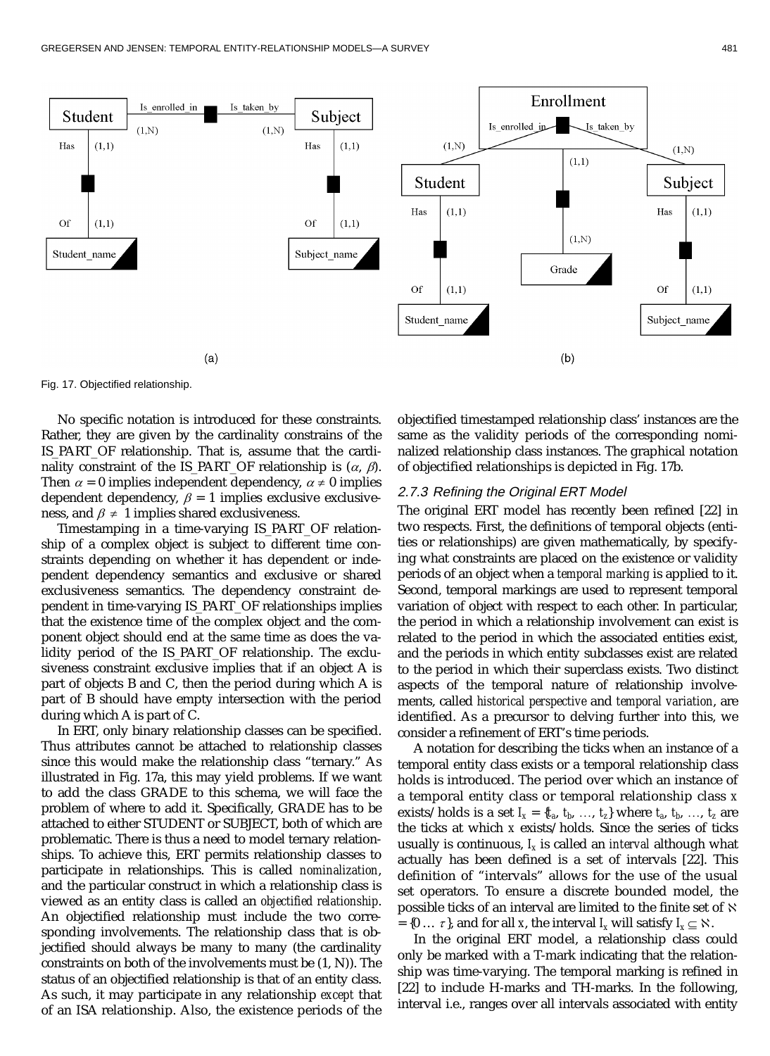Fig. 17. Objectified relationship.

No specific notation is introduced for these constraints. Rather, they are given by the cardinality constrains of the IS_PART_OF relationship. That is, assume that the cardinality constraint of the IS_PART_OF relationship is $(\alpha, \beta)$. Then $\alpha = 0$ implies independent dependency, $\alpha \neq 0$ implies dependent dependency, $\beta = 1$ implies exclusive exclusiveness, and $\beta \neq 1$ implies shared exclusiveness.

Timestamping in a time-varying IS_PART_OF relationship of a complex object is subject to different time constraints depending on whether it has dependent or independent dependency semantics and exclusive or shared exclusiveness semantics. The dependency constraint dependent in time-varying IS_PART_OF relationships implies that the existence time of the complex object and the component object should end at the same time as does the validity period of the IS_PART_OF relationship. The exclusiveness constraint exclusive implies that if an object A is part of objects B and C, then the period during which A is part of B should have empty intersection with the period during which A is part of C.

In ERT, only binary relationship classes can be specified. Thus attributes cannot be attached to relationship classes since this would make the relationship class "ternary." As illustrated in Fig. 17a, this may yield problems. If we want to add the class GRADE to this schema, we will face the problem of where to add it. Specifically, GRADE has to be attached to either STUDENT or SUBJECT, both of which are problematic. There is thus a need to model ternary relationships. To achieve this, ERT permits relationship classes to participate in relationships. This is called *nominalization*, and the particular construct in which a relationship class is viewed as an entity class is called an *objectified relationship*. An objectified relationship must include the two corresponding involvements. The relationship class that is objectified should always be many to many (the cardinality constraints on both of the involvements must be (1, N)). The status of an objectified relationship is that of an entity class. As such, it may participate in any relationship *except* that of an ISA relationship. Also, the existence periods of the objectified timestamped relationship class' instances are the same as the validity periods of the corresponding nominalized relationship class instances. The graphical notation of objectified relationships is depicted in Fig. 17b.

### 2.7.3 Refining the Original ERT Model

The original ERT model has recently been refined [22] in two respects. First, the definitions of temporal objects (entities or relationships) are given mathematically, by specifying what constraints are placed on the existence or validity periods of an object when a *temporal marking* is applied to it. Second, temporal markings are used to represent temporal variation of object with respect to each other. In particular, the period in which a relationship involvement can exist is related to the period in which the associated entities exist, and the periods in which entity subclasses exist are related to the period in which their superclass exists. Two distinct aspects of the temporal nature of relationship involvements, called *historical perspective* and *temporal variation*, are identified. As a precursor to delving further into this, we consider a refinement of ERT's time periods.

A notation for describing the ticks when an instance of a temporal entity class exists or a temporal relationship class holds is introduced. The period over which an instance of a temporal entity class or temporal relationship class $x$ exists/holds is a set $I_x = \{t_a, t_b, \ldots, t_z\}$ where $t_a, t_b, \ldots, t_z$ are the ticks at which $x$ exists/holds. Since the series of ticks usually is continuous, $I_x$ is called an *interval* although what actually has been defined is a set of intervals [22]. This definition of "intervals" allows for the use of the usual set operators. To ensure a discrete bounded model, the possible ticks of an interval are limited to the finite set of $\aleph = \{0 \ldots \tau\}$, and for all $x$, the interval $I_x$ will satisfy $I_x \subseteq \aleph$.

In the original ERT model, a relationship class could only be marked with a T-mark indicating that the relationship was time-varying. The temporal marking is refined in [22] to include H-marks and TH-marks. In the following, interval i.e., ranges over all intervals associated with entity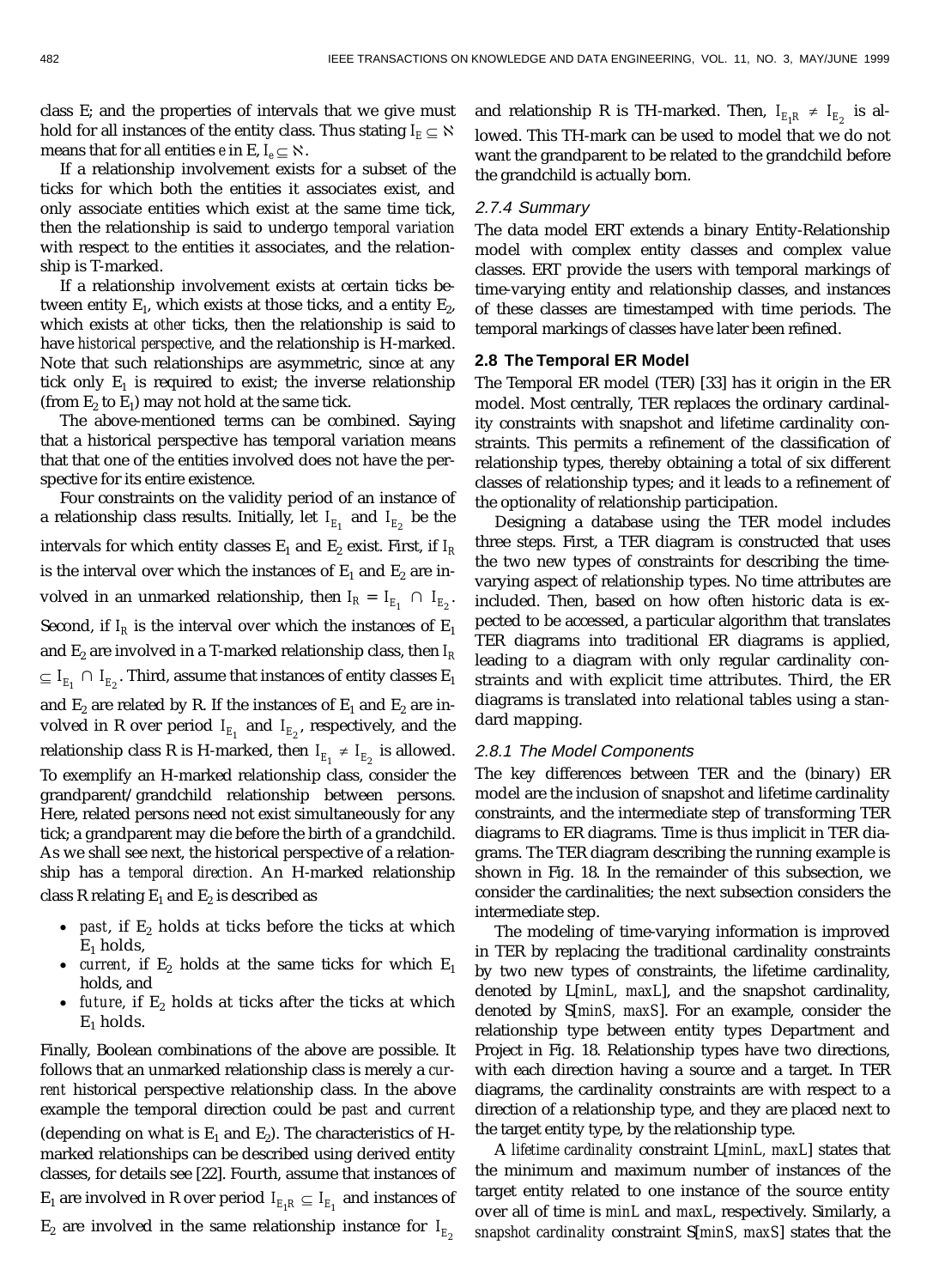class E; and the properties of intervals that we give must hold for all instances of the entity class. Thus stating $I_E \subseteq \aleph$ means that for all entities *e* in E, $I_e \subseteq \aleph$.

If a relationship involvement exists for a subset of the ticks for which both the entities it associates exist, and only associate entities which exist at the same time tick, then the relationship is said to undergo *temporal variation* with respect to the entities it associates, and the relationship is T-marked.

If a relationship involvement exists at certain ticks between entity $E_1$, which exists at those ticks, and a entity $E_2$, which exists at *other* ticks, then the relationship is said to have *historical perspective*, and the relationship is H-marked. Note that such relationships are asymmetric, since at any tick only $E_1$ is required to exist; the inverse relationship (from $E_2$ to $E_1$) may not hold at the same tick.

The above-mentioned terms can be combined. Saying that a historical perspective has temporal variation means that that one of the entities involved does not have the perspective for its entire existence.

Four constraints on the validity period of an instance of a relationship class results. Initially, let $I_{E_1}$ and $I_{E_2}$ be the intervals for which entity classes $E_1$ and $E_2$ exist. First, if $I_R$ is the interval over which the instances of $E_1$ and $E_2$ are involved in an unmarked relationship, then $I_R = I_{E_1} \cap I_{E_2}$. Second, if $I_R$ is the interval over which the instances of $E_1$ and $E_2$ are involved in a T-marked relationship class, then $I_R \subseteq I_{E_1} \cap I_{E_2}$. Third, assume that instances of entity classes $E_1$ and $E_2$ are related by R. If the instances of $E_1$ and $E_2$ are involved in R over period $I_{E_1}$ and $I_{E_2}$, respectively, and the relationship class R is H-marked, then $I_{E_1} \neq I_{E_2}$ is allowed. To exemplify an H-marked relationship class, consider the grandparent/grandchild relationship between persons. Here, related persons need not exist simultaneously for any tick; a grandparent may die before the birth of a grandchild. As we shall see next, the historical perspective of a relationship has a *temporal direction*. An H-marked relationship class R relating $E_1$ and $E_2$ is described as

- *past*, if $E_2$ holds at ticks before the ticks at which $E_1$ holds,
- *current*, if $E_2$ holds at the same ticks for which $E_1$ holds, and
- *future*, if $E_2$ holds at ticks after the ticks at which $E_1$ holds.

Finally, Boolean combinations of the above are possible. It follows that an unmarked relationship class is merely a *current* historical perspective relationship class. In the above example the temporal direction could be *past* and *current* (depending on what is $E_1$ and $E_2$). The characteristics of H-marked relationships can be described using derived entity classes, for details see [22]. Fourth, assume that instances of $E_1$ are involved in R over period $I_{E_1R} \subseteq I_{E_1}$ and instances of $E_2$ are involved in the same relationship instance for $I_{E_2}$ and relationship R is TH-marked. Then, $I_{E_1R} \neq I_{E_2}$ is allowed. This TH-mark can be used to model that we do not want the grandparent to be related to the grandchild before the grandchild is actually born.

#### 2.7.4 Summary

The data model ERT extends a binary Entity-Relationship model with complex entity classes and complex value classes. ERT provide the users with temporal markings of time-varying entity and relationship classes, and instances of these classes are timestamped with time periods. The temporal markings of classes have later been refined.

### 2.8 The Temporal ER Model

The Temporal ER model (TER) [33] has it origin in the ER model. Most centrally, TER replaces the ordinary cardinality constraints with snapshot and lifetime cardinality constraints. This permits a refinement of the classification of relationship types, thereby obtaining a total of six different classes of relationship types; and it leads to a refinement of the optionality of relationship participation.

Designing a database using the TER model includes three steps. First, a TER diagram is constructed that uses the two new types of constraints for describing the time-varying aspect of relationship types. No time attributes are included. Then, based on how often historic data is expected to be accessed, a particular algorithm that translates TER diagrams into traditional ER diagrams is applied, leading to a diagram with only regular cardinality constraints and with explicit time attributes. Third, the ER diagrams is translated into relational tables using a standard mapping.

#### 2.8.1 The Model Components

The key differences between TER and the (binary) ER model are the inclusion of snapshot and lifetime cardinality constraints, and the intermediate step of transforming TER diagrams to ER diagrams. Time is thus implicit in TER diagrams. The TER diagram describing the running example is shown in Fig. 18. In the remainder of this subsection, we consider the cardinalities; the next subsection considers the intermediate step.

The modeling of time-varying information is improved in TER by replacing the traditional cardinality constraints by two new types of constraints, the lifetime cardinality, denoted by L[*minL*, *maxL*], and the snapshot cardinality, denoted by S[*minS*, *maxS*]. For an example, consider the relationship type between entity types Department and Project in Fig. 18. Relationship types have two directions, with each direction having a source and a target. In TER diagrams, the cardinality constraints are with respect to a direction of a relationship type, and they are placed next to the target entity type, by the relationship type.

A *lifetime cardinality* constraint L[*minL*, *maxL*] states that the minimum and maximum number of instances of the target entity related to one instance of the source entity over all of time is *minL* and *maxL*, respectively. Similarly, a *snapshot cardinality* constraint S[*minS*, *maxS*] states that the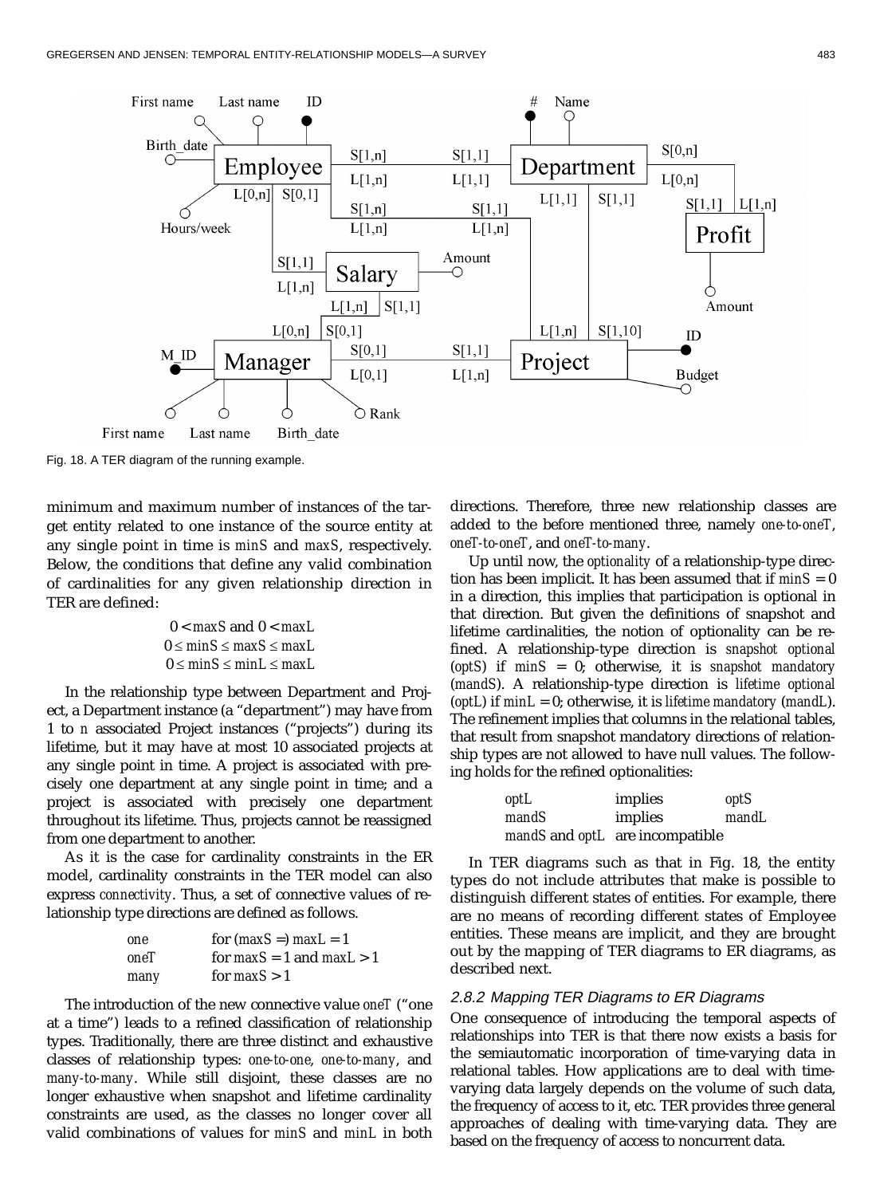Fig. 18. A TER diagram of the running example.

minimum and maximum number of instances of the target entity related to one instance of the source entity at any single point in time is *minS* and *maxS*, respectively. Below, the conditions that define any valid combination of cardinalities for any given relationship direction in TER are defined:

$$0 < maxS \text{ and } 0 < maxL$$
$$0 \le minS \le maxS \le maxL$$
$$0 \le minS \le minL \le maxL$$

In the relationship type between Department and Project, a Department instance (a "department") may have from 1 to *n* associated Project instances ("projects") during its lifetime, but it may have at most 10 associated projects at any single point in time. A project is associated with precisely one department at any single point in time; and a project is associated with precisely one department throughout its lifetime. Thus, projects cannot be reassigned from one department to another.

As it is the case for cardinality constraints in the ER model, cardinality constraints in the TER model can also express *connectivity*. Thus, a set of connective values of relationship type directions are defined as follows.

| | |
|---|---|
| *one* | for ($maxS =$) $maxL = 1$ |
| *oneT* | for $maxS = 1$ and $maxL > 1$ |
| *many* | for $maxS > 1$ |

The introduction of the new connective value *oneT* ("one at a time") leads to a refined classification of relationship types. Traditionally, there are three distinct and exhaustive classes of relationship types: *one-to-one*, *one-to-many*, and *many-to-many*. While still disjoint, these classes are no longer exhaustive when snapshot and lifetime cardinality constraints are used, as the classes no longer cover all valid combinations of values for *minS* and *minL* in both directions. Therefore, three new relationship classes are added to the before mentioned three, namely *one-to-oneT*, *oneT-to-oneT*, and *oneT-to-many*.

Up until now, the *optionality* of a relationship-type direction has been implicit. It has been assumed that if $minS = 0$ in a direction, this implies that participation is optional in that direction. But given the definitions of snapshot and lifetime cardinalities, the notion of optionality can be refined. A relationship-type direction is *snapshot optional* (*optS*) if $minS = 0$; otherwise, it is *snapshot mandatory* (*mandS*). A relationship-type direction is *lifetime optional* (*optL*) if $minL = 0$; otherwise, it is *lifetime mandatory* (*mandL*). The refinement implies that columns in the relational tables, that result from snapshot mandatory directions of relationship types are not allowed to have null values. The following holds for the refined optionalities:

| | | |
|---|---|---|
| *optL* | implies | *optS* |
| *mandS* | implies | *mandL* |
| *mandS* and *optL* | are incompatible | |

In TER diagrams such as that in Fig. 18, the entity types do not include attributes that make is possible to distinguish different states of entities. For example, there are no means of recording different states of Employee entities. These means are implicit, and they are brought out by the mapping of TER diagrams to ER diagrams, as described next.

### 2.8.2 Mapping TER Diagrams to ER Diagrams

One consequence of introducing the temporal aspects of relationships into TER is that there now exists a basis for the semiautomatic incorporation of time-varying data in relational tables. How applications are to deal with time-varying data largely depends on the volume of such data, the frequency of access to it, etc. TER provides three general approaches of dealing with time-varying data. They are based on the frequency of access to noncurrent data.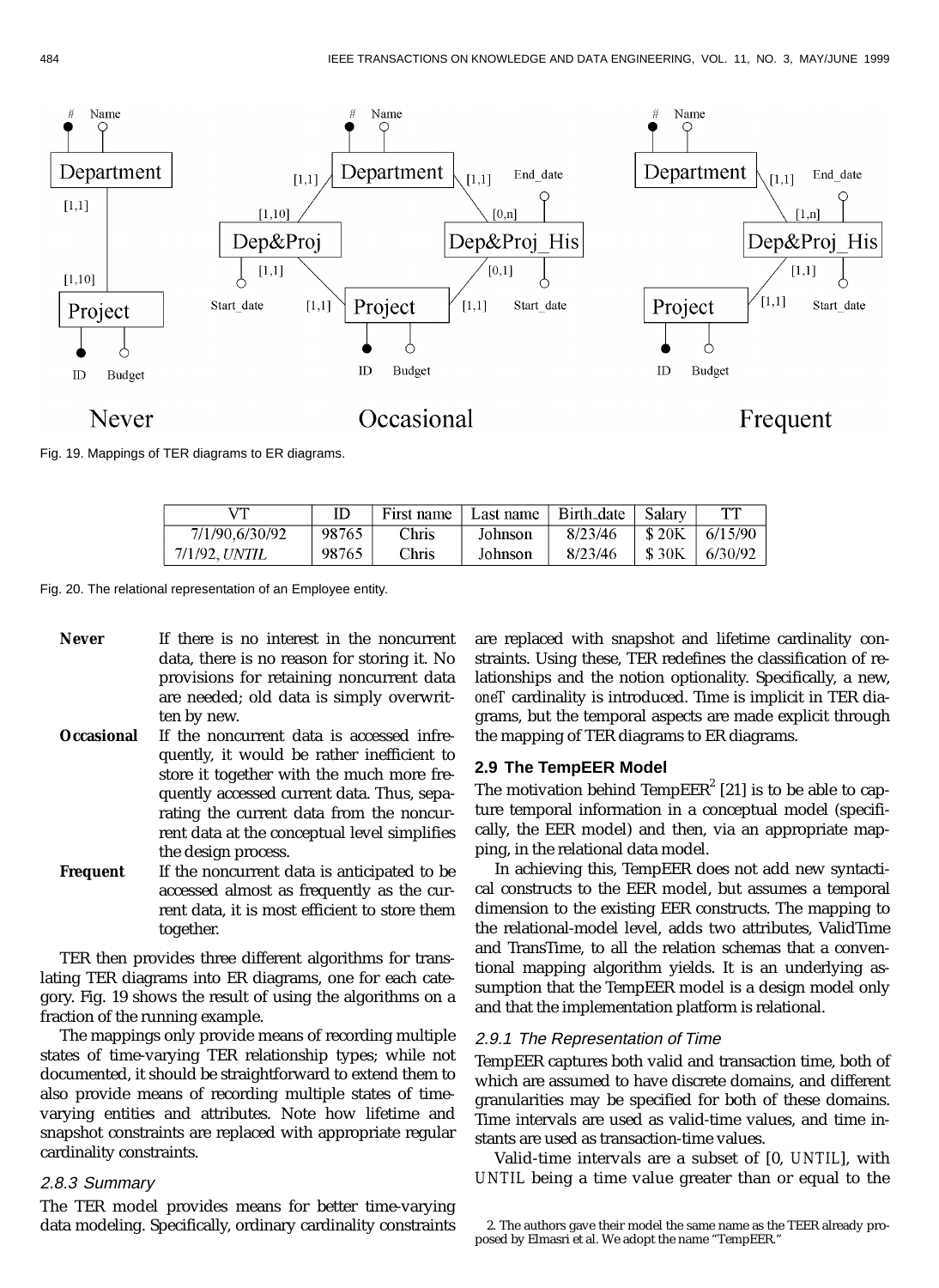Fig. 19. Mappings of TER diagrams to ER diagrams.

| VT | ID | First name | Last name | Birth_date | Salary | TT |
|---|---|---|---|---|---|---|
| 7/1/90,6/30/92 | 98765 | Chris | Johnson | 8/23/46 | $ 20K | 6/15/90 |
| 7/1/92, *UNTIL* | 98765 | Chris | Johnson | 8/23/46 | $ 30K | 6/30/92 |

Fig. 20. The relational representation of an Employee entity.

**Never** If there is no interest in the noncurrent data, there is no reason for storing it. No provisions for retaining noncurrent data are needed; old data is simply overwritten by new.

**Occasional** If the noncurrent data is accessed infrequently, it would be rather inefficient to store it together with the much more frequently accessed current data. Thus, separating the current data from the noncurrent data at the conceptual level simplifies the design process.

**Frequent** If the noncurrent data is anticipated to be accessed almost as frequently as the current data, it is most efficient to store them together.

TER then provides three different algorithms for translating TER diagrams into ER diagrams, one for each category. Fig. 19 shows the result of using the algorithms on a fraction of the running example.

The mappings only provide means of recording multiple states of time-varying TER relationship types; while not documented, it should be straightforward to extend them to also provide means of recording multiple states of time-varying entities and attributes. Note how lifetime and snapshot constraints are replaced with appropriate regular cardinality constraints.

#### 2.8.3 Summary

The TER model provides means for better time-varying data modeling. Specifically, ordinary cardinality constraints are replaced with snapshot and lifetime cardinality constraints. Using these, TER redefines the classification of relationships and the notion optionality. Specifically, a new, *oneT* cardinality is introduced. Time is implicit in TER diagrams, but the temporal aspects are made explicit through the mapping of TER diagrams to ER diagrams.

### 2.9 The TempEER Model

The motivation behind TempEER[2] [21] is to be able to capture temporal information in a conceptual model (specifically, the EER model) and then, via an appropriate mapping, in the relational data model.

In achieving this, TempEER does not add new syntactical constructs to the EER model, but assumes a temporal dimension to the existing EER constructs. The mapping to the relational-model level, adds two attributes, ValidTime and TransTime, to all the relation schemas that a conventional mapping algorithm yields. It is an underlying assumption that the TempEER model is a design model only and that the implementation platform is relational.

#### 2.9.1 The Representation of Time

TempEER captures both valid and transaction time, both of which are assumed to have discrete domains, and different granularities may be specified for both of these domains. Time intervals are used as valid-time values, and time instants are used as transaction-time values.

Valid-time intervals are a subset of [0, *UNTIL*], with *UNTIL* being a time value greater than or equal to the

2. The authors gave their model the same name as the TEER already proposed by Elmasri et al. We adopt the name "TempEER."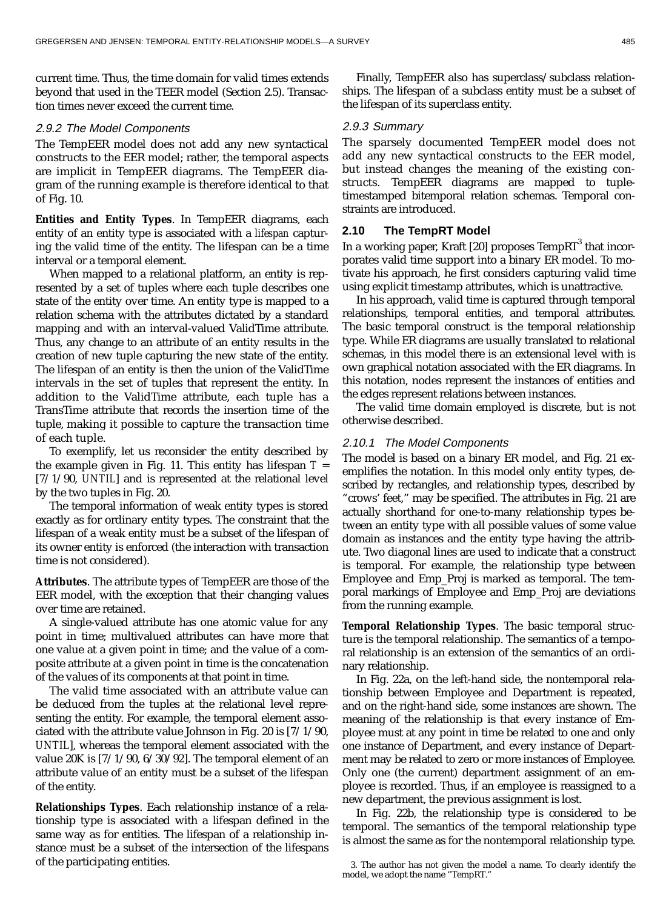current time. Thus, the time domain for valid times extends beyond that used in the TEER model (Section 2.5). Transaction times never exceed the current time.

### 2.9.2 The Model Components

The TempEER model does not add any new syntactical constructs to the EER model; rather, the temporal aspects are implicit in TempEER diagrams. The TempEER diagram of the running example is therefore identical to that of Fig. 10.

**Entities and Entity Types**. In TempEER diagrams, each entity of an entity type is associated with a *lifespan* capturing the valid time of the entity. The lifespan can be a time interval or a temporal element.

When mapped to a relational platform, an entity is represented by a set of tuples where each tuple describes one state of the entity over time. An entity type is mapped to a relation schema with the attributes dictated by a standard mapping and with an interval-valued ValidTime attribute. Thus, any change to an attribute of an entity results in the creation of new tuple capturing the new state of the entity. The lifespan of an entity is then the union of the ValidTime intervals in the set of tuples that represent the entity. In addition to the ValidTime attribute, each tuple has a TransTime attribute that records the insertion time of the tuple, making it possible to capture the transaction time of each tuple.

To exemplify, let us reconsider the entity described by the example given in Fig. 11. This entity has lifespan *T* = [7/1/90, *UNTIL*] and is represented at the relational level by the two tuples in Fig. 20.

The temporal information of weak entity types is stored exactly as for ordinary entity types. The constraint that the lifespan of a weak entity must be a subset of the lifespan of its owner entity is enforced (the interaction with transaction time is not considered).

**Attributes**. The attribute types of TempEER are those of the EER model, with the exception that their changing values over time are retained.

A single-valued attribute has one atomic value for any point in time; multivalued attributes can have more that one value at a given point in time; and the value of a composite attribute at a given point in time is the concatenation of the values of its components at that point in time.

The valid time associated with an attribute value can be deduced from the tuples at the relational level representing the entity. For example, the temporal element associated with the attribute value Johnson in Fig. 20 is [7/1/90, *UNTIL*], whereas the temporal element associated with the value 20K is [7/1/90, 6/30/92]. The temporal element of an attribute value of an entity must be a subset of the lifespan of the entity.

**Relationships Types**. Each relationship instance of a relationship type is associated with a lifespan defined in the same way as for entities. The lifespan of a relationship instance must be a subset of the intersection of the lifespans of the participating entities.

Finally, TempEER also has superclass/subclass relationships. The lifespan of a subclass entity must be a subset of the lifespan of its superclass entity.

### 2.9.3 Summary

The sparsely documented TempEER model does not add any new syntactical constructs to the EER model, but instead changes the meaning of the existing constructs. TempEER diagrams are mapped to tuple-timestamped bitemporal relation schemas. Temporal constraints are introduced.

## 2.10 The TempRT Model

In a working paper, Kraft [20] proposes TempRT[3] that incorporates valid time support into a binary ER model. To motivate his approach, he first considers capturing valid time using explicit timestamp attributes, which is unattractive.

In his approach, valid time is captured through temporal relationships, temporal entities, and temporal attributes. The basic temporal construct is the temporal relationship type. While ER diagrams are usually translated to relational schemas, in this model there is an extensional level with is own graphical notation associated with the ER diagrams. In this notation, nodes represent the instances of entities and the edges represent relations between instances.

The valid time domain employed is discrete, but is not otherwise described.

### 2.10.1 The Model Components

The model is based on a binary ER model, and Fig. 21 exemplifies the notation. In this model only entity types, described by rectangles, and relationship types, described by "crows' feet," may be specified. The attributes in Fig. 21 are actually shorthand for one-to-many relationship types between an entity type with all possible values of some value domain as instances and the entity type having the attribute. Two diagonal lines are used to indicate that a construct is temporal. For example, the relationship type between Employee and Emp_Proj is marked as temporal. The temporal markings of Employee and Emp_Proj are deviations from the running example.

**Temporal Relationship Types**. The basic temporal structure is the temporal relationship. The semantics of a temporal relationship is an extension of the semantics of an ordinary relationship.

In Fig. 22a, on the left-hand side, the nontemporal relationship between Employee and Department is repeated, and on the right-hand side, some instances are shown. The meaning of the relationship is that every instance of Employee must at any point in time be related to one and only one instance of Department, and every instance of Department may be related to zero or more instances of Employee. Only one (the current) department assignment of an employee is recorded. Thus, if an employee is reassigned to a new department, the previous assignment is lost.

In Fig. 22b, the relationship type is considered to be temporal. The semantics of the temporal relationship type is almost the same as for the nontemporal relationship type.

3. The author has not given the model a name. To clearly identify the model, we adopt the name "TempRT."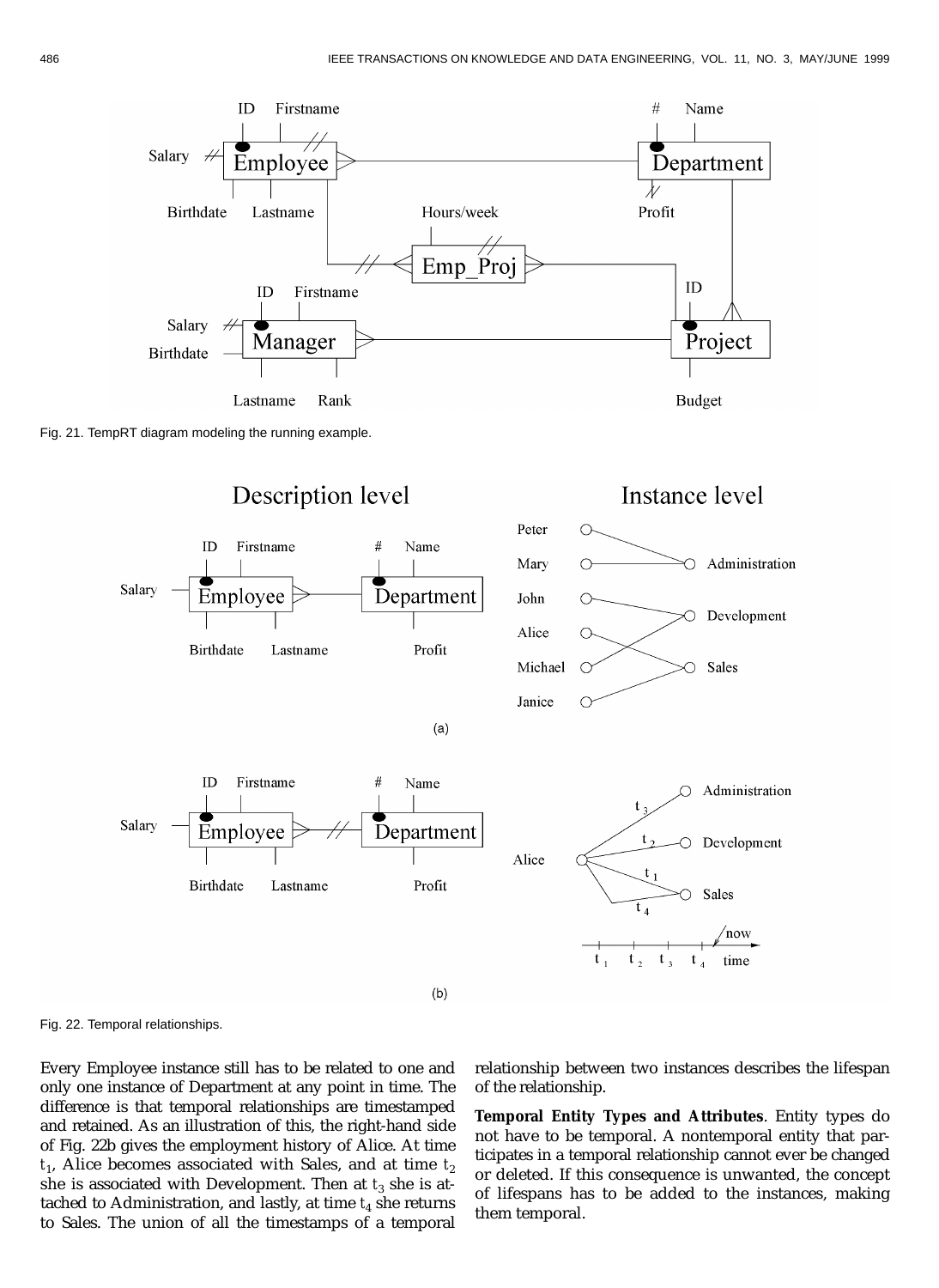Fig. 21. TempRT diagram modeling the running example.

Fig. 22. Temporal relationships.

Every Employee instance still has to be related to one and only one instance of Department at any point in time. The difference is that temporal relationships are timestamped and retained. As an illustration of this, the right-hand side of Fig. 22b gives the employment history of Alice. At time $t_1$, Alice becomes associated with Sales, and at time $t_2$ she is associated with Development. Then at $t_3$ she is attached to Administration, and lastly, at time $t_4$ she returns to Sales. The union of all the timestamps of a temporal relationship between two instances describes the lifespan of the relationship.

**Temporal Entity Types and Attributes**. Entity types do not have to be temporal. A nontemporal entity that participates in a temporal relationship cannot ever be changed or deleted. If this consequence is unwanted, the concept of lifespans has to be added to the instances, making them temporal.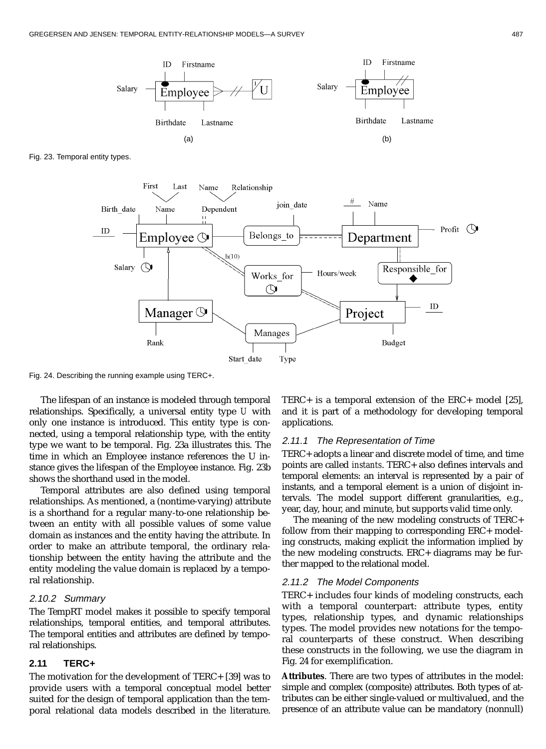Fig. 23. Temporal entity types.

Fig. 24. Describing the running example using TERC+.

The lifespan of an instance is modeled through temporal relationships. Specifically, a universal entity type U with only one instance is introduced. This entity type is connected, using a temporal relationship type, with the entity type we want to be temporal. Fig. 23a illustrates this. The time in which an Employee instance references the U instance gives the lifespan of the Employee instance. Fig. 23b shows the shorthand used in the model.

Temporal attributes are also defined using temporal relationships. As mentioned, a (nontime-varying) attribute is a shorthand for a regular many-to-one relationship between an entity with all possible values of some value domain as instances and the entity having the attribute. In order to make an attribute temporal, the ordinary relationship between the entity having the attribute and the entity modeling the value domain is replaced by a temporal relationship.

### 2.10.2 Summary

The TempRT model makes it possible to specify temporal relationships, temporal entities, and temporal attributes. The temporal entities and attributes are defined by temporal relationships.

## 2.11 TERC+

The motivation for the development of TERC+ [39] was to provide users with a temporal conceptual model better suited for the design of temporal application than the temporal relational data models described in the literature. TERC+ is a temporal extension of the ERC+ model [25], and it is part of a methodology for developing temporal applications.

### 2.11.1 The Representation of Time

TERC+ adopts a linear and discrete model of time, and time points are called *instants*. TERC+ also defines intervals and temporal elements: an interval is represented by a pair of instants, and a temporal element is a union of disjoint intervals. The model support different granularities, e.g., year, day, hour, and minute, but supports valid time only.

The meaning of the new modeling constructs of TERC+ follow from their mapping to corresponding ERC+ modeling constructs, making explicit the information implied by the new modeling constructs. ERC+ diagrams may be further mapped to the relational model.

### 2.11.2 The Model Components

TERC+ includes four kinds of modeling constructs, each with a temporal counterpart: attribute types, entity types, relationship types, and dynamic relationships types. The model provides new notations for the temporal counterparts of these construct. When describing these constructs in the following, we use the diagram in Fig. 24 for exemplification.

**Attributes**. There are two types of attributes in the model: simple and complex (composite) attributes. Both types of attributes can be either single-valued or multivalued, and the presence of an attribute value can be mandatory (nonnull)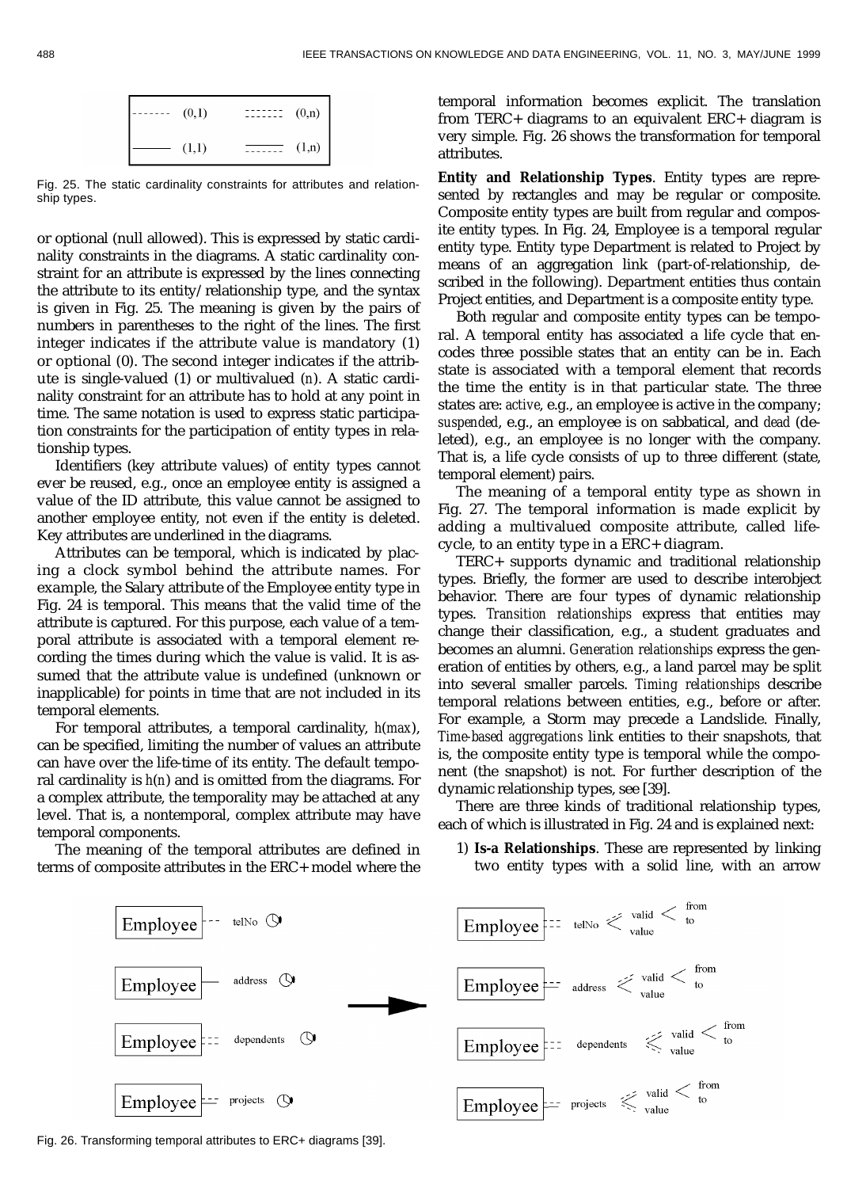Fig. 25. The static cardinality constraints for attributes and relationship types.

or optional (null allowed). This is expressed by static cardinality constraints in the diagrams. A static cardinality constraint for an attribute is expressed by the lines connecting the attribute to its entity/relationship type, and the syntax is given in Fig. 25. The meaning is given by the pairs of numbers in parentheses to the right of the lines. The first integer indicates if the attribute value is mandatory (1) or optional (0). The second integer indicates if the attribute is single-valued (1) or multivalued (*n*). A static cardinality constraint for an attribute has to hold at any point in time. The same notation is used to express static participation constraints for the participation of entity types in relationship types.

Identifiers (key attribute values) of entity types cannot ever be reused, e.g., once an employee entity is assigned a value of the ID attribute, this value cannot be assigned to another employee entity, not even if the entity is deleted. Key attributes are underlined in the diagrams.

Attributes can be temporal, which is indicated by placing a clock symbol behind the attribute names. For example, the Salary attribute of the Employee entity type in Fig. 24 is temporal. This means that the valid time of the attribute is captured. For this purpose, each value of a temporal attribute is associated with a temporal element recording the times during which the value is valid. It is assumed that the attribute value is undefined (unknown or inapplicable) for points in time that are not included in its temporal elements.

For temporal attributes, a temporal cardinality, *h*(*max*), can be specified, limiting the number of values an attribute can have over the life-time of its entity. The default temporal cardinality is *h*(*n*) and is omitted from the diagrams. For a complex attribute, the temporality may be attached at any level. That is, a nontemporal, complex attribute may have temporal components.

The meaning of the temporal attributes are defined in terms of composite attributes in the ERC+ model where the temporal information becomes explicit. The translation from TERC+ diagrams to an equivalent ERC+ diagram is very simple. Fig. 26 shows the transformation for temporal attributes.

**Entity and Relationship Types**. Entity types are represented by rectangles and may be regular or composite. Composite entity types are built from regular and composite entity types. In Fig. 24, Employee is a temporal regular entity type. Entity type Department is related to Project by means of an aggregation link (part-of-relationship, described in the following). Department entities thus contain Project entities, and Department is a composite entity type.

Both regular and composite entity types can be temporal. A temporal entity has associated a life cycle that encodes three possible states that an entity can be in. Each state is associated with a temporal element that records the time the entity is in that particular state. The three states are: *active*, e.g., an employee is active in the company; *suspended*, e.g., an employee is on sabbatical, and *dead* (deleted), e.g., an employee is no longer with the company. That is, a life cycle consists of up to three different (state, temporal element) pairs.

The meaning of a temporal entity type as shown in Fig. 27. The temporal information is made explicit by adding a multivalued composite attribute, called lifecycle, to an entity type in a ERC+ diagram.

TERC+ supports dynamic and traditional relationship types. Briefly, the former are used to describe interobject behavior. There are four types of dynamic relationship types. *Transition relationships* express that entities may change their classification, e.g., a student graduates and becomes an alumni. *Generation relationships* express the generation of entities by others, e.g., a land parcel may be split into several smaller parcels. *Timing relationships* describe temporal relations between entities, e.g., before or after. For example, a Storm may precede a Landslide. Finally, *Time-based aggregations* link entities to their snapshots, that is, the composite entity type is temporal while the component (the snapshot) is not. For further description of the dynamic relationship types, see [39].

There are three kinds of traditional relationship types, each of which is illustrated in Fig. 24 and is explained next:

1) **Is-a Relationships**. These are represented by linking two entity types with a solid line, with an arrow

Fig. 26. Transforming temporal attributes to ERC+ diagrams [39].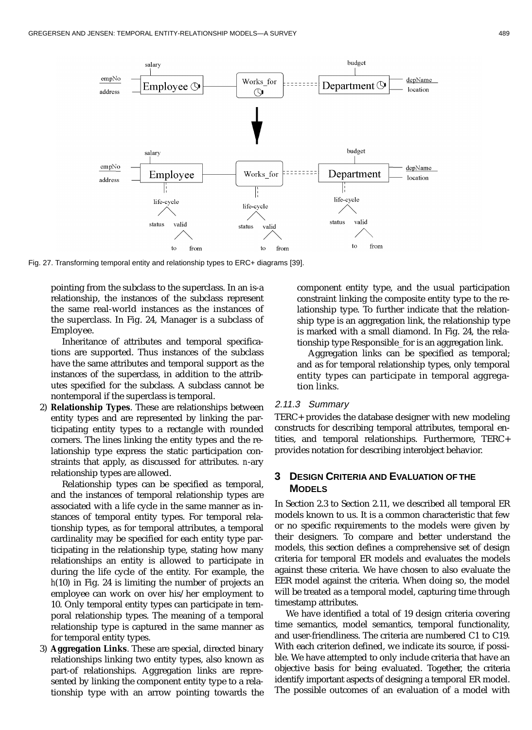Fig. 27. Transforming temporal entity and relationship types to ERC+ diagrams [39].

pointing from the subclass to the superclass. In an is-a relationship, the instances of the subclass represent the same real-world instances as the instances of the superclass. In Fig. 24, Manager is a subclass of Employee.

Inheritance of attributes and temporal specifications are supported. Thus instances of the subclass have the same attributes and temporal support as the instances of the superclass, in addition to the attributes specified for the subclass. A subclass cannot be nontemporal if the superclass is temporal.

2) **Relationship Types**. These are relationships between entity types and are represented by linking the participating entity types to a rectangle with rounded corners. The lines linking the entity types and the relationship type express the static participation constraints that apply, as discussed for attributes. *n*-ary relationship types are allowed.

   Relationship types can be specified as temporal, and the instances of temporal relationship types are associated with a life cycle in the same manner as instances of temporal entity types. For temporal relationship types, as for temporal attributes, a temporal cardinality may be specified for each entity type participating in the relationship type, stating how many relationships an entity is allowed to participate in during the life cycle of the entity. For example, the *h*(10) in Fig. 24 is limiting the number of projects an employee can work on over his/her employment to 10. Only temporal entity types can participate in temporal relationship types. The meaning of a temporal relationship type is captured in the same manner as for temporal entity types.

3) **Aggregation Links**. These are special, directed binary relationships linking two entity types, also known as part-of relationships. Aggregation links are represented by linking the component entity type to a relationship type with an arrow pointing towards the component entity type, and the usual participation constraint linking the composite entity type to the relationship type. To further indicate that the relationship type is an aggregation link, the relationship type is marked with a small diamond. In Fig. 24, the relationship type Responsible_for is an aggregation link.

   Aggregation links can be specified as temporal; and as for temporal relationship types, only temporal entity types can participate in temporal aggregation links.

### 2.11.3 Summary

TERC+ provides the database designer with new modeling constructs for describing temporal attributes, temporal entities, and temporal relationships. Furthermore, TERC+ provides notation for describing interobject behavior.

## 3 Design Criteria and Evaluation of the Models

In Section 2.3 to Section 2.11, we described all temporal ER models known to us. It is a common characteristic that few or no specific requirements to the models were given by their designers. To compare and better understand the models, this section defines a comprehensive set of design criteria for temporal ER models and evaluates the models against these criteria. We have chosen to also evaluate the EER model against the criteria. When doing so, the model will be treated as a temporal model, capturing time through timestamp attributes.

We have identified a total of 19 design criteria covering time semantics, model semantics, temporal functionality, and user-friendliness. The criteria are numbered C1 to C19. With each criterion defined, we indicate its source, if possible. We have attempted to only include criteria that have an objective basis for being evaluated. Together, the criteria identify important aspects of designing a temporal ER model. The possible outcomes of an evaluation of a model with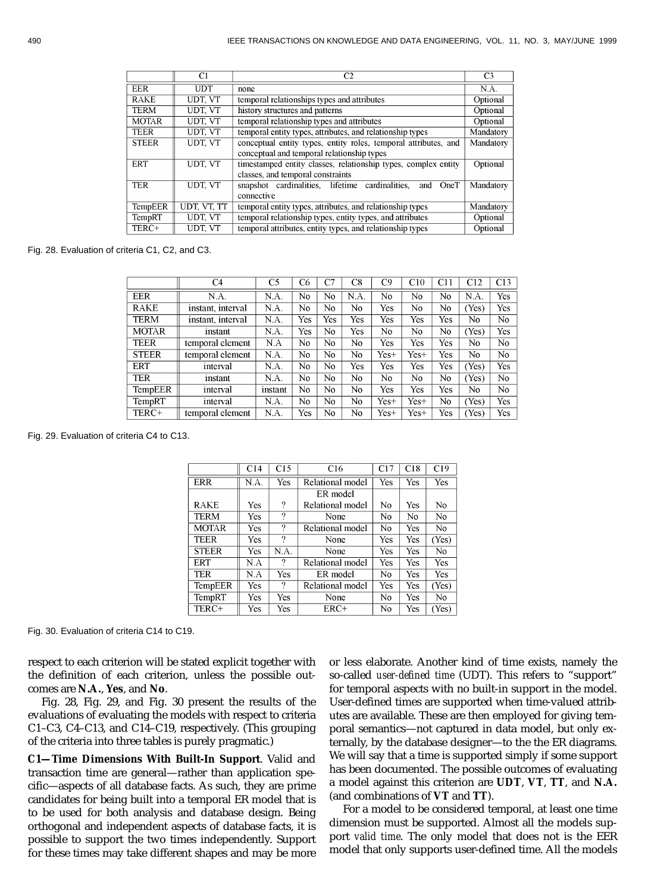| | C1 | C2 | C3 |
|---|---|---|---|
| EER | UDT | none | N.A. |
| RAKE | UDT, VT | temporal relationships types and attributes | Optional |
| TERM | UDT, VT | history structures and patterns | Optional |
| MOTAR | UDT, VT | temporal relationship types and attributes | Optional |
| TEER | UDT, VT | temporal entity types, attributes, and relationship types | Mandatory |
| STEER | UDT, VT | conceptual entity types, entity roles, temporal attributes, and conceptual and temporal relationship types | Mandatory |
| ERT | UDT, VT | timestamped entity classes, relationship types, complex entity classes, and temporal constraints | Optional |
| TER | UDT, VT | snapshot cardinalities, lifetime cardinalities, and OneT connective | Mandatory |
| TempEER | UDT, VT, TT | temporal entity types, attributes, and relationship types | Mandatory |
| TempRT | UDT, VT | temporal relationship types, entity types, and attributes | Optional |
| TERC+ | UDT, VT | temporal attributes, entity types, and relationship types | Optional |

Fig. 28. Evaluation of criteria C1, C2, and C3.

| | C4 | C5 | C6 | C7 | C8 | C9 | C10 | C11 | C12 | C13 |
|---|---|---|---|---|---|---|---|---|---|---|
| EER | N.A. | N.A. | No | No | N.A. | No | No | No | N.A. | Yes |
| RAKE | instant, interval | N.A. | No | No | No | Yes | No | No | (Yes) | Yes |
| TERM | instant, interval | N.A. | Yes | Yes | Yes | Yes | Yes | Yes | No | No |
| MOTAR | instant | N.A. | Yes | No | Yes | No | No | No | (Yes) | Yes |
| TEER | temporal element | N.A | No | No | No | Yes | Yes | Yes | No | No |
| STEER | temporal element | N.A. | No | No | No | Yes+ | Yes+ | Yes | No | No |
| ERT | interval | N.A. | No | No | Yes | Yes | Yes | Yes | (Yes) | Yes |
| TER | instant | N.A. | No | No | No | No | No | No | (Yes) | No |
| TempEER | interval | instant | No | No | No | Yes | Yes | Yes | No | No |
| TempRT | interval | N.A. | No | No | No | Yes+ | Yes+ | No | (Yes) | Yes |
| TERC+ | temporal element | N.A. | Yes | No | No | Yes+ | Yes+ | Yes | (Yes) | Yes |

Fig. 29. Evaluation of criteria C4 to C13.

| | C14 | C15 | C16 | C17 | C18 | C19 |
|---|---|---|---|---|---|---|
| ERR | N.A. | Yes | Relational model | Yes | Yes | Yes |
| RAKE | Yes | ? | ER model Relational model | No | Yes | No |
| TERM | Yes | ? | None | No | No | No |
| MOTAR | Yes | ? | Relational model | No | Yes | No |
| TEER | Yes | ? | None | Yes | Yes | (Yes) |
| STEER | Yes | N.A. | None | Yes | Yes | No |
| ERT | N.A | ? | Relational model | Yes | Yes | Yes |
| TER | N.A | Yes | ER model | No | Yes | Yes |
| TempEER | Yes | ? | Relational model | Yes | Yes | (Yes) |
| TempRT | Yes | Yes | None | No | Yes | No |
| TERC+ | Yes | Yes | ERC+ | No | Yes | (Yes) |

Fig. 30. Evaluation of criteria C14 to C19.

respect to each criterion will be stated explicit together with the definition of each criterion, unless the possible outcomes are **N.A.**, **Yes**, and **No**.

Fig. 28, Fig. 29, and Fig. 30 present the results of the evaluations of evaluating the models with respect to criteria C1–C3, C4–C13, and C14–C19, respectively. (This grouping of the criteria into three tables is purely pragmatic.)

**C1—Time Dimensions With Built-In Support**. Valid and transaction time are general—rather than application specific—aspects of all database facts. As such, they are prime candidates for being built into a temporal ER model that is to be used for both analysis and database design. Being orthogonal and independent aspects of database facts, it is possible to support the two times independently. Support for these times may take different shapes and may be more or less elaborate. Another kind of time exists, namely the so-called *user-defined time* (UDT). This refers to "support" for temporal aspects with no built-in support in the model. User-defined times are supported when time-valued attributes are available. These are then employed for giving temporal semantics—not captured in data model, but only externally, by the database designer—to the the ER diagrams. We will say that a time is supported simply if some support has been documented. The possible outcomes of evaluating a model against this criterion are **UDT**, **VT**, **TT**, and **N.A.** (and combinations of **VT** and **TT**).

For a model to be considered temporal, at least one time dimension must be supported. Almost all the models support *valid time*. The only model that does not is the EER model that only supports user-defined time. All the models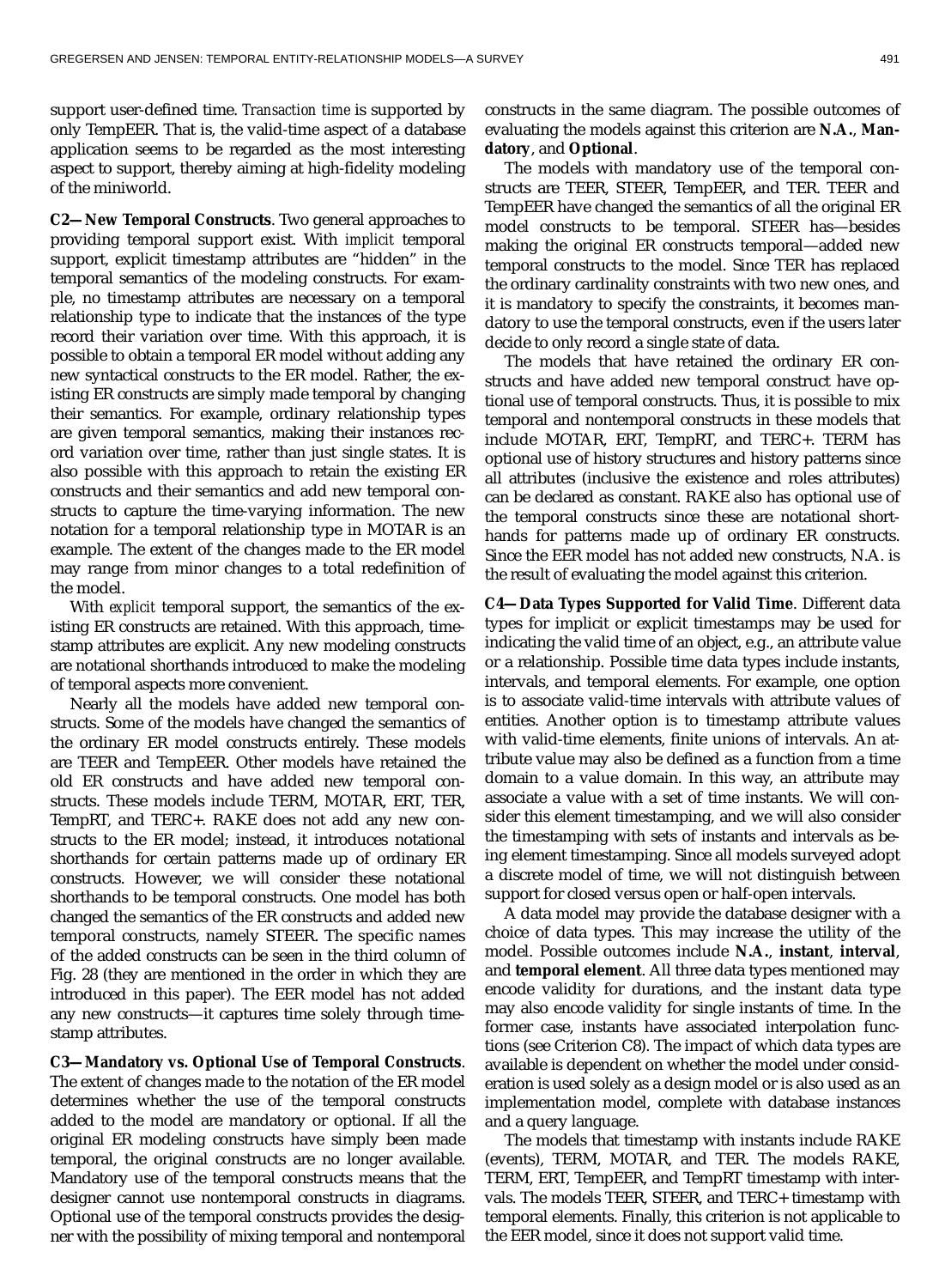support user-defined time. *Transaction time* is supported by only TempEER. That is, the valid-time aspect of a database application seems to be regarded as the most interesting aspect to support, thereby aiming at high-fidelity modeling of the miniworld.

**C2—New Temporal Constructs**. Two general approaches to providing temporal support exist. With *implicit* temporal support, explicit timestamp attributes are "hidden" in the temporal semantics of the modeling constructs. For example, no timestamp attributes are necessary on a temporal relationship type to indicate that the instances of the type record their variation over time. With this approach, it is possible to obtain a temporal ER model without adding any new syntactical constructs to the ER model. Rather, the existing ER constructs are simply made temporal by changing their semantics. For example, ordinary relationship types are given temporal semantics, making their instances record variation over time, rather than just single states. It is also possible with this approach to retain the existing ER constructs and their semantics and add new temporal constructs to capture the time-varying information. The new notation for a temporal relationship type in MOTAR is an example. The extent of the changes made to the ER model may range from minor changes to a total redefinition of the model.

With *explicit* temporal support, the semantics of the existing ER constructs are retained. With this approach, timestamp attributes are explicit. Any new modeling constructs are notational shorthands introduced to make the modeling of temporal aspects more convenient.

Nearly all the models have added new temporal constructs. Some of the models have changed the semantics of the ordinary ER model constructs entirely. These models are TEER and TempEER. Other models have retained the old ER constructs and have added new temporal constructs. These models include TERM, MOTAR, ERT, TER, TempRT, and TERC+. RAKE does not add any new constructs to the ER model; instead, it introduces notational shorthands for certain patterns made up of ordinary ER constructs. However, we will consider these notational shorthands to be temporal constructs. One model has both changed the semantics of the ER constructs and added new temporal constructs, namely STEER. The specific names of the added constructs can be seen in the third column of Fig. 28 (they are mentioned in the order in which they are introduced in this paper). The EER model has not added any new constructs—it captures time solely through timestamp attributes.

**C3—Mandatory vs. Optional Use of Temporal Constructs**. The extent of changes made to the notation of the ER model determines whether the use of the temporal constructs added to the model are mandatory or optional. If all the original ER modeling constructs have simply been made temporal, the original constructs are no longer available. Mandatory use of the temporal constructs means that the designer cannot use nontemporal constructs in diagrams. Optional use of the temporal constructs provides the designer with the possibility of mixing temporal and nontemporal constructs in the same diagram. The possible outcomes of evaluating the models against this criterion are **N.A.**, **Mandatory**, and **Optional**.

The models with mandatory use of the temporal constructs are TEER, STEER, TempEER, and TER. TEER and TempEER have changed the semantics of all the original ER model constructs to be temporal. STEER has—besides making the original ER constructs temporal—added new temporal constructs to the model. Since TER has replaced the ordinary cardinality constraints with two new ones, and it is mandatory to specify the constraints, it becomes mandatory to use the temporal constructs, even if the users later decide to only record a single state of data.

The models that have retained the ordinary ER constructs and have added new temporal construct have optional use of temporal constructs. Thus, it is possible to mix temporal and nontemporal constructs in these models that include MOTAR, ERT, TempRT, and TERC+. TERM has optional use of history structures and history patterns since all attributes (inclusive the existence and roles attributes) can be declared as constant. RAKE also has optional use of the temporal constructs since these are notational shorthands for patterns made up of ordinary ER constructs. Since the EER model has not added new constructs, N.A. is the result of evaluating the model against this criterion.

**C4—Data Types Supported for Valid Time**. Different data types for implicit or explicit timestamps may be used for indicating the valid time of an object, e.g., an attribute value or a relationship. Possible time data types include instants, intervals, and temporal elements. For example, one option is to associate valid-time intervals with attribute values of entities. Another option is to timestamp attribute values with valid-time elements, finite unions of intervals. An attribute value may also be defined as a function from a time domain to a value domain. In this way, an attribute may associate a value with a set of time instants. We will consider this element timestamping, and we will also consider the timestamping with sets of instants and intervals as being element timestamping. Since all models surveyed adopt a discrete model of time, we will not distinguish between support for closed versus open or half-open intervals.

A data model may provide the database designer with a choice of data types. This may increase the utility of the model. Possible outcomes include **N.A.**, **instant**, **interval**, and **temporal element**. All three data types mentioned may encode validity for durations, and the instant data type may also encode validity for single instants of time. In the former case, instants have associated interpolation functions (see Criterion C8). The impact of which data types are available is dependent on whether the model under consideration is used solely as a design model or is also used as an implementation model, complete with database instances and a query language.

The models that timestamp with instants include RAKE (events), TERM, MOTAR, and TER. The models RAKE, TERM, ERT, TempEER, and TempRT timestamp with intervals. The models TEER, STEER, and TERC+ timestamp with temporal elements. Finally, this criterion is not applicable to the EER model, since it does not support valid time.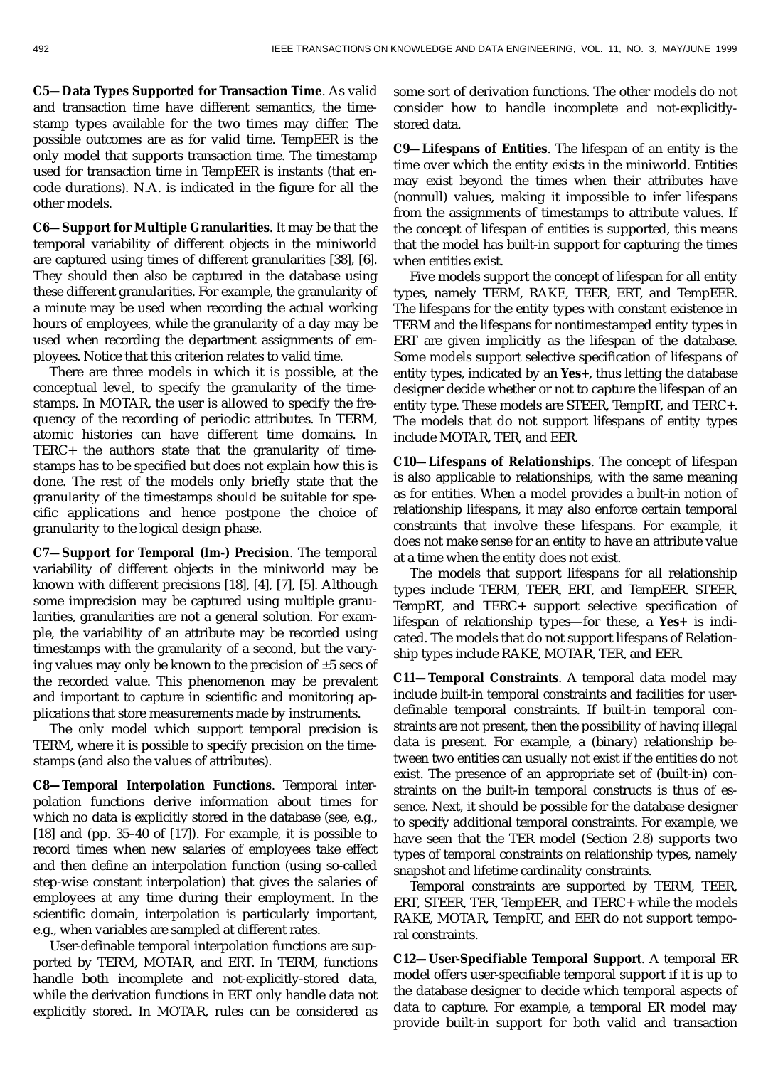**C5—Data Types Supported for Transaction Time**. As valid and transaction time have different semantics, the timestamp types available for the two times may differ. The possible outcomes are as for valid time. TempEER is the only model that supports transaction time. The timestamp used for transaction time in TempEER is instants (that encode durations). N.A. is indicated in the figure for all the other models.

**C6—Support for Multiple Granularities**. It may be that the temporal variability of different objects in the miniworld are captured using times of different granularities [38], [6]. They should then also be captured in the database using these different granularities. For example, the granularity of a minute may be used when recording the actual working hours of employees, while the granularity of a day may be used when recording the department assignments of employees. Notice that this criterion relates to valid time.

There are three models in which it is possible, at the conceptual level, to specify the granularity of the timestamps. In MOTAR, the user is allowed to specify the frequency of the recording of periodic attributes. In TERM, atomic histories can have different time domains. In TERC+ the authors state that the granularity of timestamps has to be specified but does not explain how this is done. The rest of the models only briefly state that the granularity of the timestamps should be suitable for specific applications and hence postpone the choice of granularity to the logical design phase.

**C7—Support for Temporal (Im-) Precision**. The temporal variability of different objects in the miniworld may be known with different precisions [18], [4], [7], [5]. Although some imprecision may be captured using multiple granularities, granularities are not a general solution. For example, the variability of an attribute may be recorded using timestamps with the granularity of a second, but the varying values may only be known to the precision of ±5 secs of the recorded value. This phenomenon may be prevalent and important to capture in scientific and monitoring applications that store measurements made by instruments.

The only model which support temporal precision is TERM, where it is possible to specify precision on the timestamps (and also the values of attributes).

**C8—Temporal Interpolation Functions**. Temporal interpolation functions derive information about times for which no data is explicitly stored in the database (see, e.g., [18] and (pp. 35–40 of [17]). For example, it is possible to record times when new salaries of employees take effect and then define an interpolation function (using so-called step-wise constant interpolation) that gives the salaries of employees at any time during their employment. In the scientific domain, interpolation is particularly important, e.g., when variables are sampled at different rates.

User-definable temporal interpolation functions are supported by TERM, MOTAR, and ERT. In TERM, functions handle both incomplete and not-explicitly-stored data, while the derivation functions in ERT only handle data not explicitly stored. In MOTAR, rules can be considered as some sort of derivation functions. The other models do not consider how to handle incomplete and not-explicitly-stored data.

**C9—Lifespans of Entities**. The lifespan of an entity is the time over which the entity exists in the miniworld. Entities may exist beyond the times when their attributes have (nonnull) values, making it impossible to infer lifespans from the assignments of timestamps to attribute values. If the concept of lifespan of entities is supported, this means that the model has built-in support for capturing the times when entities exist.

Five models support the concept of lifespan for all entity types, namely TERM, RAKE, TEER, ERT, and TempEER. The lifespans for the entity types with constant existence in TERM and the lifespans for nontimestamped entity types in ERT are given implicitly as the lifespan of the database. Some models support selective specification of lifespans of entity types, indicated by an **Yes+**, thus letting the database designer decide whether or not to capture the lifespan of an entity type. These models are STEER, TempRT, and TERC+. The models that do not support lifespans of entity types include MOTAR, TER, and EER.

**C10—Lifespans of Relationships**. The concept of lifespan is also applicable to relationships, with the same meaning as for entities. When a model provides a built-in notion of relationship lifespans, it may also enforce certain temporal constraints that involve these lifespans. For example, it does not make sense for an entity to have an attribute value at a time when the entity does not exist.

The models that support lifespans for all relationship types include TERM, TEER, ERT, and TempEER. STEER, TempRT, and TERC+ support selective specification of lifespan of relationship types—for these, a **Yes+** is indicated. The models that do not support lifespans of Relationship types include RAKE, MOTAR, TER, and EER.

**C11—Temporal Constraints**. A temporal data model may include built-in temporal constraints and facilities for user-definable temporal constraints. If built-in temporal constraints are not present, then the possibility of having illegal data is present. For example, a (binary) relationship between two entities can usually not exist if the entities do not exist. The presence of an appropriate set of (built-in) constraints on the built-in temporal constructs is thus of essence. Next, it should be possible for the database designer to specify additional temporal constraints. For example, we have seen that the TER model (Section 2.8) supports two types of temporal constraints on relationship types, namely snapshot and lifetime cardinality constraints.

Temporal constraints are supported by TERM, TEER, ERT, STEER, TER, TempEER, and TERC+ while the models RAKE, MOTAR, TempRT, and EER do not support temporal constraints.

**C12—User-Specifiable Temporal Support**. A temporal ER model offers user-specifiable temporal support if it is up to the database designer to decide which temporal aspects of data to capture. For example, a temporal ER model may provide built-in support for both valid and transaction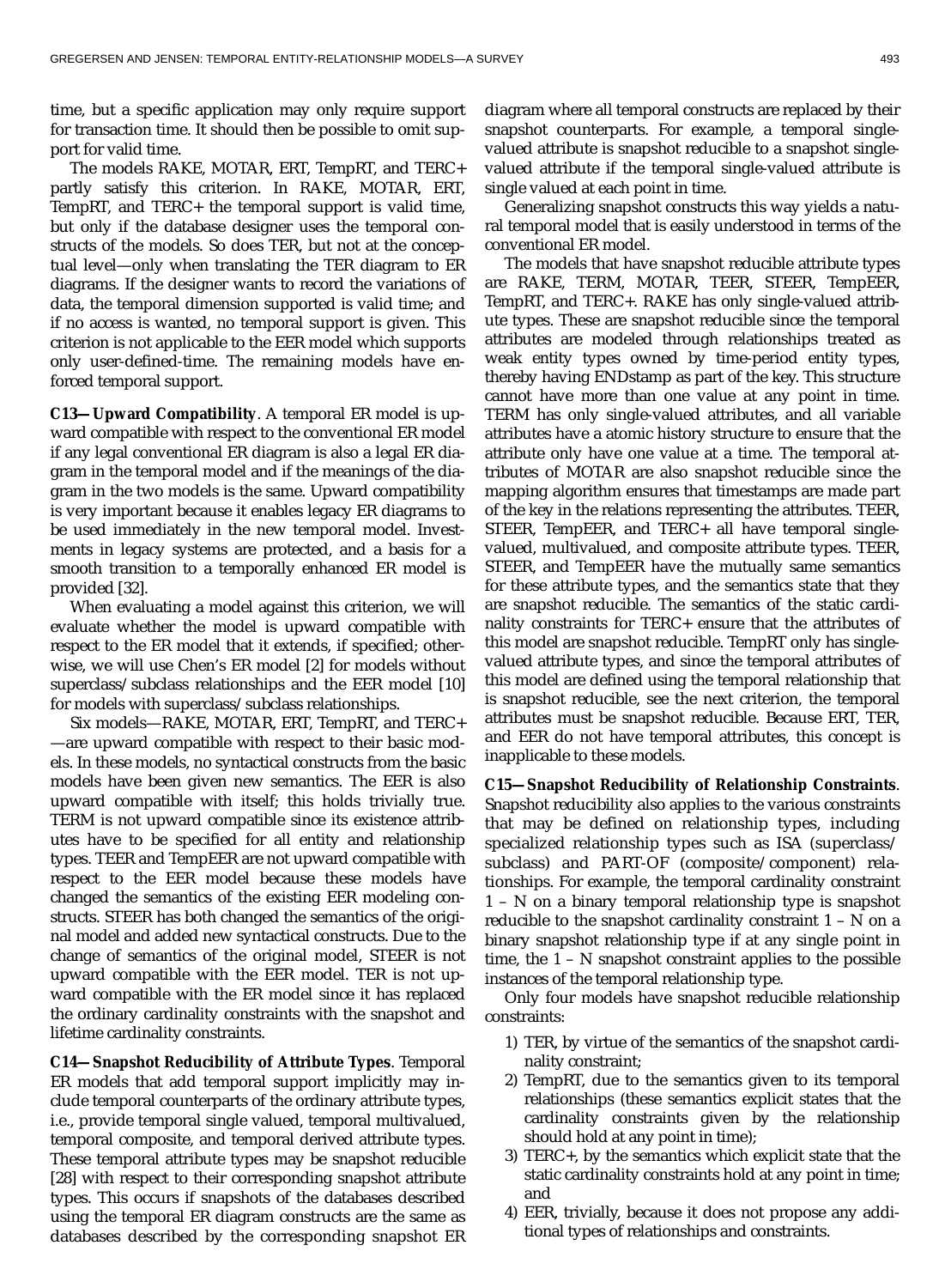time, but a specific application may only require support for transaction time. It should then be possible to omit support for valid time.

The models RAKE, MOTAR, ERT, TempRT, and TERC+ partly satisfy this criterion. In RAKE, MOTAR, ERT, TempRT, and TERC+ the temporal support is valid time, but only if the database designer uses the temporal constructs of the models. So does TER, but not at the conceptual level—only when translating the TER diagram to ER diagrams. If the designer wants to record the variations of data, the temporal dimension supported is valid time; and if no access is wanted, no temporal support is given. This criterion is not applicable to the EER model which supports only user-defined-time. The remaining models have enforced temporal support.

**C13—Upward Compatibility**. A temporal ER model is upward compatible with respect to the conventional ER model if any legal conventional ER diagram is also a legal ER diagram in the temporal model and if the meanings of the diagram in the two models is the same. Upward compatibility is very important because it enables legacy ER diagrams to be used immediately in the new temporal model. Investments in legacy systems are protected, and a basis for a smooth transition to a temporally enhanced ER model is provided [32].

When evaluating a model against this criterion, we will evaluate whether the model is upward compatible with respect to the ER model that it extends, if specified; otherwise, we will use Chen's ER model [2] for models without superclass/subclass relationships and the EER model [10] for models with superclass/subclass relationships.

Six models—RAKE, MOTAR, ERT, TempRT, and TERC+ —are upward compatible with respect to their basic models. In these models, no syntactical constructs from the basic models have been given new semantics. The EER is also upward compatible with itself; this holds trivially true. TERM is not upward compatible since its existence attributes have to be specified for all entity and relationship types. TEER and TempEER are not upward compatible with respect to the EER model because these models have changed the semantics of the existing EER modeling constructs. STEER has both changed the semantics of the original model and added new syntactical constructs. Due to the change of semantics of the original model, STEER is not upward compatible with the EER model. TER is not upward compatible with the ER model since it has replaced the ordinary cardinality constraints with the snapshot and lifetime cardinality constraints.

**C14—Snapshot Reducibility of Attribute Types**. Temporal ER models that add temporal support implicitly may include temporal counterparts of the ordinary attribute types, i.e., provide temporal single valued, temporal multivalued, temporal composite, and temporal derived attribute types. These temporal attribute types may be snapshot reducible [28] with respect to their corresponding snapshot attribute types. This occurs if snapshots of the databases described using the temporal ER diagram constructs are the same as databases described by the corresponding snapshot ER diagram where all temporal constructs are replaced by their snapshot counterparts. For example, a temporal single-valued attribute is snapshot reducible to a snapshot single-valued attribute if the temporal single-valued attribute is single valued at each point in time.

Generalizing snapshot constructs this way yields a natural temporal model that is easily understood in terms of the conventional ER model.

The models that have snapshot reducible attribute types are RAKE, TERM, MOTAR, TEER, STEER, TempEER, TempRT, and TERC+. RAKE has only single-valued attribute types. These are snapshot reducible since the temporal attributes are modeled through relationships treated as weak entity types owned by time-period entity types, thereby having ENDstamp as part of the key. This structure cannot have more than one value at any point in time. TERM has only single-valued attributes, and all variable attributes have a atomic history structure to ensure that the attribute only have one value at a time. The temporal attributes of MOTAR are also snapshot reducible since the mapping algorithm ensures that timestamps are made part of the key in the relations representing the attributes. TEER, STEER, TempEER, and TERC+ all have temporal single-valued, multivalued, and composite attribute types. TEER, STEER, and TempEER have the mutually same semantics for these attribute types, and the semantics state that they are snapshot reducible. The semantics of the static cardinality constraints for TERC+ ensure that the attributes of this model are snapshot reducible. TempRT only has single-valued attribute types, and since the temporal attributes of this model are defined using the temporal relationship that is snapshot reducible, see the next criterion, the temporal attributes must be snapshot reducible. Because ERT, TER, and EER do not have temporal attributes, this concept is inapplicable to these models.

**C15—Snapshot Reducibility of Relationship Constraints**. Snapshot reducibility also applies to the various constraints that may be defined on relationship types, including specialized relationship types such as ISA (superclass/subclass) and PART-OF (composite/component) relationships. For example, the temporal cardinality constraint 1 – N on a binary temporal relationship type is snapshot reducible to the snapshot cardinality constraint 1 – N on a binary snapshot relationship type if at any single point in time, the 1 – N snapshot constraint applies to the possible instances of the temporal relationship type.

Only four models have snapshot reducible relationship constraints:

1) TER, by virtue of the semantics of the snapshot cardinality constraint;
2) TempRT, due to the semantics given to its temporal relationships (these semantics explicit states that the cardinality constraints given by the relationship should hold at any point in time);
3) TERC+, by the semantics which explicit state that the static cardinality constraints hold at any point in time; and
4) EER, trivially, because it does not propose any additional types of relationships and constraints.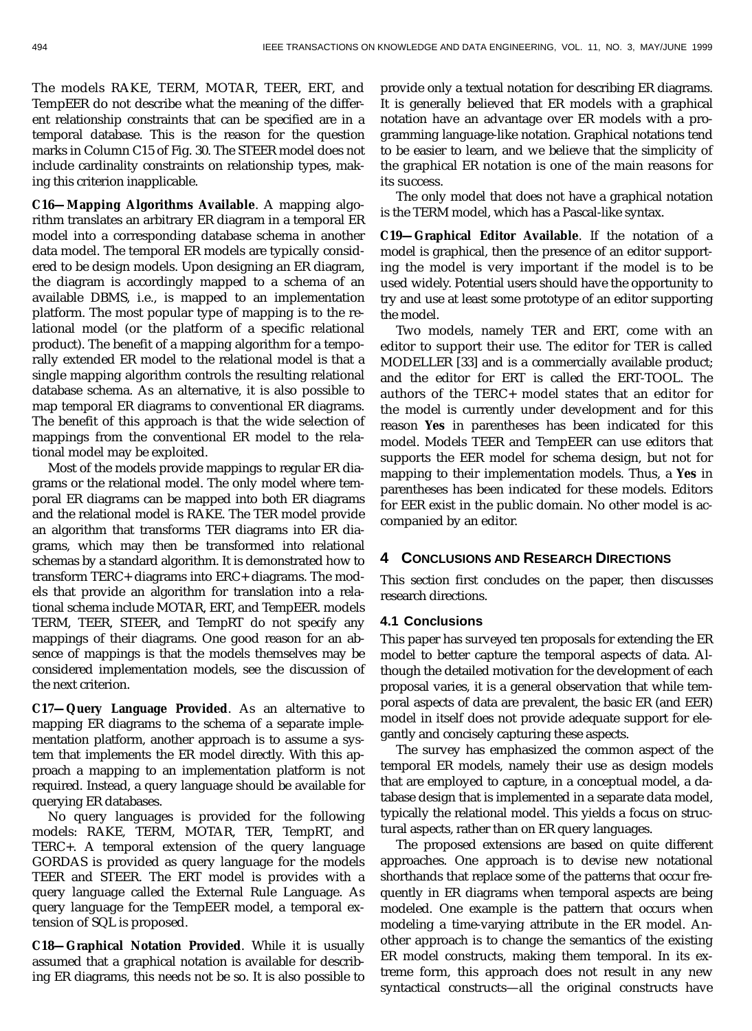The models RAKE, TERM, MOTAR, TEER, ERT, and TempEER do not describe what the meaning of the different relationship constraints that can be specified are in a temporal database. This is the reason for the question marks in Column C15 of Fig. 30. The STEER model does not include cardinality constraints on relationship types, making this criterion inapplicable.

**C16—Mapping Algorithms Available**. A mapping algorithm translates an arbitrary ER diagram in a temporal ER model into a corresponding database schema in another data model. The temporal ER models are typically considered to be design models. Upon designing an ER diagram, the diagram is accordingly mapped to a schema of an available DBMS, i.e., is mapped to an implementation platform. The most popular type of mapping is to the relational model (or the platform of a specific relational product). The benefit of a mapping algorithm for a temporally extended ER model to the relational model is that a single mapping algorithm controls the resulting relational database schema. As an alternative, it is also possible to map temporal ER diagrams to conventional ER diagrams. The benefit of this approach is that the wide selection of mappings from the conventional ER model to the relational model may be exploited.

Most of the models provide mappings to regular ER diagrams or the relational model. The only model where temporal ER diagrams can be mapped into both ER diagrams and the relational model is RAKE. The TER model provide an algorithm that transforms TER diagrams into ER diagrams, which may then be transformed into relational schemas by a standard algorithm. It is demonstrated how to transform TERC+ diagrams into ERC+ diagrams. The models that provide an algorithm for translation into a relational schema include MOTAR, ERT, and TempEER. models TERM, TEER, STEER, and TempRT do not specify any mappings of their diagrams. One good reason for an absence of mappings is that the models themselves may be considered implementation models, see the discussion of the next criterion.

**C17—Query Language Provided**. As an alternative to mapping ER diagrams to the schema of a separate implementation platform, another approach is to assume a system that implements the ER model directly. With this approach a mapping to an implementation platform is not required. Instead, a query language should be available for querying ER databases.

No query languages is provided for the following models: RAKE, TERM, MOTAR, TER, TempRT, and TERC+. A temporal extension of the query language GORDAS is provided as query language for the models TEER and STEER. The ERT model is provides with a query language called the External Rule Language. As query language for the TempEER model, a temporal extension of SQL is proposed.

**C18—Graphical Notation Provided**. While it is usually assumed that a graphical notation is available for describing ER diagrams, this needs not be so. It is also possible to provide only a textual notation for describing ER diagrams. It is generally believed that ER models with a graphical notation have an advantage over ER models with a programming language-like notation. Graphical notations tend to be easier to learn, and we believe that the simplicity of the graphical ER notation is one of the main reasons for its success.

The only model that does not have a graphical notation is the TERM model, which has a Pascal-like syntax.

**C19—Graphical Editor Available**. If the notation of a model is graphical, then the presence of an editor supporting the model is very important if the model is to be used widely. Potential users should have the opportunity to try and use at least some prototype of an editor supporting the model.

Two models, namely TER and ERT, come with an editor to support their use. The editor for TER is called MODELLER [33] and is a commercially available product; and the editor for ERT is called the ERT-TOOL. The authors of the TERC+ model states that an editor for the model is currently under development and for this reason **Yes** in parentheses has been indicated for this model. Models TEER and TempEER can use editors that supports the EER model for schema design, but not for mapping to their implementation models. Thus, a **Yes** in parentheses has been indicated for these models. Editors for EER exist in the public domain. No other model is accompanied by an editor.

## 4 Conclusions and Research Directions

This section first concludes on the paper, then discusses research directions.

### 4.1 Conclusions

This paper has surveyed ten proposals for extending the ER model to better capture the temporal aspects of data. Although the detailed motivation for the development of each proposal varies, it is a general observation that while temporal aspects of data are prevalent, the basic ER (and EER) model in itself does not provide adequate support for elegantly and concisely capturing these aspects.

The survey has emphasized the common aspect of the temporal ER models, namely their use as design models that are employed to capture, in a conceptual model, a database design that is implemented in a separate data model, typically the relational model. This yields a focus on structural aspects, rather than on ER query languages.

The proposed extensions are based on quite different approaches. One approach is to devise new notational shorthands that replace some of the patterns that occur frequently in ER diagrams when temporal aspects are being modeled. One example is the pattern that occurs when modeling a time-varying attribute in the ER model. Another approach is to change the semantics of the existing ER model constructs, making them temporal. In its extreme form, this approach does not result in any new syntactical constructs—all the original constructs have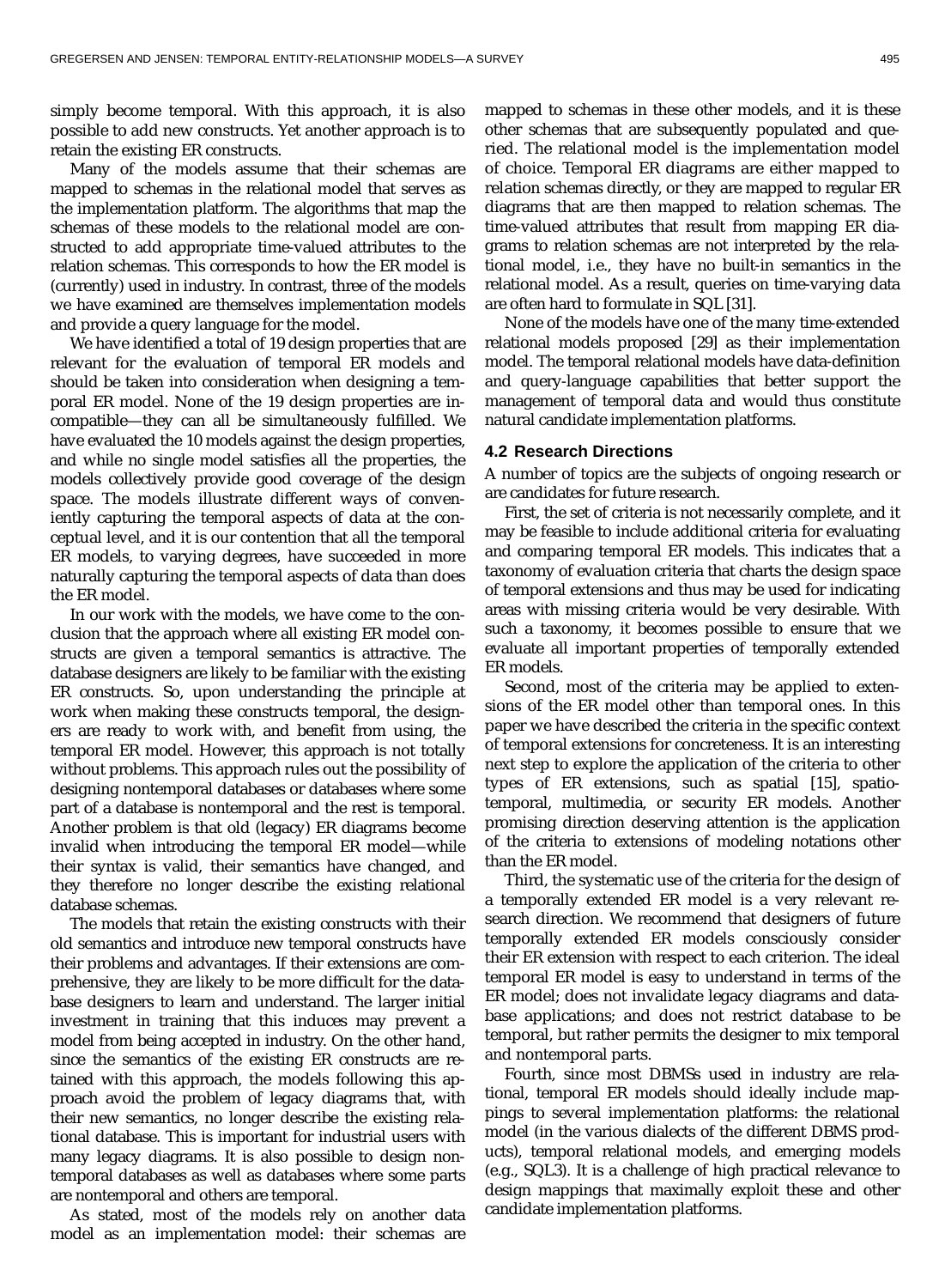simply become temporal. With this approach, it is also possible to add new constructs. Yet another approach is to retain the existing ER constructs.

Many of the models assume that their schemas are mapped to schemas in the relational model that serves as the implementation platform. The algorithms that map the schemas of these models to the relational model are constructed to add appropriate time-valued attributes to the relation schemas. This corresponds to how the ER model is (currently) used in industry. In contrast, three of the models we have examined are themselves implementation models and provide a query language for the model.

We have identified a total of 19 design properties that are relevant for the evaluation of temporal ER models and should be taken into consideration when designing a temporal ER model. None of the 19 design properties are incompatible—they can all be simultaneously fulfilled. We have evaluated the 10 models against the design properties, and while no single model satisfies all the properties, the models collectively provide good coverage of the design space. The models illustrate different ways of conveniently capturing the temporal aspects of data at the conceptual level, and it is our contention that all the temporal ER models, to varying degrees, have succeeded in more naturally capturing the temporal aspects of data than does the ER model.

In our work with the models, we have come to the conclusion that the approach where all existing ER model constructs are given a temporal semantics is attractive. The database designers are likely to be familiar with the existing ER constructs. So, upon understanding the principle at work when making these constructs temporal, the designers are ready to work with, and benefit from using, the temporal ER model. However, this approach is not totally without problems. This approach rules out the possibility of designing nontemporal databases or databases where some part of a database is nontemporal and the rest is temporal. Another problem is that old (legacy) ER diagrams become invalid when introducing the temporal ER model—while their syntax is valid, their semantics have changed, and they therefore no longer describe the existing relational database schemas.

The models that retain the existing constructs with their old semantics and introduce new temporal constructs have their problems and advantages. If their extensions are comprehensive, they are likely to be more difficult for the database designers to learn and understand. The larger initial investment in training that this induces may prevent a model from being accepted in industry. On the other hand, since the semantics of the existing ER constructs are retained with this approach, the models following this approach avoid the problem of legacy diagrams that, with their new semantics, no longer describe the existing relational database. This is important for industrial users with many legacy diagrams. It is also possible to design nontemporal databases as well as databases where some parts are nontemporal and others are temporal.

As stated, most of the models rely on another data model as an implementation model: their schemas are mapped to schemas in these other models, and it is these other schemas that are subsequently populated and queried. The relational model is the implementation model of choice. Temporal ER diagrams are either mapped to relation schemas directly, or they are mapped to regular ER diagrams that are then mapped to relation schemas. The time-valued attributes that result from mapping ER diagrams to relation schemas are not interpreted by the relational model, i.e., they have no built-in semantics in the relational model. As a result, queries on time-varying data are often hard to formulate in SQL [31].

None of the models have one of the many time-extended relational models proposed [29] as their implementation model. The temporal relational models have data-definition and query-language capabilities that better support the management of temporal data and would thus constitute natural candidate implementation platforms.

### 4.2 Research Directions

A number of topics are the subjects of ongoing research or are candidates for future research.

First, the set of criteria is not necessarily complete, and it may be feasible to include additional criteria for evaluating and comparing temporal ER models. This indicates that a taxonomy of evaluation criteria that charts the design space of temporal extensions and thus may be used for indicating areas with missing criteria would be very desirable. With such a taxonomy, it becomes possible to ensure that we evaluate all important properties of temporally extended ER models.

Second, most of the criteria may be applied to extensions of the ER model other than temporal ones. In this paper we have described the criteria in the specific context of temporal extensions for concreteness. It is an interesting next step to explore the application of the criteria to other types of ER extensions, such as spatial [15], spatiotemporal, multimedia, or security ER models. Another promising direction deserving attention is the application of the criteria to extensions of modeling notations other than the ER model.

Third, the systematic use of the criteria for the design of a temporally extended ER model is a very relevant research direction. We recommend that designers of future temporally extended ER models consciously consider their ER extension with respect to each criterion. The ideal temporal ER model is easy to understand in terms of the ER model; does not invalidate legacy diagrams and database applications; and does not restrict database to be temporal, but rather permits the designer to mix temporal and nontemporal parts.

Fourth, since most DBMSs used in industry are relational, temporal ER models should ideally include mappings to several implementation platforms: the relational model (in the various dialects of the different DBMS products), temporal relational models, and emerging models (e.g., SQL3). It is a challenge of high practical relevance to design mappings that maximally exploit these and other candidate implementation platforms.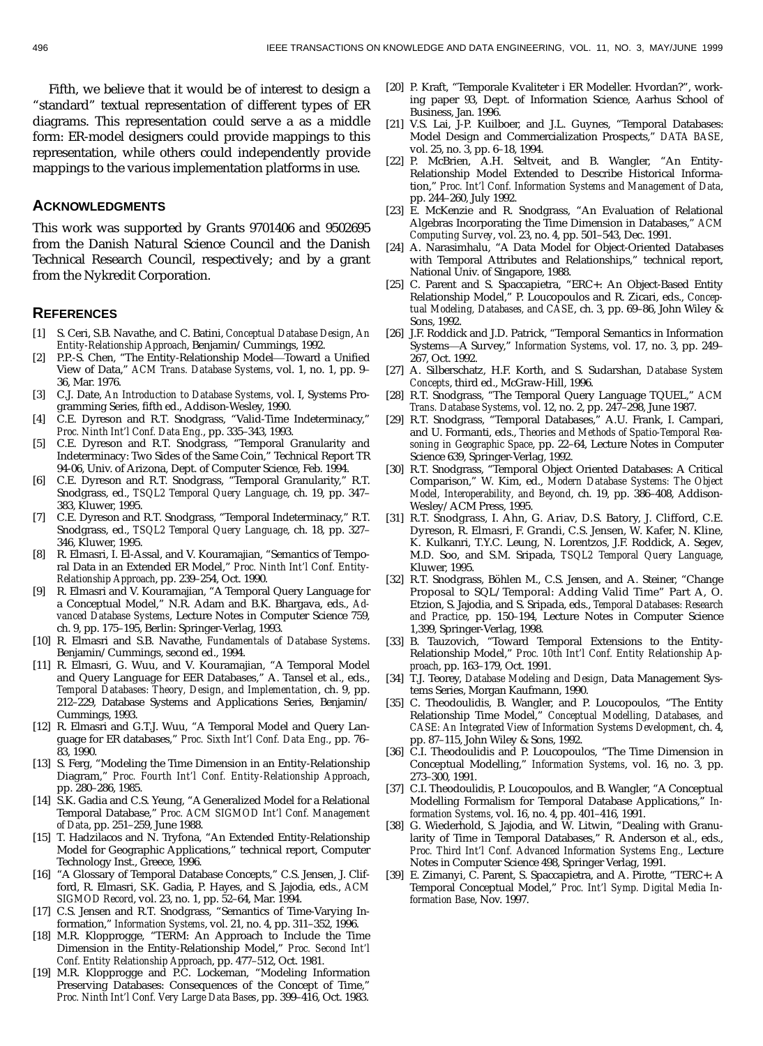Fifth, we believe that it would be of interest to design a "standard" textual representation of different types of ER diagrams. This representation could serve a as a middle form: ER-model designers could provide mappings to this representation, while others could independently provide mappings to the various implementation platforms in use.

## Acknowledgments

This work was supported by Grants 9701406 and 9502695 from the Danish Natural Science Council and the Danish Technical Research Council, respectively; and by a grant from the Nykredit Corporation.

## References

[1] S. Ceri, S.B. Navathe, and C. Batini, *Conceptual Database Design, An Entity-Relationship Approach*, Benjamin/Cummings, 1992.

[2] P.P.-S. Chen, "The Entity-Relationship Model—Toward a Unified View of Data," *ACM Trans. Database Systems*, vol. 1, no. 1, pp. 9–36, Mar. 1976.

[3] C.J. Date, *An Introduction to Database Systems*, vol. I, Systems Programming Series, fifth ed., Addison-Wesley, 1990.

[4] C.E. Dyreson and R.T. Snodgrass, "Valid-Time Indeterminacy," *Proc. Ninth Int'l Conf. Data Eng.*, pp. 335–343, 1993.

[5] C.E. Dyreson and R.T. Snodgrass, "Temporal Granularity and Indeterminacy: Two Sides of the Same Coin," Technical Report TR 94-06, Univ. of Arizona, Dept. of Computer Science, Feb. 1994.

[6] C.E. Dyreson and R.T. Snodgrass, "Temporal Granularity," R.T. Snodgrass, ed., *TSQL2 Temporal Query Language*, ch. 19, pp. 347–383, Kluwer, 1995.

[7] C.E. Dyreson and R.T. Snodgrass, "Temporal Indeterminacy," R.T. Snodgrass, ed., *TSQL2 Temporal Query Language*, ch. 18, pp. 327–346, Kluwer, 1995.

[8] R. Elmasri, I. El-Assal, and V. Kouramajian, "Semantics of Temporal Data in an Extended ER Model," *Proc. Ninth Int'l Conf. Entity-Relationship Approach*, pp. 239–254, Oct. 1990.

[9] R. Elmasri and V. Kouramajian, "A Temporal Query Language for a Conceptual Model," N.R. Adam and B.K. Bhargava, eds., *Advanced Database Systems*, Lecture Notes in Computer Science 759, ch. 9, pp. 175–195, Berlin: Springer-Verlag, 1993.

[10] R. Elmasri and S.B. Navathe, *Fundamentals of Database Systems*. Benjamin/Cummings, second ed., 1994.

[11] R. Elmasri, G. Wuu, and V. Kouramajian, "A Temporal Model and Query Language for EER Databases," A. Tansel et al., eds., *Temporal Databases: Theory, Design, and Implementation*, ch. 9, pp. 212–229, Database Systems and Applications Series, Benjamin/Cummings, 1993.

[12] R. Elmasri and G.T.J. Wuu, "A Temporal Model and Query Language for ER databases," *Proc. Sixth Int'l Conf. Data Eng.*, pp. 76–83, 1990.

[13] S. Ferg, "Modeling the Time Dimension in an Entity-Relationship Diagram," *Proc. Fourth Int'l Conf. Entity-Relationship Approach*, pp. 280–286, 1985.

[14] S.K. Gadia and C.S. Yeung, "A Generalized Model for a Relational Temporal Database," *Proc. ACM SIGMOD Int'l Conf. Management of Data*, pp. 251–259, June 1988.

[15] T. Hadzilacos and N. Tryfona, "An Extended Entity-Relationship Model for Geographic Applications," technical report, Computer Technology Inst., Greece, 1996.

[16] "A Glossary of Temporal Database Concepts," C.S. Jensen, J. Clifford, R. Elmasri, S.K. Gadia, P. Hayes, and S. Jajodia, eds., *ACM SIGMOD Record*, vol. 23, no. 1, pp. 52–64, Mar. 1994.

[17] C.S. Jensen and R.T. Snodgrass, "Semantics of Time-Varying Information," *Information Systems*, vol. 21, no. 4, pp. 311–352, 1996.

[18] M.R. Klopprogge, "TERM: An Approach to Include the Time Dimension in the Entity-Relationship Model," *Proc. Second Int'l Conf. Entity Relationship Approach*, pp. 477–512, Oct. 1981.

[19] M.R. Klopprogge and P.C. Lockeman, "Modeling Information Preserving Databases: Consequences of the Concept of Time," *Proc. Ninth Int'l Conf. Very Large Data Bases*, pp. 399–416, Oct. 1983.

[20] P. Kraft, "Temporale Kvaliteter i ER Modeller. Hvordan?", working paper 93, Dept. of Information Science, Aarhus School of Business, Jan. 1996.

[21] V.S. Lai, J-P. Kuilboer, and J.L. Guynes, "Temporal Databases: Model Design and Commercialization Prospects," *DATA BASE*, vol. 25, no. 3, pp. 6–18, 1994.

[22] P. McBrien, A.H. Seltveit, and B. Wangler, "An Entity-Relationship Model Extended to Describe Historical Information," *Proc. Int'l Conf. Information Systems and Management of Data*, pp. 244–260, July 1992.

[23] E. McKenzie and R. Snodgrass, "An Evaluation of Relational Algebras Incorporating the Time Dimension in Databases," *ACM Computing Survey*, vol. 23, no. 4, pp. 501–543, Dec. 1991.

[24] A. Narasimhalu, "A Data Model for Object-Oriented Databases with Temporal Attributes and Relationships," technical report, National Univ. of Singapore, 1988.

[25] C. Parent and S. Spaccapietra, "ERC+: An Object-Based Entity Relationship Model," P. Loucopoulos and R. Zicari, eds., *Conceptual Modeling, Databases, and CASE*, ch. 3, pp. 69–86, John Wiley & Sons, 1992.

[26] J.F. Roddick and J.D. Patrick, "Temporal Semantics in Information Systems—A Survey," *Information Systems*, vol. 17, no. 3, pp. 249–267, Oct. 1992.

[27] A. Silberschatz, H.F. Korth, and S. Sudarshan, *Database System Concepts*, third ed., McGraw-Hill, 1996.

[28] R.T. Snodgrass, "The Temporal Query Language TQUEL," *ACM Trans. Database Systems*, vol. 12, no. 2, pp. 247–298, June 1987.

[29] R.T. Snodgrass, "Temporal Databases," A.U. Frank, I. Campari, and U. Formanti, eds., *Theories and Methods of Spatio-Temporal Reasoning in Geographic Space*, pp. 22–64, Lecture Notes in Computer Science 639, Springer-Verlag, 1992.

[30] R.T. Snodgrass, "Temporal Object Oriented Databases: A Critical Comparison," W. Kim, ed., *Modern Database Systems: The Object Model, Interoperability, and Beyond*, ch. 19, pp. 386–408, Addison-Wesley/ACM Press, 1995.

[31] R.T. Snodgrass, I. Ahn, G. Ariav, D.S. Batory, J. Clifford, C.E. Dyreson, R. Elmasri, F. Grandi, C.S. Jensen, W. Kafer, N. Kline, K. Kulkanri, T.Y.C. Leung, N. Lorentzos, J.F. Roddick, A. Segev, M.D. Soo, and S.M. Sripada, *TSQL2 Temporal Query Language*, Kluwer, 1995.

[32] R.T. Snodgrass, Böhlen M., C.S. Jensen, and A. Steiner, "Change Proposal to SQL/Temporal: Adding Valid Time" Part A, O. Etzion, S. Jajodia, and S. Sripada, eds., *Temporal Databases: Research and Practice*, pp. 150–194, Lecture Notes in Computer Science 1,399, Springer-Verlag, 1998.

[33] B. Tauzovich, "Toward Temporal Extensions to the Entity-Relationship Model," *Proc. 10th Int'l Conf. Entity Relationship Approach*, pp. 163–179, Oct. 1991.

[34] T.J. Teorey, *Database Modeling and Design*, Data Management Systems Series, Morgan Kaufmann, 1990.

[35] C. Theodoulidis, B. Wangler, and P. Loucopoulos, "The Entity Relationship Time Model," *Conceptual Modelling, Databases, and CASE: An Integrated View of Information Systems Development*, ch. 4, pp. 87–115, John Wiley & Sons, 1992.

[36] C.I. Theodoulidis and P. Loucopoulos, "The Time Dimension in Conceptual Modelling," *Information Systems*, vol. 16, no. 3, pp. 273–300, 1991.

[37] C.I. Theodoulidis, P. Loucopoulos, and B. Wangler, "A Conceptual Modelling Formalism for Temporal Database Applications," *Information Systems*, vol. 16, no. 4, pp. 401–416, 1991.

[38] G. Wiederhold, S. Jajodia, and W. Litwin, "Dealing with Granularity of Time in Temporal Databases," R. Anderson et al., eds., *Proc. Third Int'l Conf. Advanced Information Systems Eng.*, Lecture Notes in Computer Science 498, Springer Verlag, 1991.

[39] E. Zimanyi, C. Parent, S. Spaccapietra, and A. Pirotte, "TERC+: A Temporal Conceptual Model," *Proc. Int'l Symp. Digital Media Information Base*, Nov. 1997.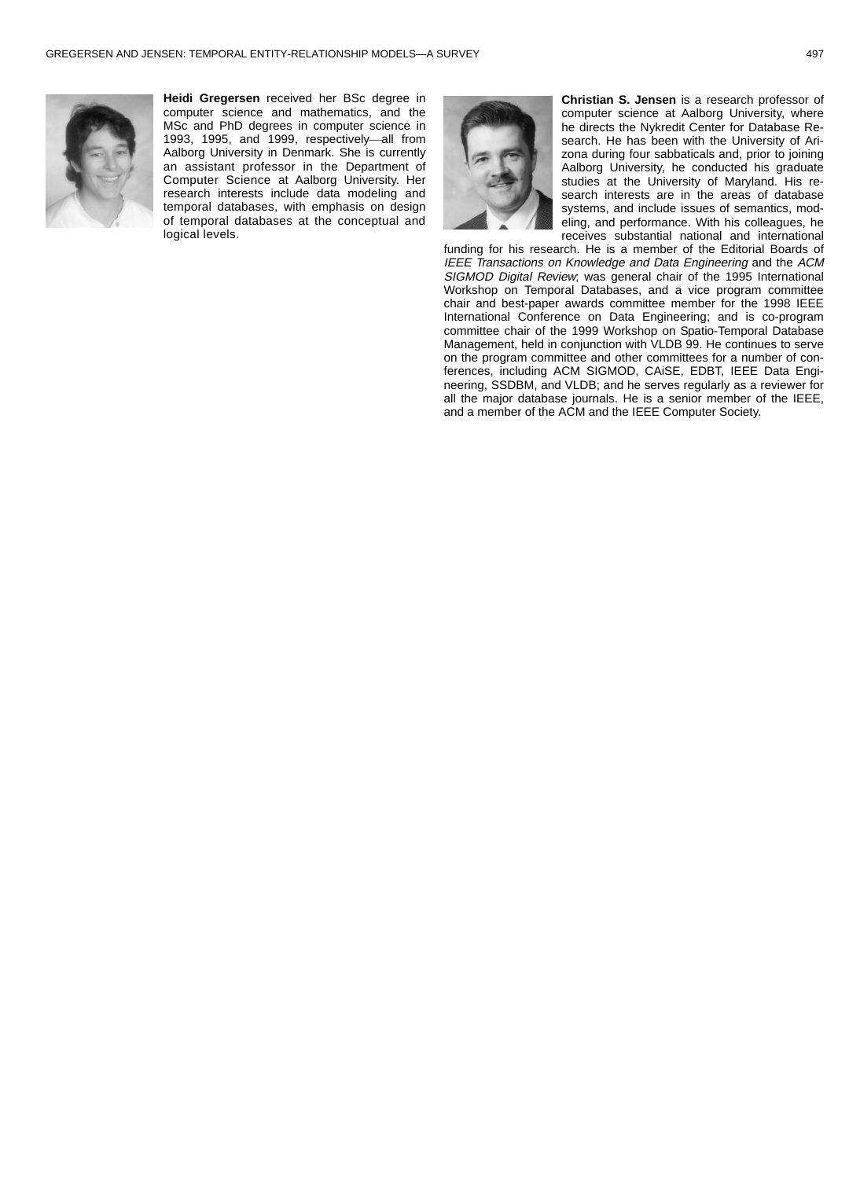**Heidi Gregersen** received her BSc degree in computer science and mathematics, and the MSc and PhD degrees in computer science in 1993, 1995, and 1999, respectively—all from Aalborg University in Denmark. She is currently an assistant professor in the Department of Computer Science at Aalborg University. Her research interests include data modeling and temporal databases, with emphasis on design of temporal databases at the conceptual and logical levels.

**Christian S. Jensen** is a research professor of computer science at Aalborg University, where he directs the Nykredit Center for Database Research. He has been with the University of Arizona during four sabbaticals and, prior to joining Aalborg University, he conducted his graduate studies at the University of Maryland. His research interests are in the areas of database systems, and include issues of semantics, modeling, and performance. With his colleagues, he receives substantial national and international funding for his research. He is a member of the Editorial Boards of *IEEE Transactions on Knowledge and Data Engineering* and the *ACM SIGMOD Digital Review*; was general chair of the 1995 International Workshop on Temporal Databases, and a vice program committee chair and best-paper awards committee member for the 1998 IEEE International Conference on Data Engineering; and is co-program committee chair of the 1999 Workshop on Spatio-Temporal Database Management, held in conjunction with VLDB 99. He continues to serve on the program committee and other committees for a number of conferences, including ACM SIGMOD, CAiSE, EDBT, IEEE Data Engineering, SSDBM, and VLDB; and he serves regularly as a reviewer for all the major database journals. He is a senior member of the IEEE, and a member of the ACM and the IEEE Computer Society.